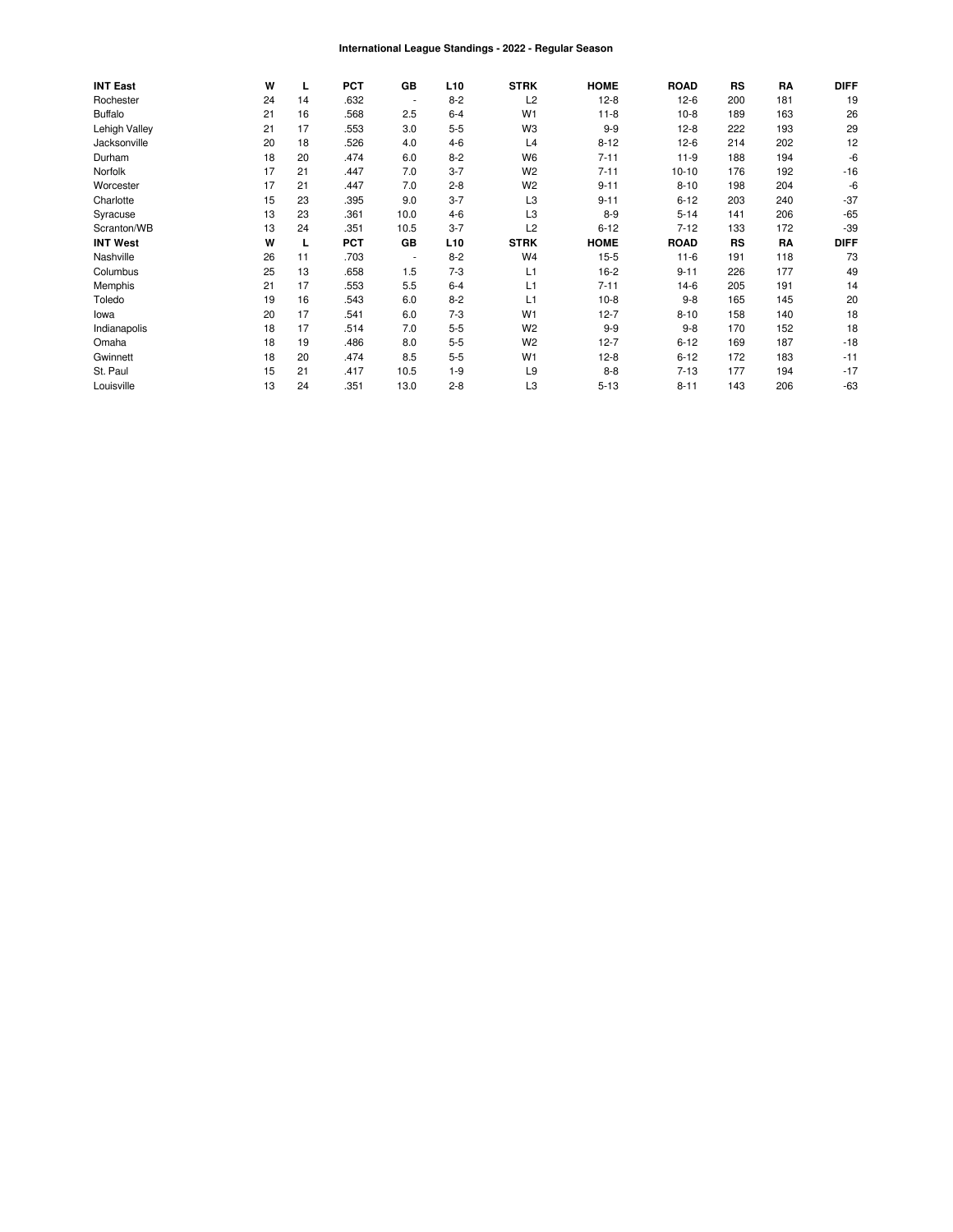# International League Standings - 2022 - Regular Season

| INT East | W | L | PCT | GB | L10 | STRK | HOME | ROAD | RS | RA | DIFF |
|---|---|---|---|---|---|---|---|---|---|---|---|
| Rochester | 24 | 14 | .632 | - | 8-2 | L2 | 12-8 | 12-6 | 200 | 181 | 19 |
| Buffalo | 21 | 16 | .568 | 2.5 | 6-4 | W1 | 11-8 | 10-8 | 189 | 163 | 26 |
| Lehigh Valley | 21 | 17 | .553 | 3.0 | 5-5 | W3 | 9-9 | 12-8 | 222 | 193 | 29 |
| Jacksonville | 20 | 18 | .526 | 4.0 | 4-6 | L4 | 8-12 | 12-6 | 214 | 202 | 12 |
| Durham | 18 | 20 | .474 | 6.0 | 8-2 | W6 | 7-11 | 11-9 | 188 | 194 | -6 |
| Norfolk | 17 | 21 | .447 | 7.0 | 3-7 | W2 | 7-11 | 10-10 | 176 | 192 | -16 |
| Worcester | 17 | 21 | .447 | 7.0 | 2-8 | W2 | 9-11 | 8-10 | 198 | 204 | -6 |
| Charlotte | 15 | 23 | .395 | 9.0 | 3-7 | L3 | 9-11 | 6-12 | 203 | 240 | -37 |
| Syracuse | 13 | 23 | .361 | 10.0 | 4-6 | L3 | 8-9 | 5-14 | 141 | 206 | -65 |
| Scranton/WB | 13 | 24 | .351 | 10.5 | 3-7 | L2 | 6-12 | 7-12 | 133 | 172 | -39 |
| **INT West** | **W** | **L** | **PCT** | **GB** | **L10** | **STRK** | **HOME** | **ROAD** | **RS** | **RA** | **DIFF** |
| Nashville | 26 | 11 | .703 | - | 8-2 | W4 | 15-5 | 11-6 | 191 | 118 | 73 |
| Columbus | 25 | 13 | .658 | 1.5 | 7-3 | L1 | 16-2 | 9-11 | 226 | 177 | 49 |
| Memphis | 21 | 17 | .553 | 5.5 | 6-4 | L1 | 7-11 | 14-6 | 205 | 191 | 14 |
| Toledo | 19 | 16 | .543 | 6.0 | 8-2 | L1 | 10-8 | 9-8 | 165 | 145 | 20 |
| Iowa | 20 | 17 | .541 | 6.0 | 7-3 | W1 | 12-7 | 8-10 | 158 | 140 | 18 |
| Indianapolis | 18 | 17 | .514 | 7.0 | 5-5 | W2 | 9-9 | 9-8 | 170 | 152 | 18 |
| Omaha | 18 | 19 | .486 | 8.0 | 5-5 | W2 | 12-7 | 6-12 | 169 | 187 | -18 |
| Gwinnett | 18 | 20 | .474 | 8.5 | 5-5 | W1 | 12-8 | 6-12 | 172 | 183 | -11 |
| St. Paul | 15 | 21 | .417 | 10.5 | 1-9 | L9 | 8-8 | 7-13 | 177 | 194 | -17 |
| Louisville | 13 | 24 | .351 | 13.0 | 2-8 | L3 | 5-13 | 8-11 | 143 | 206 | -63 |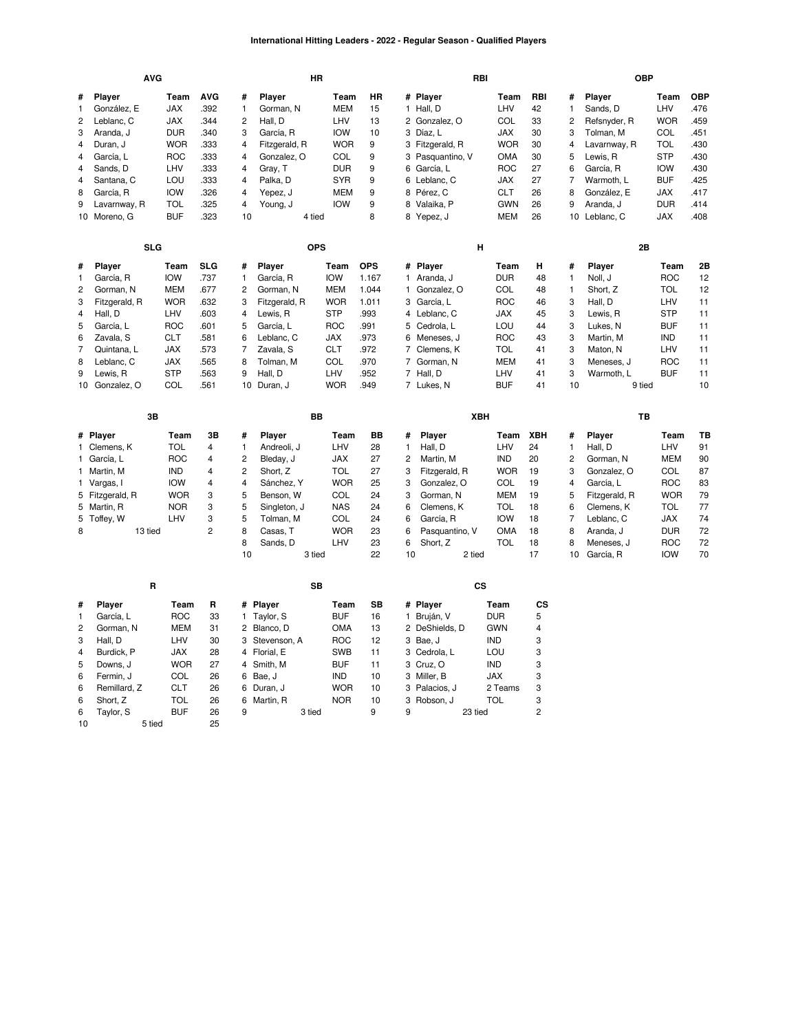# International Hitting Leaders - 2022 - Regular Season - Qualified Players

### AVG

| # | Player | Team | AVG |
|---|---|---|---|
| 1 | González, E | JAX | .392 |
| 2 | Leblanc, C | JAX | .344 |
| 3 | Aranda, J | DUR | .340 |
| 4 | Duran, J | WOR | .333 |
| 4 | García, L | ROC | .333 |
| 4 | Sands, D | LHV | .333 |
| 4 | Santana, C | LOU | .333 |
| 8 | García, R | IOW | .326 |
| 9 | Lavarnway, R | TOL | .325 |
| 10 | Moreno, G | BUF | .323 |

### HR

| # | Player | Team | HR |
|---|---|---|---|
| 1 | Gorman, N | MEM | 15 |
| 2 | Hall, D | LHV | 13 |
| 3 | García, R | IOW | 10 |
| 4 | Fitzgerald, R | WOR | 9 |
| 4 | Gonzalez, O | COL | 9 |
| 4 | Gray, T | DUR | 9 |
| 4 | Palka, D | SYR | 9 |
| 4 | Yepez, J | MEM | 9 |
| 4 | Young, J | IOW | 9 |
| 10 | 4 tied | | 8 |

### RBI

| # | Player | Team | RBI |
|---|---|---|---|
| 1 | Hall, D | LHV | 42 |
| 2 | Gonzalez, O | COL | 33 |
| 3 | Díaz, L | JAX | 30 |
| 3 | Fitzgerald, R | WOR | 30 |
| 3 | Pasquantino, V | OMA | 30 |
| 6 | García, L | ROC | 27 |
| 6 | Leblanc, C | JAX | 27 |
| 8 | Pérez, C | CLT | 26 |
| 8 | Valaika, P | GWN | 26 |
| 8 | Yepez, J | MEM | 26 |

### OBP

| # | Player | Team | OBP |
|---|---|---|---|
| 1 | Sands, D | LHV | .476 |
| 2 | Refsnyder, R | WOR | .459 |
| 3 | Tolman, M | COL | .451 |
| 4 | Lavarnway, R | TOL | .430 |
| 4 | Lewis, R | STP | .430 |
| 6 | García, R | IOW | .430 |
| 7 | Warmoth, L | BUF | .425 |
| 8 | González, E | JAX | .417 |
| 9 | Aranda, J | DUR | .414 |
| 10 | Leblanc, C | JAX | .408 |

### SLG

| # | Player | Team | SLG |
|---|---|---|---|
| 1 | García, R | IOW | .737 |
| 2 | Gorman, N | MEM | .677 |
| 3 | Fitzgerald, R | WOR | .632 |
| 4 | Hall, D | LHV | .603 |
| 5 | García, L | ROC | .601 |
| 6 | Zavala, S | CLT | .581 |
| 7 | Quintana, L | JAX | .573 |
| 8 | Leblanc, C | JAX | .565 |
| 9 | Lewis, R | STP | .563 |
| 10 | Gonzalez, O | COL | .561 |

### OPS

| # | Player | Team | OPS |
|---|---|---|---|
| 1 | García, R | IOW | 1.167 |
| 2 | Gorman, N | MEM | 1.044 |
| 3 | Fitzgerald, R | WOR | 1.011 |
| 4 | Lewis, R | STP | .993 |
| 5 | García, L | ROC | .991 |
| 6 | Leblanc, C | JAX | .973 |
| 7 | Zavala, S | CLT | .972 |
| 8 | Tolman, M | COL | .970 |
| 9 | Hall, D | LHV | .952 |
| 10 | Duran, J | WOR | .949 |

### H

| # | Player | Team | H |
|---|---|---|---|
| 1 | Aranda, J | DUR | 48 |
| 1 | Gonzalez, O | COL | 48 |
| 3 | García, L | ROC | 46 |
| 4 | Leblanc, C | JAX | 45 |
| 5 | Cedrola, L | LOU | 44 |
| 6 | Meneses, J | ROC | 43 |
| 7 | Clemens, K | TOL | 41 |
| 7 | Gorman, N | MEM | 41 |
| 7 | Hall, D | LHV | 41 |
| 7 | Lukes, N | BUF | 41 |

### 2B

| # | Player | Team | 2B |
|---|---|---|---|
| 1 | Noll, J | ROC | 12 |
| 1 | Short, Z | TOL | 12 |
| 3 | Hall, D | LHV | 11 |
| 3 | Lewis, R | STP | 11 |
| 3 | Lukes, N | BUF | 11 |
| 3 | Martin, M | IND | 11 |
| 3 | Maton, N | LHV | 11 |
| 3 | Meneses, J | ROC | 11 |
| 3 | Warmoth, L | BUF | 11 |
| 10 | 9 tied | | 10 |

### 3B

| # | Player | Team | 3B |
|---|---|---|---|
| 1 | Clemens, K | TOL | 4 |
| 1 | García, L | ROC | 4 |
| 1 | Martin, M | IND | 4 |
| 1 | Vargas, I | IOW | 4 |
| 5 | Fitzgerald, R | WOR | 3 |
| 5 | Martin, R | NOR | 3 |
| 5 | Toffey, W | LHV | 3 |
| 8 | 13 tied | | 2 |

### BB

| # | Player | Team | BB |
|---|---|---|---|
| 1 | Andreoli, J | LHV | 28 |
| 2 | Bleday, J | JAX | 27 |
| 2 | Short, Z | TOL | 27 |
| 4 | Sánchez, Y | WOR | 25 |
| 5 | Benson, W | COL | 24 |
| 5 | Singleton, J | NAS | 24 |
| 5 | Tolman, M | COL | 24 |
| 8 | Casas, T | WOR | 23 |
| 8 | Sands, D | LHV | 23 |
| 10 | 3 tied | | 22 |

### XBH

| # | Player | Team | XBH |
|---|---|---|---|
| 1 | Hall, D | LHV | 24 |
| 2 | Martin, M | IND | 20 |
| 3 | Fitzgerald, R | WOR | 19 |
| 3 | Gonzalez, O | COL | 19 |
| 3 | Gorman, N | MEM | 19 |
| 6 | Clemens, K | TOL | 18 |
| 6 | García, R | IOW | 18 |
| 6 | Pasquantino, V | OMA | 18 |
| 6 | Short, Z | TOL | 18 |
| 10 | 2 tied | | 17 |

### TB

| # | Player | Team | TB |
|---|---|---|---|
| 1 | Hall, D | LHV | 91 |
| 2 | Gorman, N | MEM | 90 |
| 3 | Gonzalez, O | COL | 87 |
| 4 | García, L | ROC | 83 |
| 5 | Fitzgerald, R | WOR | 79 |
| 6 | Clemens, K | TOL | 77 |
| 7 | Leblanc, C | JAX | 74 |
| 8 | Aranda, J | DUR | 72 |
| 8 | Meneses, J | ROC | 72 |
| 10 | García, R | IOW | 70 |

### R

| # | Player | Team | R |
|---|---|---|---|
| 1 | García, L | ROC | 33 |
| 2 | Gorman, N | MEM | 31 |
| 3 | Hall, D | LHV | 30 |
| 4 | Burdick, P | JAX | 28 |
| 5 | Downs, J | WOR | 27 |
| 6 | Fermin, J | COL | 26 |
| 6 | Remillard, Z | CLT | 26 |
| 6 | Short, Z | TOL | 26 |
| 6 | Taylor, S | BUF | 26 |
| 10 | 5 tied | | 25 |

### SB

| # | Player | Team | SB |
|---|---|---|---|
| 1 | Taylor, S | BUF | 16 |
| 2 | Blanco, D | OMA | 13 |
| 3 | Stevenson, A | ROC | 12 |
| 4 | Florial, E | SWB | 11 |
| 4 | Smith, M | BUF | 11 |
| 6 | Bae, J | IND | 10 |
| 6 | Duran, J | WOR | 10 |
| 6 | Martin, R | NOR | 10 |
| 9 | 3 tied | | 9 |

### CS

| # | Player | Team | CS |
|---|---|---|---|
| 1 | Bruján, V | DUR | 5 |
| 2 | DeShields, D | GWN | 4 |
| 3 | Bae, J | IND | 3 |
| 3 | Cedrola, L | LOU | 3 |
| 3 | Cruz, O | IND | 3 |
| 3 | Miller, B | JAX | 3 |
| 3 | Palacios, J | 2 Teams | 3 |
| 3 | Robson, J | TOL | 3 |
| 9 | 23 tied | | 2 |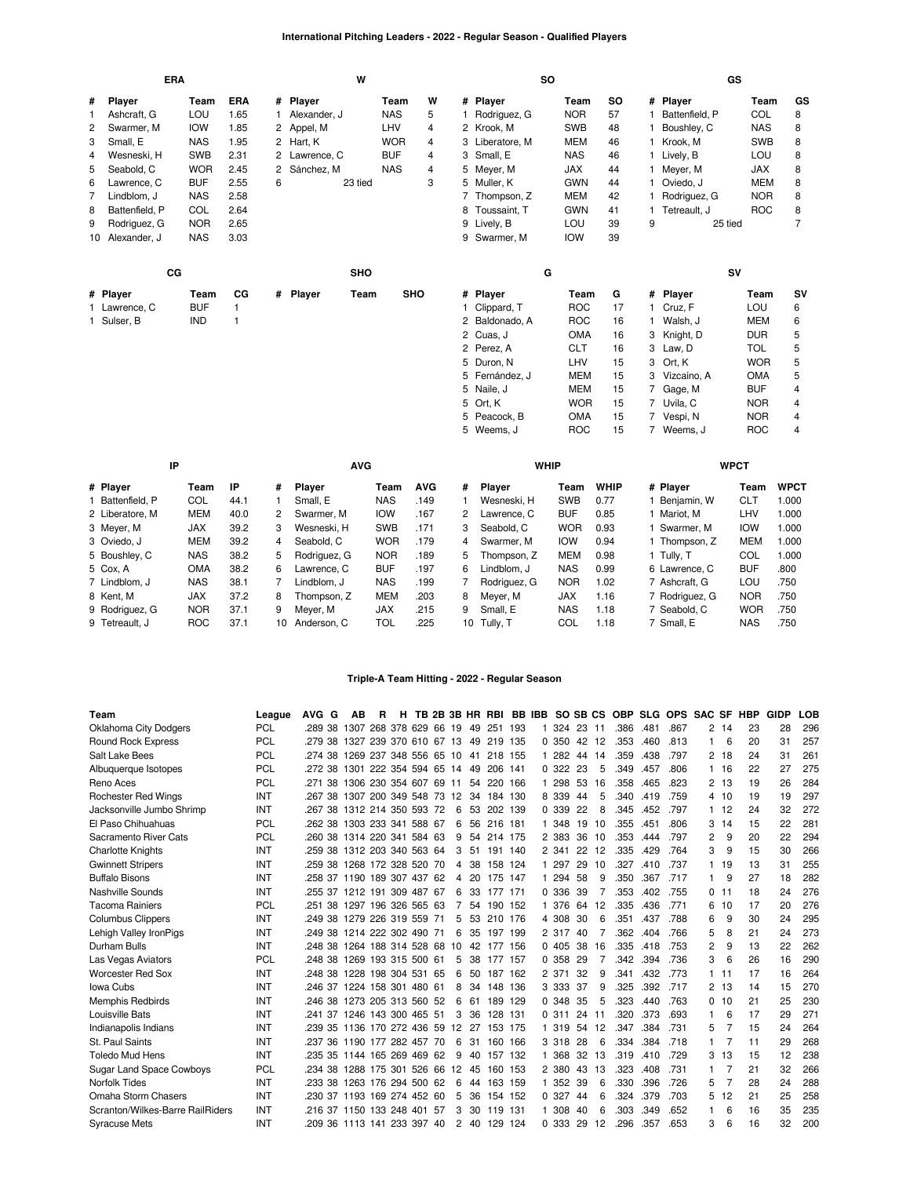# International Pitching Leaders - 2022 - Regular Season - Qualified Players

### ERA

| # | Player | Team | ERA |
|---|---|---|---|
| 1 | Ashcraft, G | LOU | 1.65 |
| 2 | Swarmer, M | IOW | 1.85 |
| 3 | Small, E | NAS | 1.95 |
| 4 | Wesneski, H | SWB | 2.31 |
| 5 | Seabold, C | WOR | 2.45 |
| 6 | Lawrence, C | BUF | 2.55 |
| 7 | Lindblom, J | NAS | 2.58 |
| 8 | Battenfield, P | COL | 2.64 |
| 9 | Rodriguez, G | NOR | 2.65 |
| 10 | Alexander, J | NAS | 3.03 |

### W

| # | Player | Team | W |
|---|---|---|---|
| 1 | Alexander, J | NAS | 5 |
| 2 | Appel, M | LHV | 4 |
| 2 | Hart, K | WOR | 4 |
| 2 | Lawrence, C | BUF | 4 |
| 2 | Sánchez, M | NAS | 4 |
| 6 | 23 tied | | 3 |

### SO

| # | Player | Team | SO |
|---|---|---|---|
| 1 | Rodriguez, G | NOR | 57 |
| 2 | Krook, M | SWB | 48 |
| 3 | Liberatore, M | MEM | 46 |
| 3 | Small, E | NAS | 46 |
| 5 | Meyer, M | JAX | 44 |
| 5 | Muller, K | GWN | 44 |
| 7 | Thompson, Z | MEM | 42 |
| 8 | Toussaint, T | GWN | 41 |
| 9 | Lively, B | LOU | 39 |
| 9 | Swarmer, M | IOW | 39 |

### GS

| # | Player | Team | GS |
|---|---|---|---|
| 1 | Battenfield, P | COL | 8 |
| 1 | Boushley, C | NAS | 8 |
| 1 | Krook, M | SWB | 8 |
| 1 | Lively, B | LOU | 8 |
| 1 | Meyer, M | JAX | 8 |
| 1 | Oviedo, J | MEM | 8 |
| 1 | Rodriguez, G | NOR | 8 |
| 1 | Tetreault, J | ROC | 8 |
| 9 | 25 tied | | 7 |

### CG

| # | Player | Team | CG |
|---|---|---|---|
| 1 | Lawrence, C | BUF | 1 |
| 1 | Sulser, B | IND | 1 |

### SHO

| # | Player | Team | SHO |
|---|---|---|---|

### G

| # | Player | Team | G |
|---|---|---|---|
| 1 | Clippard, T | ROC | 17 |
| 2 | Baldonado, A | ROC | 16 |
| 2 | Cuas, J | OMA | 16 |
| 2 | Perez, A | CLT | 16 |
| 5 | Duron, N | LHV | 15 |
| 5 | Fernández, J | MEM | 15 |
| 5 | Naile, J | MEM | 15 |
| 5 | Ort, K | WOR | 15 |
| 5 | Peacock, B | OMA | 15 |
| 5 | Weems, J | ROC | 15 |

### SV

| # | Player | Team | SV |
|---|---|---|---|
| 1 | Cruz, F | LOU | 6 |
| 1 | Walsh, J | MEM | 6 |
| 3 | Knight, D | DUR | 5 |
| 3 | Law, D | TOL | 5 |
| 3 | Ort, K | WOR | 5 |
| 3 | Vizcaíno, A | OMA | 5 |
| 7 | Gage, M | BUF | 4 |
| 7 | Uvila, C | NOR | 4 |
| 7 | Vespi, N | NOR | 4 |
| 7 | Weems, J | ROC | 4 |

### IP

| # | Player | Team | IP |
|---|---|---|---|
| 1 | Battenfield, P | COL | 44.1 |
| 2 | Liberatore, M | MEM | 40.0 |
| 3 | Meyer, M | JAX | 39.2 |
| 3 | Oviedo, J | MEM | 39.2 |
| 5 | Boushley, C | NAS | 38.2 |
| 5 | Cox, A | OMA | 38.2 |
| 7 | Lindblom, J | NAS | 38.1 |
| 8 | Kent, M | JAX | 37.2 |
| 9 | Rodriguez, G | NOR | 37.1 |
| 9 | Tetreault, J | ROC | 37.1 |

### AVG

| # | Player | Team | AVG |
|---|---|---|---|
| 1 | Small, E | NAS | .149 |
| 2 | Swarmer, M | IOW | .167 |
| 3 | Wesneski, H | SWB | .171 |
| 4 | Seabold, C | WOR | .179 |
| 5 | Rodriguez, G | NOR | .189 |
| 6 | Lawrence, C | BUF | .197 |
| 7 | Lindblom, J | NAS | .199 |
| 8 | Thompson, Z | MEM | .203 |
| 9 | Meyer, M | JAX | .215 |
| 10 | Anderson, C | TOL | .225 |

### WHIP

| # | Player | Team | WHIP |
|---|---|---|---|
| 1 | Wesneski, H | SWB | 0.77 |
| 2 | Lawrence, C | BUF | 0.85 |
| 3 | Seabold, C | WOR | 0.93 |
| 4 | Swarmer, M | IOW | 0.94 |
| 5 | Thompson, Z | MEM | 0.98 |
| 6 | Lindblom, J | NAS | 0.99 |
| 7 | Rodriguez, G | NOR | 1.02 |
| 8 | Meyer, M | JAX | 1.16 |
| 9 | Small, E | NAS | 1.18 |
| 10 | Tully, T | COL | 1.18 |

### WPCT

| # | Player | Team | WPCT |
|---|---|---|---|
| 1 | Benjamin, W | CLT | 1.000 |
| 1 | Mariot, M | LHV | 1.000 |
| 1 | Swarmer, M | IOW | 1.000 |
| 1 | Thompson, Z | MEM | 1.000 |
| 1 | Tully, T | COL | 1.000 |
| 6 | Lawrence, C | BUF | .800 |
| 7 | Ashcraft, G | LOU | .750 |
| 7 | Rodriguez, G | NOR | .750 |
| 7 | Seabold, C | WOR | .750 |
| 7 | Small, E | NAS | .750 |

# Triple-A Team Hitting - 2022 - Regular Season

| Team | League | AVG | G | AB | R | H | TB | 2B | 3B | HR | RBI | BB | IBB | SO | SB | CS | OBP | SLG | OPS | SAC | SF | HBP | GIDP | LOB |
|---|---|---|---|---|---|---|---|---|---|---|---|---|---|---|---|---|---|---|---|---|---|---|---|---|
| Oklahoma City Dodgers | PCL | .289 | 38 | 1307 | 268 | 378 | 629 | 66 | 19 | 49 | 251 | 193 | 1 | 324 | 23 | 11 | .386 | .481 | .867 | 2 | 14 | 23 | 28 | 296 |
| Round Rock Express | PCL | .279 | 38 | 1327 | 239 | 370 | 610 | 67 | 13 | 49 | 219 | 135 | 0 | 350 | 42 | 12 | .353 | .460 | .813 | 1 | 6 | 20 | 31 | 257 |
| Salt Lake Bees | PCL | .274 | 38 | 1269 | 237 | 348 | 556 | 65 | 10 | 41 | 218 | 155 | 1 | 282 | 44 | 14 | .359 | .438 | .797 | 2 | 18 | 24 | 31 | 261 |
| Albuquerque Isotopes | PCL | .272 | 38 | 1301 | 222 | 354 | 594 | 65 | 14 | 49 | 206 | 141 | 0 | 322 | 23 | 5 | .349 | .457 | .806 | 1 | 16 | 22 | 27 | 275 |
| Reno Aces | PCL | .271 | 38 | 1306 | 230 | 354 | 607 | 69 | 11 | 54 | 220 | 166 | 1 | 298 | 53 | 16 | .358 | .465 | .823 | 2 | 13 | 19 | 26 | 284 |
| Rochester Red Wings | INT | .267 | 38 | 1307 | 200 | 349 | 548 | 73 | 12 | 34 | 184 | 130 | 8 | 339 | 44 | 5 | .340 | .419 | .759 | 4 | 10 | 19 | 19 | 297 |
| Jacksonville Jumbo Shrimp | INT | .267 | 38 | 1312 | 214 | 350 | 593 | 72 | 6 | 53 | 202 | 139 | 0 | 339 | 22 | 8 | .345 | .452 | .797 | 1 | 12 | 24 | 32 | 272 |
| El Paso Chihuahuas | PCL | .262 | 38 | 1303 | 233 | 341 | 588 | 67 | 6 | 56 | 216 | 181 | 1 | 348 | 19 | 10 | .355 | .451 | .806 | 3 | 14 | 15 | 22 | 281 |
| Sacramento River Cats | PCL | .260 | 38 | 1314 | 220 | 341 | 584 | 63 | 9 | 54 | 214 | 175 | 2 | 383 | 36 | 10 | .353 | .444 | .797 | 2 | 9 | 20 | 22 | 294 |
| Charlotte Knights | INT | .259 | 38 | 1312 | 203 | 340 | 563 | 64 | 3 | 51 | 191 | 140 | 2 | 341 | 22 | 12 | .335 | .429 | .764 | 3 | 9 | 15 | 30 | 266 |
| Gwinnett Stripers | INT | .259 | 38 | 1268 | 172 | 328 | 520 | 70 | 4 | 38 | 158 | 124 | 1 | 297 | 29 | 10 | .327 | .410 | .737 | 1 | 19 | 13 | 31 | 255 |
| Buffalo Bisons | INT | .258 | 37 | 1190 | 189 | 307 | 437 | 62 | 4 | 20 | 175 | 147 | 1 | 294 | 58 | 9 | .350 | .367 | .717 | 1 | 9 | 27 | 18 | 282 |
| Nashville Sounds | INT | .255 | 37 | 1212 | 191 | 309 | 487 | 67 | 6 | 33 | 177 | 171 | 0 | 336 | 39 | 7 | .353 | .402 | .755 | 0 | 11 | 18 | 24 | 276 |
| Tacoma Rainiers | PCL | .251 | 38 | 1297 | 196 | 326 | 565 | 63 | 7 | 54 | 190 | 152 | 1 | 376 | 64 | 12 | .335 | .436 | .771 | 6 | 10 | 17 | 20 | 276 |
| Columbus Clippers | INT | .249 | 38 | 1279 | 226 | 319 | 559 | 71 | 5 | 53 | 210 | 176 | 4 | 308 | 30 | 6 | .351 | .437 | .788 | 6 | 9 | 30 | 24 | 295 |
| Lehigh Valley IronPigs | INT | .249 | 38 | 1214 | 222 | 302 | 490 | 71 | 6 | 35 | 197 | 199 | 2 | 317 | 40 | 7 | .362 | .404 | .766 | 5 | 8 | 21 | 24 | 273 |
| Durham Bulls | INT | .248 | 38 | 1264 | 188 | 314 | 528 | 68 | 10 | 42 | 177 | 156 | 0 | 405 | 38 | 16 | .335 | .418 | .753 | 2 | 9 | 13 | 22 | 262 |
| Las Vegas Aviators | PCL | .248 | 38 | 1269 | 193 | 315 | 500 | 61 | 5 | 38 | 177 | 157 | 0 | 358 | 29 | 7 | .342 | .394 | .736 | 3 | 6 | 26 | 16 | 290 |
| Worcester Red Sox | INT | .248 | 38 | 1228 | 198 | 304 | 531 | 65 | 6 | 50 | 187 | 162 | 2 | 371 | 32 | 9 | .341 | .432 | .773 | 1 | 11 | 17 | 16 | 264 |
| Iowa Cubs | INT | .246 | 37 | 1224 | 158 | 301 | 480 | 61 | 8 | 34 | 148 | 136 | 3 | 333 | 37 | 9 | .325 | .392 | .717 | 2 | 13 | 14 | 15 | 270 |
| Memphis Redbirds | INT | .246 | 38 | 1273 | 205 | 313 | 560 | 52 | 6 | 61 | 189 | 129 | 0 | 348 | 35 | 5 | .323 | .440 | .763 | 0 | 10 | 21 | 25 | 230 |
| Louisville Bats | INT | .241 | 37 | 1246 | 143 | 300 | 465 | 51 | 3 | 36 | 128 | 131 | 0 | 311 | 24 | 11 | .320 | .373 | .693 | 1 | 6 | 17 | 29 | 271 |
| Indianapolis Indians | INT | .239 | 35 | 1136 | 170 | 272 | 436 | 59 | 12 | 27 | 153 | 175 | 1 | 319 | 54 | 12 | .347 | .384 | .731 | 5 | 7 | 15 | 24 | 264 |
| St. Paul Saints | INT | .237 | 36 | 1190 | 177 | 282 | 457 | 70 | 6 | 31 | 160 | 166 | 3 | 318 | 28 | 6 | .334 | .384 | .718 | 1 | 7 | 11 | 29 | 268 |
| Toledo Mud Hens | INT | .235 | 35 | 1144 | 165 | 269 | 469 | 62 | 9 | 40 | 157 | 132 | 1 | 368 | 32 | 13 | .319 | .410 | .729 | 3 | 13 | 15 | 12 | 238 |
| Sugar Land Space Cowboys | PCL | .234 | 38 | 1288 | 175 | 301 | 526 | 66 | 12 | 45 | 160 | 153 | 2 | 380 | 43 | 13 | .323 | .408 | .731 | 1 | 7 | 21 | 32 | 266 |
| Norfolk Tides | INT | .233 | 38 | 1263 | 176 | 294 | 500 | 62 | 6 | 44 | 163 | 159 | 1 | 352 | 39 | 6 | .330 | .396 | .726 | 5 | 7 | 28 | 24 | 288 |
| Omaha Storm Chasers | INT | .230 | 37 | 1193 | 169 | 274 | 452 | 60 | 5 | 36 | 154 | 152 | 0 | 327 | 44 | 6 | .324 | .379 | .703 | 5 | 12 | 21 | 25 | 258 |
| Scranton/Wilkes-Barre RailRiders | INT | .216 | 37 | 1150 | 133 | 248 | 401 | 57 | 3 | 30 | 119 | 131 | 1 | 308 | 40 | 6 | .303 | .349 | .652 | 1 | 6 | 16 | 35 | 235 |
| Syracuse Mets | INT | .209 | 36 | 1113 | 141 | 233 | 397 | 40 | 2 | 40 | 129 | 124 | 0 | 333 | 29 | 12 | .296 | .357 | .653 | 3 | 6 | 16 | 32 | 200 |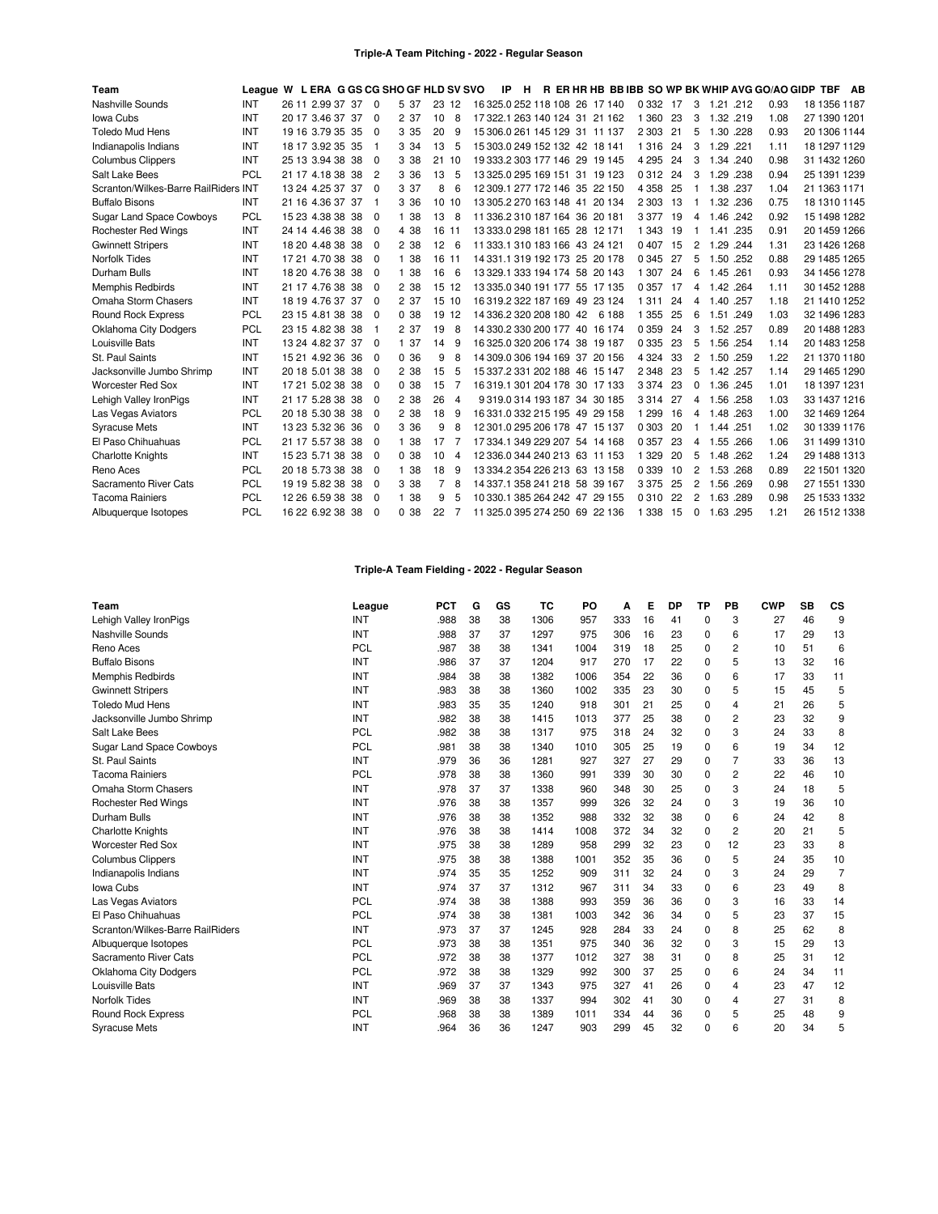### Triple-A Team Pitching - 2022 - Regular Season

| Team | League | W | L | ERA | G | GS | CG | SHO | GF | HLD | SV | SVO | IP | H | R | ER | HR | HB | BB | IBB | SO | WP | BK | WHIP | AVG | GO/AO | GIDP | TBF | AB |
|---|---|---|---|---|---|---|---|---|---|---|---|---|---|---|---|---|---|---|---|---|---|---|---|---|---|---|---|---|---|
| Nashville Sounds | INT | 26 | 11 | 2.99 | 37 | 37 | 0 | 5 | 37 | 23 | 12 | 16 | 325.0 | 252 | 118 | 108 | 26 | 17 | 140 | 0 | 332 | 17 | 3 | 1.21 | .212 | 0.93 | 18 | 1356 | 1187 |
| Iowa Cubs | INT | 20 | 17 | 3.46 | 37 | 37 | 0 | 2 | 37 | 10 | 8 | 17 | 322.1 | 263 | 140 | 124 | 31 | 21 | 162 | 1 | 360 | 23 | 3 | 1.32 | .219 | 1.08 | 27 | 1390 | 1201 |
| Toledo Mud Hens | INT | 19 | 16 | 3.79 | 35 | 35 | 0 | 3 | 35 | 20 | 9 | 15 | 306.0 | 261 | 145 | 129 | 31 | 11 | 137 | 2 | 303 | 21 | 5 | 1.30 | .228 | 0.93 | 20 | 1306 | 1144 |
| Indianapolis Indians | INT | 18 | 17 | 3.92 | 35 | 35 | 1 | 3 | 34 | 13 | 5 | 15 | 303.0 | 249 | 152 | 132 | 42 | 18 | 141 | 1 | 316 | 24 | 3 | 1.29 | .221 | 1.11 | 18 | 1297 | 1129 |
| Columbus Clippers | INT | 25 | 13 | 3.94 | 38 | 38 | 0 | 3 | 38 | 21 | 10 | 19 | 333.2 | 303 | 177 | 146 | 29 | 19 | 145 | 4 | 295 | 24 | 3 | 1.34 | .240 | 0.98 | 31 | 1432 | 1260 |
| Salt Lake Bees | PCL | 21 | 17 | 4.18 | 38 | 38 | 2 | 3 | 36 | 13 | 5 | 13 | 325.0 | 295 | 169 | 151 | 31 | 19 | 123 | 0 | 312 | 24 | 3 | 1.29 | .238 | 0.94 | 25 | 1391 | 1239 |
| Scranton/Wilkes-Barre RailRiders | INT | 13 | 24 | 4.25 | 37 | 37 | 0 | 3 | 37 | 8 | 6 | 12 | 309.1 | 277 | 172 | 146 | 35 | 22 | 150 | 4 | 358 | 25 | 1 | 1.38 | .237 | 1.04 | 21 | 1363 | 1171 |
| Buffalo Bisons | INT | 21 | 16 | 4.36 | 37 | 37 | 1 | 3 | 36 | 10 | 10 | 13 | 305.2 | 270 | 163 | 148 | 41 | 20 | 134 | 2 | 303 | 13 | 1 | 1.32 | .236 | 0.75 | 18 | 1310 | 1145 |
| Sugar Land Space Cowboys | PCL | 15 | 23 | 4.38 | 38 | 38 | 0 | 1 | 38 | 13 | 8 | 11 | 336.2 | 310 | 187 | 164 | 36 | 20 | 181 | 3 | 377 | 19 | 4 | 1.46 | .242 | 0.92 | 15 | 1498 | 1282 |
| Rochester Red Wings | INT | 24 | 14 | 4.46 | 38 | 38 | 0 | 4 | 38 | 16 | 11 | 13 | 333.0 | 298 | 181 | 165 | 28 | 12 | 171 | 1 | 343 | 19 | 1 | 1.41 | .235 | 0.91 | 20 | 1459 | 1266 |
| Gwinnett Stripers | INT | 18 | 20 | 4.48 | 38 | 38 | 0 | 2 | 38 | 12 | 6 | 11 | 333.1 | 310 | 183 | 166 | 43 | 24 | 121 | 0 | 407 | 15 | 2 | 1.29 | .244 | 1.31 | 23 | 1426 | 1268 |
| Norfolk Tides | INT | 17 | 21 | 4.70 | 38 | 38 | 0 | 1 | 38 | 16 | 11 | 14 | 331.1 | 319 | 192 | 173 | 25 | 20 | 178 | 0 | 345 | 27 | 5 | 1.50 | .252 | 0.88 | 29 | 1485 | 1265 |
| Durham Bulls | INT | 18 | 20 | 4.76 | 38 | 38 | 0 | 1 | 38 | 16 | 6 | 13 | 329.1 | 333 | 194 | 174 | 58 | 20 | 143 | 1 | 307 | 24 | 6 | 1.45 | .261 | 0.93 | 34 | 1456 | 1278 |
| Memphis Redbirds | INT | 21 | 17 | 4.76 | 38 | 38 | 0 | 2 | 38 | 15 | 12 | 13 | 335.0 | 340 | 191 | 177 | 55 | 17 | 135 | 0 | 357 | 17 | 4 | 1.42 | .264 | 1.11 | 30 | 1452 | 1288 |
| Omaha Storm Chasers | INT | 18 | 19 | 4.76 | 37 | 37 | 0 | 2 | 37 | 15 | 10 | 16 | 319.2 | 322 | 187 | 169 | 49 | 23 | 124 | 1 | 311 | 24 | 4 | 1.40 | .257 | 1.18 | 21 | 1410 | 1252 |
| Round Rock Express | PCL | 23 | 15 | 4.81 | 38 | 38 | 0 | 0 | 38 | 19 | 12 | 14 | 336.2 | 320 | 208 | 180 | 42 | 6 | 188 | 1 | 355 | 25 | 6 | 1.51 | .249 | 1.03 | 32 | 1496 | 1283 |
| Oklahoma City Dodgers | PCL | 23 | 15 | 4.82 | 38 | 38 | 1 | 2 | 37 | 19 | 8 | 14 | 330.2 | 330 | 200 | 177 | 40 | 16 | 174 | 0 | 359 | 24 | 3 | 1.52 | .257 | 0.89 | 20 | 1488 | 1283 |
| Louisville Bats | INT | 13 | 24 | 4.82 | 37 | 37 | 0 | 1 | 37 | 14 | 9 | 16 | 325.0 | 320 | 206 | 174 | 38 | 19 | 187 | 0 | 335 | 23 | 5 | 1.56 | .254 | 1.14 | 20 | 1483 | 1258 |
| St. Paul Saints | INT | 15 | 21 | 4.92 | 36 | 36 | 0 | 0 | 36 | 9 | 8 | 14 | 309.0 | 306 | 194 | 169 | 37 | 20 | 156 | 4 | 324 | 33 | 2 | 1.50 | .259 | 1.22 | 21 | 1370 | 1180 |
| Jacksonville Jumbo Shrimp | INT | 20 | 18 | 5.01 | 38 | 38 | 0 | 2 | 38 | 15 | 5 | 15 | 337.2 | 331 | 202 | 188 | 46 | 15 | 147 | 2 | 348 | 23 | 5 | 1.42 | .257 | 1.14 | 29 | 1465 | 1290 |
| Worcester Red Sox | INT | 17 | 21 | 5.02 | 38 | 38 | 0 | 0 | 38 | 15 | 7 | 16 | 319.1 | 301 | 204 | 178 | 30 | 17 | 133 | 3 | 374 | 23 | 0 | 1.36 | .245 | 1.01 | 18 | 1397 | 1231 |
| Lehigh Valley IronPigs | INT | 21 | 17 | 5.28 | 38 | 38 | 0 | 2 | 38 | 26 | 4 | 9 | 319.0 | 314 | 193 | 187 | 34 | 30 | 185 | 3 | 314 | 27 | 4 | 1.56 | .258 | 1.03 | 33 | 1437 | 1216 |
| Las Vegas Aviators | PCL | 20 | 18 | 5.30 | 38 | 38 | 0 | 2 | 38 | 18 | 9 | 16 | 331.0 | 332 | 215 | 195 | 49 | 29 | 158 | 1 | 299 | 16 | 4 | 1.48 | .263 | 1.00 | 32 | 1469 | 1264 |
| Syracuse Mets | INT | 13 | 23 | 5.32 | 36 | 36 | 0 | 3 | 36 | 9 | 8 | 12 | 301.0 | 295 | 206 | 178 | 47 | 15 | 137 | 0 | 303 | 20 | 1 | 1.44 | .251 | 1.02 | 30 | 1339 | 1176 |
| El Paso Chihuahuas | PCL | 21 | 17 | 5.57 | 38 | 38 | 0 | 1 | 38 | 17 | 7 | 17 | 334.1 | 349 | 229 | 207 | 54 | 14 | 168 | 0 | 357 | 23 | 4 | 1.55 | .266 | 1.06 | 31 | 1499 | 1310 |
| Charlotte Knights | INT | 15 | 23 | 5.71 | 38 | 38 | 0 | 0 | 38 | 10 | 4 | 12 | 336.0 | 344 | 240 | 213 | 63 | 11 | 153 | 1 | 329 | 20 | 5 | 1.48 | .262 | 1.24 | 29 | 1488 | 1313 |
| Reno Aces | PCL | 20 | 18 | 5.73 | 38 | 38 | 0 | 1 | 38 | 18 | 9 | 13 | 334.2 | 354 | 226 | 213 | 63 | 13 | 158 | 0 | 339 | 10 | 2 | 1.53 | .268 | 0.89 | 22 | 1501 | 1320 |
| Sacramento River Cats | PCL | 19 | 19 | 5.82 | 38 | 38 | 0 | 3 | 38 | 7 | 8 | 14 | 337.1 | 358 | 241 | 218 | 58 | 39 | 167 | 3 | 375 | 25 | 2 | 1.56 | .269 | 0.98 | 27 | 1551 | 1330 |
| Tacoma Rainiers | PCL | 12 | 26 | 6.59 | 38 | 38 | 0 | 1 | 38 | 9 | 5 | 10 | 330.1 | 385 | 264 | 242 | 47 | 29 | 155 | 0 | 310 | 22 | 2 | 1.63 | .289 | 0.98 | 25 | 1533 | 1332 |
| Albuquerque Isotopes | PCL | 16 | 22 | 6.92 | 38 | 38 | 0 | 0 | 38 | 22 | 7 | 11 | 325.0 | 395 | 274 | 250 | 69 | 22 | 136 | 1 | 338 | 15 | 0 | 1.63 | .295 | 1.21 | 26 | 1512 | 1338 |

### Triple-A Team Fielding - 2022 - Regular Season

| Team | League | PCT | G | GS | TC | PO | A | E | DP | TP | PB | CWP | SB | CS |
|---|---|---|---|---|---|---|---|---|---|---|---|---|---|---|
| Lehigh Valley IronPigs | INT | .988 | 38 | 38 | 1306 | 957 | 333 | 16 | 41 | 0 | 3 | 27 | 46 | 9 |
| Nashville Sounds | INT | .988 | 37 | 37 | 1297 | 975 | 306 | 16 | 23 | 0 | 6 | 17 | 29 | 13 |
| Reno Aces | PCL | .987 | 38 | 38 | 1341 | 1004 | 319 | 18 | 25 | 0 | 2 | 10 | 51 | 6 |
| Buffalo Bisons | INT | .986 | 37 | 37 | 1204 | 917 | 270 | 17 | 22 | 0 | 5 | 13 | 32 | 16 |
| Memphis Redbirds | INT | .984 | 38 | 38 | 1382 | 1006 | 354 | 22 | 36 | 0 | 6 | 17 | 33 | 11 |
| Gwinnett Stripers | INT | .983 | 38 | 38 | 1360 | 1002 | 335 | 23 | 30 | 0 | 5 | 15 | 45 | 5 |
| Toledo Mud Hens | INT | .983 | 35 | 35 | 1240 | 918 | 301 | 21 | 25 | 0 | 4 | 21 | 26 | 5 |
| Jacksonville Jumbo Shrimp | INT | .982 | 38 | 38 | 1415 | 1013 | 377 | 25 | 38 | 0 | 2 | 23 | 32 | 9 |
| Salt Lake Bees | PCL | .982 | 38 | 38 | 1317 | 975 | 318 | 24 | 32 | 0 | 3 | 24 | 33 | 8 |
| Sugar Land Space Cowboys | PCL | .981 | 38 | 38 | 1340 | 1010 | 305 | 25 | 19 | 0 | 6 | 19 | 34 | 12 |
| St. Paul Saints | INT | .979 | 36 | 36 | 1281 | 927 | 327 | 27 | 29 | 0 | 7 | 33 | 36 | 13 |
| Tacoma Rainiers | PCL | .978 | 38 | 38 | 1360 | 991 | 339 | 30 | 30 | 0 | 2 | 22 | 46 | 10 |
| Omaha Storm Chasers | INT | .978 | 37 | 37 | 1338 | 960 | 348 | 30 | 25 | 0 | 3 | 24 | 18 | 5 |
| Rochester Red Wings | INT | .976 | 38 | 38 | 1357 | 999 | 326 | 32 | 24 | 0 | 3 | 19 | 36 | 10 |
| Durham Bulls | INT | .976 | 38 | 38 | 1352 | 988 | 332 | 32 | 38 | 0 | 6 | 24 | 42 | 8 |
| Charlotte Knights | INT | .976 | 38 | 38 | 1414 | 1008 | 372 | 34 | 32 | 0 | 2 | 20 | 21 | 5 |
| Worcester Red Sox | INT | .975 | 38 | 38 | 1289 | 958 | 299 | 32 | 23 | 0 | 12 | 23 | 33 | 8 |
| Columbus Clippers | INT | .975 | 38 | 38 | 1388 | 1001 | 352 | 35 | 36 | 0 | 5 | 24 | 35 | 10 |
| Indianapolis Indians | INT | .974 | 35 | 35 | 1252 | 909 | 311 | 32 | 24 | 0 | 3 | 24 | 29 | 7 |
| Iowa Cubs | INT | .974 | 37 | 37 | 1312 | 967 | 311 | 34 | 33 | 0 | 6 | 23 | 49 | 8 |
| Las Vegas Aviators | PCL | .974 | 38 | 38 | 1388 | 993 | 359 | 36 | 36 | 0 | 3 | 16 | 33 | 14 |
| El Paso Chihuahuas | PCL | .974 | 38 | 38 | 1381 | 1003 | 342 | 36 | 34 | 0 | 5 | 23 | 37 | 15 |
| Scranton/Wilkes-Barre RailRiders | INT | .973 | 37 | 37 | 1245 | 928 | 284 | 33 | 24 | 0 | 8 | 25 | 62 | 8 |
| Albuquerque Isotopes | PCL | .973 | 38 | 38 | 1351 | 975 | 340 | 36 | 32 | 0 | 3 | 15 | 29 | 13 |
| Sacramento River Cats | PCL | .972 | 38 | 38 | 1377 | 1012 | 327 | 38 | 31 | 0 | 8 | 25 | 31 | 12 |
| Oklahoma City Dodgers | PCL | .972 | 38 | 38 | 1329 | 992 | 300 | 37 | 25 | 0 | 6 | 24 | 34 | 11 |
| Louisville Bats | INT | .969 | 37 | 37 | 1343 | 975 | 327 | 41 | 26 | 0 | 4 | 23 | 47 | 12 |
| Norfolk Tides | INT | .969 | 38 | 38 | 1337 | 994 | 302 | 41 | 30 | 0 | 4 | 27 | 31 | 8 |
| Round Rock Express | PCL | .968 | 38 | 38 | 1389 | 1011 | 334 | 44 | 36 | 0 | 5 | 25 | 48 | 9 |
| Syracuse Mets | INT | .964 | 36 | 36 | 1247 | 903 | 299 | 45 | 32 | 0 | 6 | 20 | 34 | 5 |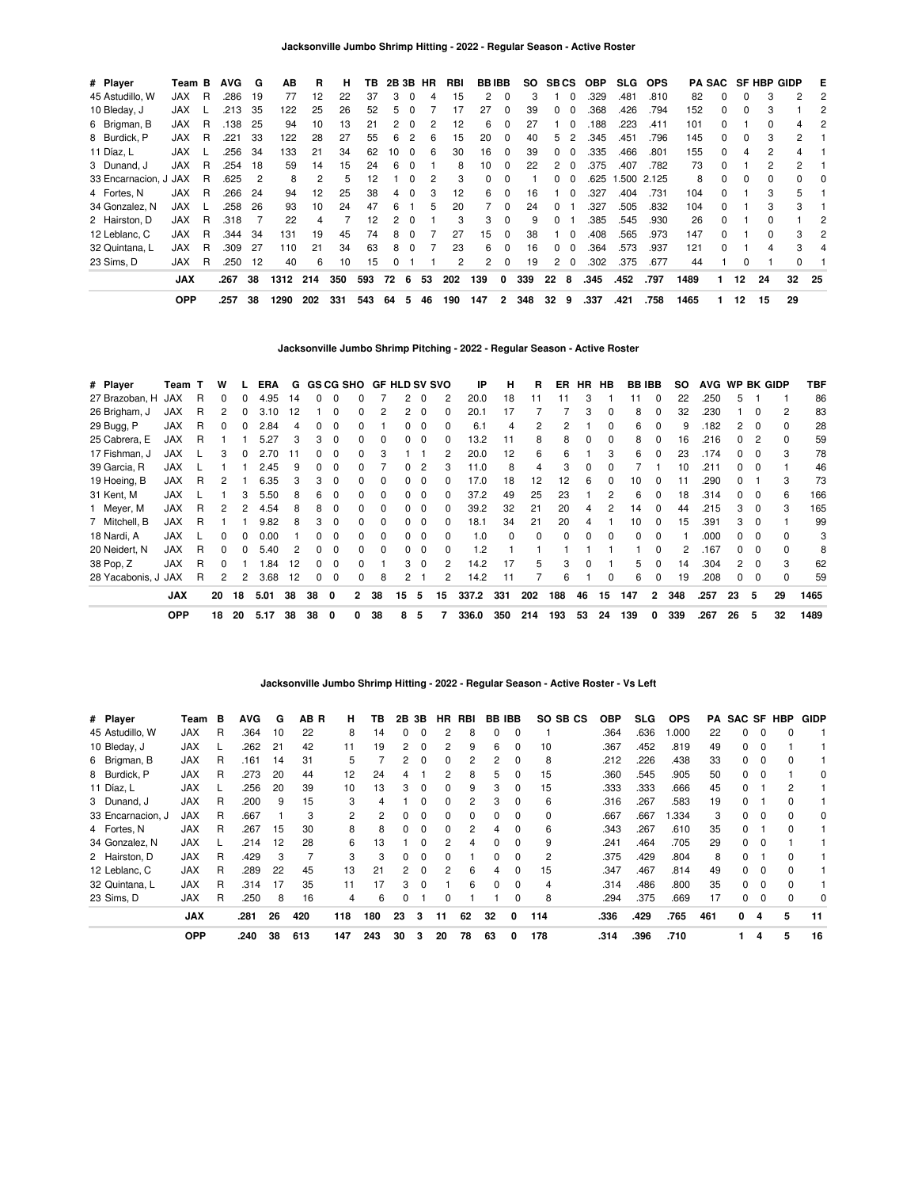### Jacksonville Jumbo Shrimp Hitting - 2022 - Regular Season - Active Roster

| # | Player | Team | B | AVG | G | AB | R | H | TB | 2B | 3B | HR | RBI | BB | IBB | SO | SB | CS | OBP | SLG | OPS | PA | SAC | SF | HBP | GIDP | E |
|---|---|---|---|---|---|---|---|---|---|---|---|---|---|---|---|---|---|---|---|---|---|---|---|---|---|---|---|
| 45 | Astudillo, W | JAX | R | .286 | 19 | 77 | 12 | 22 | 37 | 3 | 0 | 4 | 15 | 2 | 0 | 3 | 1 | 0 | .329 | .481 | .810 | 82 | 0 | 0 | 3 | 2 | 2 |
| 10 | Bleday, J | JAX | L | .213 | 35 | 122 | 25 | 26 | 52 | 5 | 0 | 7 | 17 | 27 | 0 | 39 | 0 | 0 | .368 | .426 | .794 | 152 | 0 | 0 | 3 | 1 | 2 |
| 6 | Brigman, B | JAX | R | .138 | 25 | 94 | 10 | 13 | 21 | 2 | 0 | 2 | 12 | 6 | 0 | 27 | 1 | 0 | .188 | .223 | .411 | 101 | 0 | 1 | 0 | 4 | 2 |
| 8 | Burdick, P | JAX | R | .221 | 33 | 122 | 28 | 27 | 55 | 6 | 2 | 6 | 15 | 20 | 0 | 40 | 5 | 2 | .345 | .451 | .796 | 145 | 0 | 0 | 3 | 2 | 1 |
| 11 | Díaz, L | JAX | L | .256 | 34 | 133 | 21 | 34 | 62 | 10 | 0 | 6 | 30 | 16 | 0 | 39 | 0 | 0 | .335 | .466 | .801 | 155 | 0 | 4 | 2 | 4 | 1 |
| 3 | Dunand, J | JAX | R | .254 | 18 | 59 | 14 | 15 | 24 | 6 | 0 | 1 | 8 | 10 | 0 | 22 | 2 | 0 | .375 | .407 | .782 | 73 | 0 | 1 | 2 | 2 | 1 |
| 33 | Encarnacion, J | JAX | R | .625 | 2 | 8 | 2 | 5 | 12 | 1 | 0 | 2 | 3 | 0 | 0 | 1 | 0 | 0 | .625 | 1.500 | 2.125 | 8 | 0 | 0 | 0 | 0 | 0 |
| 4 | Fortes, N | JAX | R | .266 | 24 | 94 | 12 | 25 | 38 | 4 | 0 | 3 | 12 | 6 | 0 | 16 | 1 | 0 | .327 | .404 | .731 | 104 | 0 | 1 | 3 | 5 | 1 |
| 34 | Gonzalez, N | JAX | L | .258 | 26 | 93 | 10 | 24 | 47 | 6 | 1 | 5 | 20 | 7 | 0 | 24 | 0 | 1 | .327 | .505 | .832 | 104 | 0 | 1 | 3 | 3 | 1 |
| 2 | Hairston, D | JAX | R | .318 | 7 | 22 | 4 | 7 | 12 | 2 | 0 | 1 | 3 | 3 | 0 | 9 | 0 | 1 | .385 | .545 | .930 | 26 | 0 | 1 | 0 | 1 | 2 |
| 12 | Leblanc, C | JAX | R | .344 | 34 | 131 | 19 | 45 | 74 | 8 | 0 | 7 | 27 | 15 | 0 | 38 | 1 | 0 | .408 | .565 | .973 | 147 | 0 | 1 | 0 | 3 | 2 |
| 32 | Quintana, L | JAX | R | .309 | 27 | 110 | 21 | 34 | 63 | 8 | 0 | 7 | 23 | 6 | 0 | 16 | 0 | 0 | .364 | .573 | .937 | 121 | 0 | 1 | 4 | 3 | 4 |
| 23 | Sims, D | JAX | R | .250 | 12 | 40 | 6 | 10 | 15 | 0 | 1 | 1 | 2 | 2 | 0 | 19 | 2 | 0 | .302 | .375 | .677 | 44 | 1 | 0 | 1 | 0 | 1 |
| | | **JAX** | | **.267** | **38** | **1312** | **214** | **350** | **593** | **72** | **6** | **53** | **202** | **139** | **0** | **339** | **22** | **8** | **.345** | **.452** | **.797** | **1489** | **1** | **12** | **24** | **32** | **25** |
| | | **OPP** | | **.257** | **38** | **1290** | **202** | **331** | **543** | **64** | **5** | **46** | **190** | **147** | **2** | **348** | **32** | **9** | **.337** | **.421** | **.758** | **1465** | **1** | **12** | **15** | **29** | |

### Jacksonville Jumbo Shrimp Pitching - 2022 - Regular Season - Active Roster

| # | Player | Team | T | W | L | ERA | G | GS | CG | SHO | GF | HLD | SV | SVO | IP | H | R | ER | HR | HB | BB | IBB | SO | AVG | WP | BK | GIDP | TBF |
|---|---|---|---|---|---|---|---|---|---|---|---|---|---|---|---|---|---|---|---|---|---|---|---|---|---|---|---|---|
| 27 | Brazoban, H | JAX | R | 0 | 0 | 4.95 | 14 | 0 | 0 | 0 | 7 | 2 | 0 | 2 | 20.0 | 18 | 11 | 11 | 3 | 1 | 11 | 0 | 22 | .250 | 5 | 1 | 1 | 86 |
| 26 | Brigham, J | JAX | R | 2 | 0 | 3.10 | 12 | 1 | 0 | 0 | 2 | 2 | 0 | 0 | 20.1 | 17 | 7 | 7 | 3 | 0 | 8 | 0 | 32 | .230 | 1 | 0 | 2 | 83 |
| 29 | Bugg, P | JAX | R | 0 | 0 | 2.84 | 4 | 0 | 0 | 0 | 1 | 0 | 0 | 0 | 6.1 | 4 | 2 | 2 | 1 | 0 | 6 | 0 | 9 | .182 | 2 | 0 | 0 | 28 |
| 25 | Cabrera, E | JAX | R | 1 | 1 | 5.27 | 3 | 3 | 0 | 0 | 0 | 0 | 0 | 0 | 13.2 | 11 | 8 | 8 | 0 | 0 | 8 | 0 | 16 | .216 | 0 | 2 | 0 | 59 |
| 17 | Fishman, J | JAX | L | 3 | 0 | 2.70 | 11 | 0 | 0 | 0 | 3 | 1 | 1 | 2 | 20.0 | 12 | 6 | 6 | 1 | 3 | 6 | 0 | 23 | .174 | 0 | 0 | 3 | 78 |
| 39 | Garcia, R | JAX | L | 1 | 1 | 2.45 | 9 | 0 | 0 | 0 | 7 | 0 | 2 | 3 | 11.0 | 8 | 4 | 3 | 0 | 0 | 7 | 1 | 10 | .211 | 0 | 0 | 1 | 46 |
| 19 | Hoeing, B | JAX | R | 2 | 1 | 6.35 | 3 | 3 | 0 | 0 | 0 | 0 | 0 | 0 | 17.0 | 18 | 12 | 12 | 6 | 0 | 10 | 0 | 11 | .290 | 0 | 1 | 3 | 73 |
| 31 | Kent, M | JAX | L | 1 | 3 | 5.50 | 8 | 6 | 0 | 0 | 0 | 0 | 0 | 0 | 37.2 | 49 | 25 | 23 | 1 | 2 | 6 | 0 | 18 | .314 | 0 | 0 | 6 | 166 |
| 1 | Meyer, M | JAX | R | 2 | 2 | 4.54 | 8 | 8 | 0 | 0 | 0 | 0 | 0 | 0 | 39.2 | 32 | 21 | 20 | 4 | 2 | 14 | 0 | 44 | .215 | 3 | 0 | 3 | 165 |
| 7 | Mitchell, B | JAX | R | 1 | 1 | 9.82 | 8 | 3 | 0 | 0 | 0 | 0 | 0 | 0 | 18.1 | 34 | 21 | 20 | 4 | 1 | 10 | 0 | 15 | .391 | 3 | 0 | 1 | 99 |
| 18 | Nardi, A | JAX | L | 0 | 0 | 0.00 | 1 | 0 | 0 | 0 | 0 | 0 | 0 | 0 | 1.0 | 0 | 0 | 0 | 0 | 0 | 0 | 0 | 1 | .000 | 0 | 0 | 0 | 3 |
| 20 | Neidert, N | JAX | R | 0 | 0 | 5.40 | 2 | 0 | 0 | 0 | 0 | 0 | 0 | 0 | 1.2 | 1 | 1 | 1 | 1 | 1 | 1 | 0 | 2 | .167 | 0 | 0 | 0 | 8 |
| 38 | Pop, Z | JAX | R | 0 | 1 | 1.84 | 12 | 0 | 0 | 0 | 1 | 3 | 0 | 2 | 14.2 | 17 | 5 | 3 | 0 | 1 | 5 | 0 | 14 | .304 | 2 | 0 | 3 | 62 |
| 28 | Yacabonis, J | JAX | R | 2 | 2 | 3.68 | 12 | 0 | 0 | 0 | 8 | 2 | 1 | 2 | 14.2 | 11 | 7 | 6 | 1 | 0 | 6 | 0 | 19 | .208 | 0 | 0 | 0 | 59 |
| | | **JAX** | | **20** | **18** | **5.01** | **38** | **38** | **0** | **2** | **38** | **15** | **5** | **15** | **337.2** | **331** | **202** | **188** | **46** | **15** | **147** | **2** | **348** | **.257** | **23** | **5** | **29** | **1465** |
| | | **OPP** | | **18** | **20** | **5.17** | **38** | **38** | **0** | **0** | **38** | **8** | **5** | **7** | **336.0** | **350** | **214** | **193** | **53** | **24** | **139** | **0** | **339** | **.267** | **26** | **5** | **32** | **1489** |

### Jacksonville Jumbo Shrimp Hitting - 2022 - Regular Season - Active Roster - Vs Left

| # | Player | Team | B | AVG | G | AB | R | H | TB | 2B | 3B | HR | RBI | BB | IBB | SO | SB | CS | OBP | SLG | OPS | PA | SAC | SF | HBP | GIDP |
|---|---|---|---|---|---|---|---|---|---|---|---|---|---|---|---|---|---|---|---|---|---|---|---|---|---|---|
| 45 | Astudillo, W | JAX | R | .364 | 10 | 22 | | 8 | 14 | 0 | 0 | 2 | 8 | 0 | 0 | 1 | | | .364 | .636 | 1.000 | 22 | 0 | 0 | 0 | 1 |
| 10 | Bleday, J | JAX | L | .262 | 21 | 42 | | 11 | 19 | 2 | 0 | 2 | 9 | 6 | 0 | 10 | | | .367 | .452 | .819 | 49 | 0 | 0 | 1 | 1 |
| 6 | Brigman, B | JAX | R | .161 | 14 | 31 | | 5 | 7 | 2 | 0 | 0 | 2 | 2 | 0 | 8 | | | .212 | .226 | .438 | 33 | 0 | 0 | 0 | 1 |
| 8 | Burdick, P | JAX | R | .273 | 20 | 44 | | 12 | 24 | 4 | 1 | 2 | 8 | 5 | 0 | 15 | | | .360 | .545 | .905 | 50 | 0 | 0 | 1 | 0 |
| 11 | Díaz, L | JAX | L | .256 | 20 | 39 | | 10 | 13 | 3 | 0 | 0 | 9 | 3 | 0 | 15 | | | .333 | .333 | .666 | 45 | 0 | 1 | 2 | 1 |
| 3 | Dunand, J | JAX | R | .200 | 9 | 15 | | 3 | 4 | 1 | 0 | 0 | 2 | 3 | 0 | 6 | | | .316 | .267 | .583 | 19 | 0 | 1 | 0 | 1 |
| 33 | Encarnacion, J | JAX | R | .667 | 1 | 3 | | 2 | 2 | 0 | 0 | 0 | 0 | 0 | 0 | 0 | | | .667 | .667 | 1.334 | 3 | 0 | 0 | 0 | 0 |
| 4 | Fortes, N | JAX | R | .267 | 15 | 30 | | 8 | 8 | 0 | 0 | 0 | 2 | 4 | 0 | 6 | | | .343 | .267 | .610 | 35 | 0 | 1 | 0 | 1 |
| 34 | Gonzalez, N | JAX | L | .214 | 12 | 28 | | 6 | 13 | 1 | 0 | 2 | 4 | 0 | 0 | 9 | | | .241 | .464 | .705 | 29 | 0 | 0 | 1 | 1 |
| 2 | Hairston, D | JAX | R | .429 | 3 | 7 | | 3 | 3 | 0 | 0 | 0 | 1 | 0 | 0 | 2 | | | .375 | .429 | .804 | 8 | 0 | 1 | 0 | 1 |
| 12 | Leblanc, C | JAX | R | .289 | 22 | 45 | | 13 | 21 | 2 | 0 | 2 | 6 | 4 | 0 | 15 | | | .347 | .467 | .814 | 49 | 0 | 0 | 0 | 1 |
| 32 | Quintana, L | JAX | R | .314 | 17 | 35 | | 11 | 17 | 3 | 0 | 1 | 6 | 0 | 0 | 4 | | | .314 | .486 | .800 | 35 | 0 | 0 | 0 | 1 |
| 23 | Sims, D | JAX | R | .250 | 8 | 16 | | 4 | 6 | 0 | 1 | 0 | 1 | 1 | 0 | 8 | | | .294 | .375 | .669 | 17 | 0 | 0 | 0 | 0 |
| | | **JAX** | | **.281** | **26** | **420** | | **118** | **180** | **23** | **3** | **11** | **62** | **32** | **0** | **114** | | | **.336** | **.429** | **.765** | **461** | **0** | **4** | **5** | **11** |
| | | **OPP** | | **.240** | **38** | **613** | | **147** | **243** | **30** | **3** | **20** | **78** | **63** | **0** | **178** | | | **.314** | **.396** | **.710** | | **1** | **4** | **5** | **16** |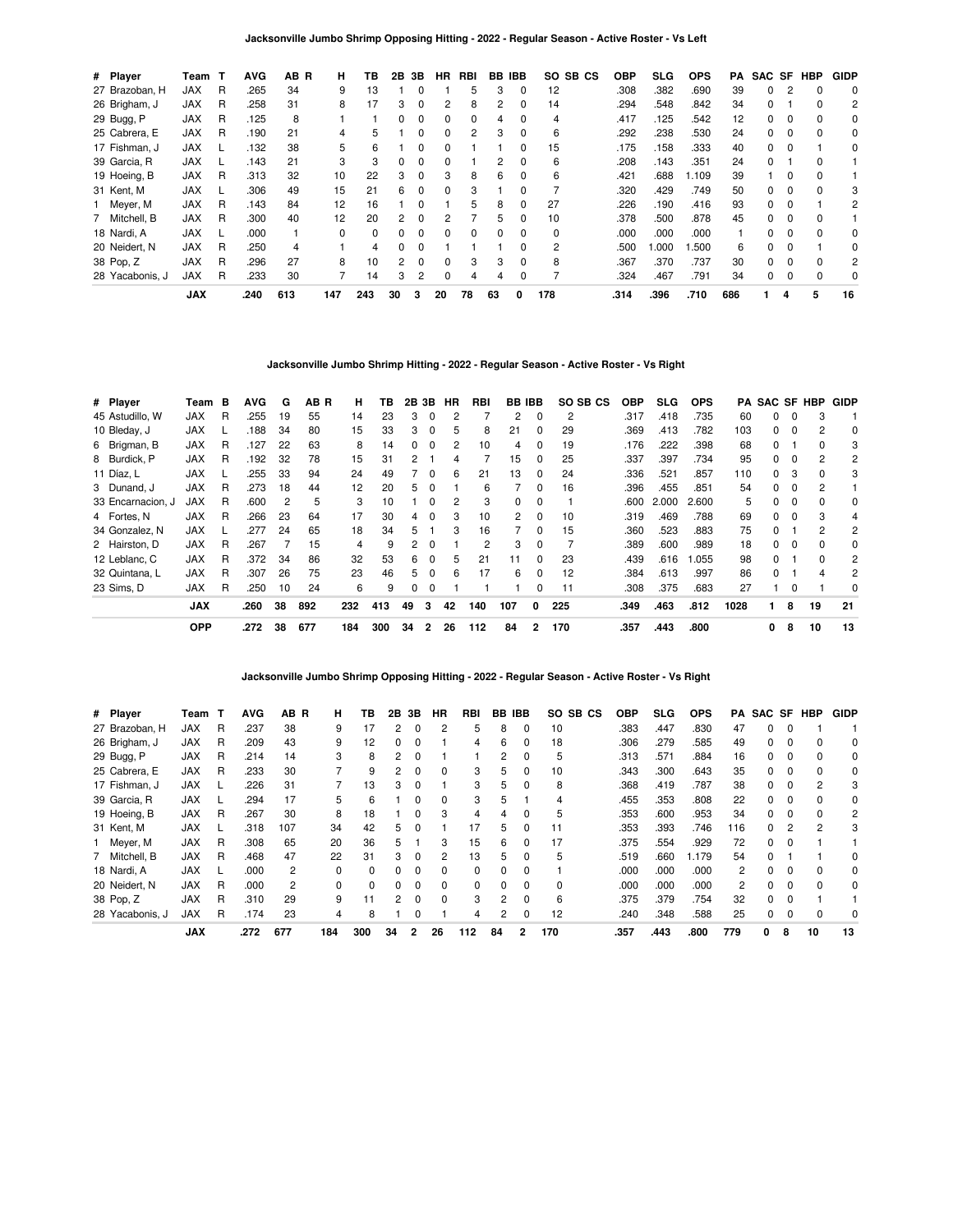## Jacksonville Jumbo Shrimp Opposing Hitting - 2022 - Regular Season - Active Roster - Vs Left

| # | Player | Team | T | AVG | AB | R | H | TB | 2B | 3B | HR | RBI | BB | IBB | SO | SB | CS | OBP | SLG | OPS | PA | SAC | SF | HBP | GIDP |
|---|---|---|---|---|---|---|---|---|---|---|---|---|---|---|---|---|---|---|---|---|---|---|---|---|---|
| 27 | Brazoban, H | JAX | R | .265 | 34 | | 9 | 13 | 1 | 0 | 1 | 5 | 3 | 0 | 12 | | | .308 | .382 | .690 | 39 | 0 | 2 | 0 | 0 |
| 26 | Brigham, J | JAX | R | .258 | 31 | | 8 | 17 | 3 | 0 | 2 | 8 | 2 | 0 | 14 | | | .294 | .548 | .842 | 34 | 0 | 1 | 0 | 2 |
| 29 | Bugg, P | JAX | R | .125 | 8 | | 1 | 1 | 0 | 0 | 0 | 0 | 4 | 0 | 4 | | | .417 | .125 | .542 | 12 | 0 | 0 | 0 | 0 |
| 25 | Cabrera, E | JAX | R | .190 | 21 | | 4 | 5 | 1 | 0 | 0 | 2 | 3 | 0 | 6 | | | .292 | .238 | .530 | 24 | 0 | 0 | 0 | 0 |
| 17 | Fishman, J | JAX | L | .132 | 38 | | 5 | 6 | 1 | 0 | 0 | 1 | 1 | 0 | 15 | | | .175 | .158 | .333 | 40 | 0 | 0 | 1 | 0 |
| 39 | Garcia, R | JAX | L | .143 | 21 | | 3 | 3 | 0 | 0 | 0 | 1 | 2 | 0 | 6 | | | .208 | .143 | .351 | 24 | 0 | 1 | 0 | 1 |
| 19 | Hoeing, B | JAX | R | .313 | 32 | | 10 | 22 | 3 | 0 | 3 | 8 | 6 | 0 | 6 | | | .421 | .688 | 1.109 | 39 | 1 | 0 | 0 | 1 |
| 31 | Kent, M | JAX | L | .306 | 49 | | 15 | 21 | 6 | 0 | 0 | 3 | 1 | 0 | 7 | | | .320 | .429 | .749 | 50 | 0 | 0 | 0 | 3 |
| 1 | Meyer, M | JAX | R | .143 | 84 | | 12 | 16 | 1 | 0 | 1 | 5 | 8 | 0 | 27 | | | .226 | .190 | .416 | 93 | 0 | 0 | 1 | 2 |
| 7 | Mitchell, B | JAX | R | .300 | 40 | | 12 | 20 | 2 | 0 | 2 | 7 | 5 | 0 | 10 | | | .378 | .500 | .878 | 45 | 0 | 0 | 0 | 1 |
| 18 | Nardi, A | JAX | L | .000 | 1 | | 0 | 0 | 0 | 0 | 0 | 0 | 0 | 0 | 0 | | | .000 | .000 | .000 | 1 | 0 | 0 | 0 | 0 |
| 20 | Neidert, N | JAX | R | .250 | 4 | | 1 | 4 | 0 | 0 | 1 | 1 | 1 | 0 | 2 | | | .500 | 1.000 | 1.500 | 6 | 0 | 0 | 1 | 0 |
| 38 | Pop, Z | JAX | R | .296 | 27 | | 8 | 10 | 2 | 0 | 0 | 3 | 3 | 0 | 8 | | | .367 | .370 | .737 | 30 | 0 | 0 | 0 | 2 |
| 28 | Yacabonis, J | JAX | R | .233 | 30 | | 7 | 14 | 3 | 2 | 0 | 4 | 4 | 0 | 7 | | | .324 | .467 | .791 | 34 | 0 | 0 | 0 | 0 |
| | | **JAX** | | **.240** | **613** | | **147** | **243** | **30** | **3** | **20** | **78** | **63** | **0** | **178** | | | **.314** | **.396** | **.710** | **686** | **1** | **4** | **5** | **16** |

## Jacksonville Jumbo Shrimp Hitting - 2022 - Regular Season - Active Roster - Vs Right

| # | Player | Team | B | AVG | G | AB | R | H | TB | 2B | 3B | HR | RBI | BB | IBB | SO | SB | CS | OBP | SLG | OPS | PA | SAC | SF | HBP | GIDP |
|---|---|---|---|---|---|---|---|---|---|---|---|---|---|---|---|---|---|---|---|---|---|---|---|---|---|---|
| 45 | Astudillo, W | JAX | R | .255 | 19 | 55 | | 14 | 23 | 3 | 0 | 2 | 7 | 2 | 0 | 2 | | | .317 | .418 | .735 | 60 | 0 | 0 | 3 | 1 |
| 10 | Bleday, J | JAX | L | .188 | 34 | 80 | | 15 | 33 | 3 | 0 | 5 | 8 | 21 | 0 | 29 | | | .369 | .413 | .782 | 103 | 0 | 0 | 2 | 0 |
| 6 | Brigman, B | JAX | R | .127 | 22 | 63 | | 8 | 14 | 0 | 0 | 2 | 10 | 4 | 0 | 19 | | | .176 | .222 | .398 | 68 | 0 | 1 | 0 | 3 |
| 8 | Burdick, P | JAX | R | .192 | 32 | 78 | | 15 | 31 | 2 | 1 | 4 | 7 | 15 | 0 | 25 | | | .337 | .397 | .734 | 95 | 0 | 0 | 2 | 2 |
| 11 | Díaz, L | JAX | L | .255 | 33 | 94 | | 24 | 49 | 7 | 0 | 6 | 21 | 13 | 0 | 24 | | | .336 | .521 | .857 | 110 | 0 | 3 | 0 | 3 |
| 3 | Dunand, J | JAX | R | .273 | 18 | 44 | | 12 | 20 | 5 | 0 | 1 | 6 | 7 | 0 | 16 | | | .396 | .455 | .851 | 54 | 0 | 0 | 2 | 1 |
| 33 | Encarnacion, J | JAX | R | .600 | 2 | 5 | | 3 | 10 | 1 | 0 | 2 | 3 | 0 | 0 | 1 | | | .600 | 2.000 | 2.600 | 5 | 0 | 0 | 0 | 0 |
| 4 | Fortes, N | JAX | R | .266 | 23 | 64 | | 17 | 30 | 4 | 0 | 3 | 10 | 2 | 0 | 10 | | | .319 | .469 | .788 | 69 | 0 | 0 | 3 | 4 |
| 34 | Gonzalez, N | JAX | L | .277 | 24 | 65 | | 18 | 34 | 5 | 1 | 3 | 16 | 7 | 0 | 15 | | | .360 | .523 | .883 | 75 | 0 | 1 | 2 | 2 |
| 2 | Hairston, D | JAX | R | .267 | 7 | 15 | | 4 | 9 | 2 | 0 | 1 | 2 | 3 | 0 | 7 | | | .389 | .600 | .989 | 18 | 0 | 0 | 0 | 0 |
| 12 | Leblanc, C | JAX | R | .372 | 34 | 86 | | 32 | 53 | 6 | 0 | 5 | 21 | 11 | 0 | 23 | | | .439 | .616 | 1.055 | 98 | 0 | 1 | 0 | 2 |
| 32 | Quintana, L | JAX | R | .307 | 26 | 75 | | 23 | 46 | 5 | 0 | 6 | 17 | 6 | 0 | 12 | | | .384 | .613 | .997 | 86 | 0 | 1 | 4 | 2 |
| 23 | Sims, D | JAX | R | .250 | 10 | 24 | | 6 | 9 | 0 | 0 | 1 | 1 | 1 | 0 | 11 | | | .308 | .375 | .683 | 27 | 1 | 0 | 1 | 0 |
| | | **JAX** | | **.260** | **38** | **892** | | **232** | **413** | **49** | **3** | **42** | **140** | **107** | **0** | **225** | | | **.349** | **.463** | **.812** | **1028** | **1** | **8** | **19** | **21** |
| | | **OPP** | | **.272** | **38** | **677** | | **184** | **300** | **34** | **2** | **26** | **112** | **84** | **2** | **170** | | | **.357** | **.443** | **.800** | | **0** | **8** | **10** | **13** |

## Jacksonville Jumbo Shrimp Opposing Hitting - 2022 - Regular Season - Active Roster - Vs Right

| # | Player | Team | T | AVG | AB | R | H | TB | 2B | 3B | HR | RBI | BB | IBB | SO | SB | CS | OBP | SLG | OPS | PA | SAC | SF | HBP | GIDP |
|---|---|---|---|---|---|---|---|---|---|---|---|---|---|---|---|---|---|---|---|---|---|---|---|---|---|
| 27 | Brazoban, H | JAX | R | .237 | 38 | | 9 | 17 | 2 | 0 | 2 | 5 | 8 | 0 | 10 | | | .383 | .447 | .830 | 47 | 0 | 0 | 1 | 1 |
| 26 | Brigham, J | JAX | R | .209 | 43 | | 9 | 12 | 0 | 0 | 1 | 4 | 6 | 0 | 18 | | | .306 | .279 | .585 | 49 | 0 | 0 | 0 | 0 |
| 29 | Bugg, P | JAX | R | .214 | 14 | | 3 | 8 | 2 | 0 | 1 | 1 | 2 | 0 | 5 | | | .313 | .571 | .884 | 16 | 0 | 0 | 0 | 0 |
| 25 | Cabrera, E | JAX | R | .233 | 30 | | 7 | 9 | 2 | 0 | 0 | 3 | 5 | 0 | 10 | | | .343 | .300 | .643 | 35 | 0 | 0 | 0 | 0 |
| 17 | Fishman, J | JAX | L | .226 | 31 | | 7 | 13 | 3 | 0 | 1 | 3 | 5 | 0 | 8 | | | .368 | .419 | .787 | 38 | 0 | 0 | 2 | 3 |
| 39 | Garcia, R | JAX | L | .294 | 17 | | 5 | 6 | 1 | 0 | 0 | 3 | 5 | 1 | 4 | | | .455 | .353 | .808 | 22 | 0 | 0 | 0 | 0 |
| 19 | Hoeing, B | JAX | R | .267 | 30 | | 8 | 18 | 1 | 0 | 3 | 4 | 4 | 0 | 5 | | | .353 | .600 | .953 | 34 | 0 | 0 | 0 | 2 |
| 31 | Kent, M | JAX | L | .318 | 107 | | 34 | 42 | 5 | 0 | 1 | 17 | 5 | 0 | 11 | | | .353 | .393 | .746 | 116 | 0 | 2 | 2 | 3 |
| 1 | Meyer, M | JAX | R | .308 | 65 | | 20 | 36 | 5 | 1 | 3 | 15 | 6 | 0 | 17 | | | .375 | .554 | .929 | 72 | 0 | 0 | 1 | 1 |
| 7 | Mitchell, B | JAX | R | .468 | 47 | | 22 | 31 | 3 | 0 | 2 | 13 | 5 | 0 | 5 | | | .519 | .660 | 1.179 | 54 | 0 | 1 | 1 | 0 |
| 18 | Nardi, A | JAX | L | .000 | 2 | | 0 | 0 | 0 | 0 | 0 | 0 | 0 | 0 | 1 | | | .000 | .000 | .000 | 2 | 0 | 0 | 0 | 0 |
| 20 | Neidert, N | JAX | R | .000 | 2 | | 0 | 0 | 0 | 0 | 0 | 0 | 0 | 0 | 0 | | | .000 | .000 | .000 | 2 | 0 | 0 | 0 | 0 |
| 38 | Pop, Z | JAX | R | .310 | 29 | | 9 | 11 | 2 | 0 | 0 | 3 | 2 | 0 | 6 | | | .375 | .379 | .754 | 32 | 0 | 0 | 1 | 1 |
| 28 | Yacabonis, J | JAX | R | .174 | 23 | | 4 | 8 | 1 | 0 | 1 | 4 | 2 | 0 | 12 | | | .240 | .348 | .588 | 25 | 0 | 0 | 0 | 0 |
| | | **JAX** | | **.272** | **677** | | **184** | **300** | **34** | **2** | **26** | **112** | **84** | **2** | **170** | | | **.357** | **.443** | **.800** | **779** | **0** | **8** | **10** | **13** |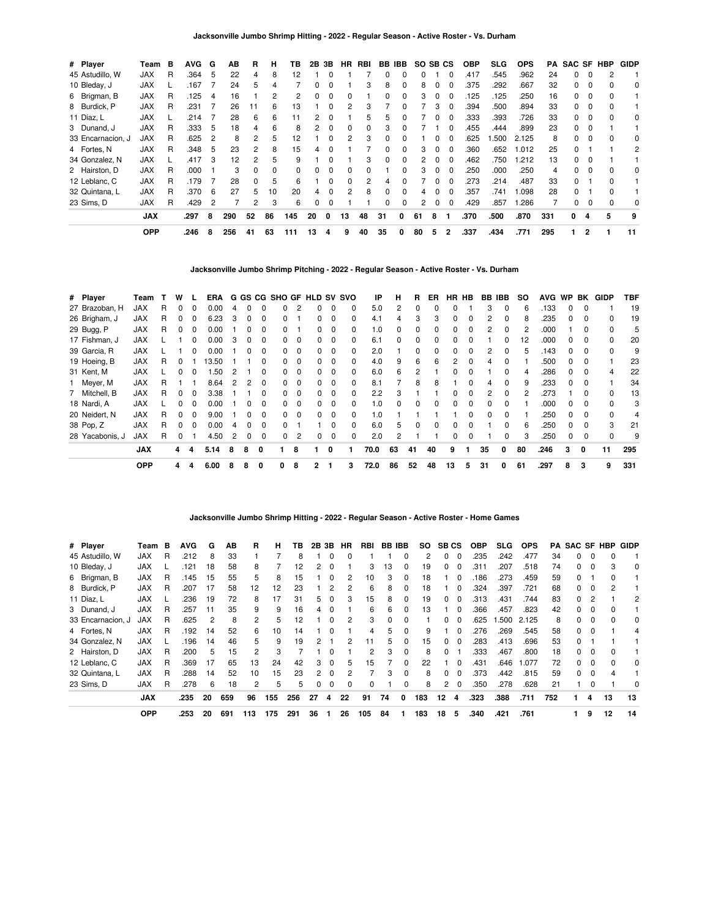## Jacksonville Jumbo Shrimp Hitting - 2022 - Regular Season - Active Roster - Vs. Durham

| # | Player | Team | B | AVG | G | AB | R | H | TB | 2B | 3B | HR | RBI | BB | IBB | SO | SB | CS | OBP | SLG | OPS | PA | SAC | SF | HBP | GIDP |
|---|---|---|---|---|---|---|---|---|---|---|---|---|---|---|---|---|---|---|---|---|---|---|---|---|---|---|
| 45 | Astudillo, W | JAX | R | .364 | 5 | 22 | 4 | 8 | 12 | 1 | 0 | 1 | 7 | 0 | 0 | 0 | 1 | 0 | .417 | .545 | .962 | 24 | 0 | 0 | 2 | 1 |
| 10 | Bleday, J | JAX | L | .167 | 7 | 24 | 5 | 4 | 7 | 0 | 0 | 1 | 3 | 8 | 0 | 8 | 0 | 0 | .375 | .292 | .667 | 32 | 0 | 0 | 0 | 0 |
| 6 | Brigman, B | JAX | R | .125 | 4 | 16 | 1 | 2 | 2 | 0 | 0 | 0 | 1 | 0 | 0 | 3 | 0 | 0 | .125 | .125 | .250 | 16 | 0 | 0 | 0 | 1 |
| 8 | Burdick, P | JAX | R | .231 | 7 | 26 | 11 | 6 | 13 | 1 | 0 | 2 | 3 | 7 | 0 | 7 | 3 | 0 | .394 | .500 | .894 | 33 | 0 | 0 | 0 | 1 |
| 11 | Diaz, L | JAX | L | .214 | 7 | 28 | 6 | 6 | 11 | 2 | 0 | 1 | 5 | 5 | 0 | 7 | 0 | 0 | .333 | .393 | .726 | 33 | 0 | 0 | 0 | 0 |
| 3 | Dunand, J | JAX | R | .333 | 5 | 18 | 4 | 6 | 8 | 2 | 0 | 0 | 0 | 3 | 0 | 7 | 1 | 0 | .455 | .444 | .899 | 23 | 0 | 0 | 1 | 1 |
| 33 | Encarnacion, J | JAX | R | .625 | 2 | 8 | 2 | 5 | 12 | 1 | 0 | 2 | 3 | 0 | 0 | 1 | 0 | 0 | .625 | 1.500 | 2.125 | 8 | 0 | 0 | 0 | 0 |
| 4 | Fortes, N | JAX | R | .348 | 5 | 23 | 2 | 8 | 15 | 4 | 0 | 1 | 7 | 0 | 0 | 3 | 0 | 0 | .360 | .652 | 1.012 | 25 | 0 | 1 | 1 | 2 |
| 34 | Gonzalez, N | JAX | L | .417 | 3 | 12 | 2 | 5 | 9 | 1 | 0 | 1 | 3 | 0 | 0 | 2 | 0 | 0 | .462 | .750 | 1.212 | 13 | 0 | 0 | 1 | 1 |
| 2 | Hairston, D | JAX | R | .000 | 1 | 3 | 0 | 0 | 0 | 0 | 0 | 0 | 0 | 1 | 0 | 3 | 0 | 0 | .250 | .000 | .250 | 4 | 0 | 0 | 0 | 0 |
| 12 | Leblanc, C | JAX | R | .179 | 7 | 28 | 0 | 5 | 6 | 1 | 0 | 0 | 2 | 4 | 0 | 7 | 0 | 0 | .273 | .214 | .487 | 33 | 0 | 1 | 0 | 1 |
| 32 | Quintana, L | JAX | R | .370 | 6 | 27 | 5 | 10 | 20 | 4 | 0 | 2 | 8 | 0 | 0 | 4 | 0 | 0 | .357 | .741 | 1.098 | 28 | 0 | 1 | 0 | 1 |
| 23 | Sims, D | JAX | R | .429 | 2 | 7 | 2 | 3 | 6 | 0 | 0 | 1 | 1 | 0 | 0 | 2 | 0 | 0 | .429 | .857 | 1.286 | 7 | 0 | 0 | 0 | 0 |
| | | **JAX** | | **.297** | **8** | **290** | **52** | **86** | **145** | **20** | **0** | **13** | **48** | **31** | **0** | **61** | **8** | **1** | **.370** | **.500** | **.870** | **331** | **0** | **4** | **5** | **9** |
| | | **OPP** | | **.246** | **8** | **256** | **41** | **63** | **111** | **13** | **4** | **9** | **40** | **35** | **0** | **80** | **5** | **2** | **.337** | **.434** | **.771** | **295** | **1** | **2** | **1** | **11** |

## Jacksonville Jumbo Shrimp Pitching - 2022 - Regular Season - Active Roster - Vs. Durham

| # | Player | Team | T | W | L | ERA | G | GS | CG | SHO | GF | HLD | SV | SVO | IP | H | R | ER | HR | HB | BB | IBB | SO | AVG | WP | BK | GIDP | TBF |
|---|---|---|---|---|---|---|---|---|---|---|---|---|---|---|---|---|---|---|---|---|---|---|---|---|---|---|---|---|
| 27 | Brazoban, H | JAX | R | 0 | 0 | 0.00 | 4 | 0 | 0 | 0 | 2 | 0 | 0 | 0 | 5.0 | 2 | 0 | 0 | 0 | 1 | 3 | 0 | 6 | .133 | 0 | 0 | 1 | 19 |
| 26 | Brigham, J | JAX | R | 0 | 0 | 6.23 | 3 | 0 | 0 | 0 | 1 | 0 | 0 | 0 | 4.1 | 4 | 3 | 3 | 0 | 0 | 2 | 0 | 8 | .235 | 0 | 0 | 0 | 19 |
| 29 | Bugg, P | JAX | R | 0 | 0 | 0.00 | 1 | 0 | 0 | 0 | 1 | 0 | 0 | 0 | 1.0 | 0 | 0 | 0 | 0 | 0 | 2 | 0 | 2 | .000 | 1 | 0 | 0 | 5 |
| 17 | Fishman, J | JAX | L | 1 | 0 | 0.00 | 3 | 0 | 0 | 0 | 0 | 0 | 0 | 0 | 6.1 | 0 | 0 | 0 | 0 | 0 | 1 | 0 | 12 | .000 | 0 | 0 | 0 | 20 |
| 39 | Garcia, R | JAX | L | 1 | 0 | 0.00 | 1 | 0 | 0 | 0 | 0 | 0 | 0 | 0 | 2.0 | 1 | 0 | 0 | 0 | 0 | 2 | 0 | 5 | .143 | 0 | 0 | 0 | 9 |
| 19 | Hoeing, B | JAX | R | 0 | 1 | 13.50 | 1 | 1 | 0 | 0 | 0 | 0 | 0 | 0 | 4.0 | 9 | 6 | 6 | 2 | 0 | 4 | 0 | 1 | .500 | 0 | 0 | 1 | 23 |
| 31 | Kent, M | JAX | L | 0 | 0 | 1.50 | 2 | 1 | 0 | 0 | 0 | 0 | 0 | 0 | 6.0 | 6 | 2 | 1 | 0 | 0 | 1 | 0 | 4 | .286 | 0 | 0 | 4 | 22 |
| 1 | Meyer, M | JAX | R | 1 | 1 | 8.64 | 2 | 2 | 0 | 0 | 0 | 0 | 0 | 0 | 8.1 | 7 | 8 | 8 | 1 | 0 | 4 | 0 | 9 | .233 | 0 | 0 | 1 | 34 |
| 7 | Mitchell, B | JAX | R | 0 | 0 | 3.38 | 1 | 1 | 0 | 0 | 0 | 0 | 0 | 0 | 2.2 | 3 | 1 | 1 | 0 | 0 | 2 | 0 | 2 | .273 | 1 | 0 | 0 | 13 |
| 18 | Nardi, A | JAX | L | 0 | 0 | 0.00 | 1 | 0 | 0 | 0 | 0 | 0 | 0 | 0 | 1.0 | 0 | 0 | 0 | 0 | 0 | 0 | 0 | 1 | .000 | 0 | 0 | 0 | 3 |
| 20 | Neidert, N | JAX | R | 0 | 0 | 9.00 | 1 | 0 | 0 | 0 | 0 | 0 | 0 | 0 | 1.0 | 1 | 1 | 1 | 1 | 0 | 0 | 0 | 1 | .250 | 0 | 0 | 0 | 4 |
| 38 | Pop, Z | JAX | R | 0 | 0 | 0.00 | 4 | 0 | 0 | 0 | 1 | 1 | 0 | 0 | 6.0 | 5 | 0 | 0 | 0 | 0 | 1 | 0 | 6 | .250 | 0 | 0 | 3 | 21 |
| 28 | Yacabonis, J | JAX | R | 0 | 1 | 4.50 | 2 | 0 | 0 | 0 | 2 | 0 | 0 | 0 | 2.0 | 2 | 1 | 1 | 0 | 0 | 1 | 0 | 3 | .250 | 0 | 0 | 0 | 9 |
| | | **JAX** | | **4** | **4** | **5.14** | **8** | **8** | **0** | **1** | **8** | **1** | **0** | **1** | **70.0** | **63** | **41** | **40** | **9** | **1** | **35** | **0** | **80** | **.246** | **3** | **0** | **11** | **295** |
| | | **OPP** | | **4** | **4** | **6.00** | **8** | **8** | **0** | **0** | **8** | **2** | **1** | **3** | **72.0** | **86** | **52** | **48** | **13** | **5** | **31** | **0** | **61** | **.297** | **8** | **3** | **9** | **331** |

## Jacksonville Jumbo Shrimp Hitting - 2022 - Regular Season - Active Roster - Home Games

| # | Player | Team | B | AVG | G | AB | R | H | TB | 2B | 3B | HR | RBI | BB | IBB | SO | SB | CS | OBP | SLG | OPS | PA | SAC | SF | HBP | GIDP |
|---|---|---|---|---|---|---|---|---|---|---|---|---|---|---|---|---|---|---|---|---|---|---|---|---|---|---|
| 45 | Astudillo, W | JAX | R | .212 | 8 | 33 | 1 | 7 | 8 | 1 | 0 | 0 | 1 | 1 | 0 | 2 | 0 | 0 | .235 | .242 | .477 | 34 | 0 | 0 | 0 | 1 |
| 10 | Bleday, J | JAX | L | .121 | 18 | 58 | 8 | 7 | 12 | 2 | 0 | 1 | 3 | 13 | 0 | 19 | 0 | 0 | .311 | .207 | .518 | 74 | 0 | 0 | 3 | 0 |
| 6 | Brigman, B | JAX | R | .145 | 15 | 55 | 5 | 8 | 15 | 1 | 0 | 2 | 10 | 3 | 0 | 18 | 1 | 0 | .186 | .273 | .459 | 59 | 0 | 1 | 0 | 1 |
| 8 | Burdick, P | JAX | R | .207 | 17 | 58 | 12 | 12 | 23 | 1 | 2 | 2 | 6 | 8 | 0 | 18 | 1 | 0 | .324 | .397 | .721 | 68 | 0 | 0 | 2 | 1 |
| 11 | Diaz, L | JAX | L | .236 | 19 | 72 | 8 | 17 | 31 | 5 | 0 | 3 | 15 | 8 | 0 | 19 | 0 | 0 | .313 | .431 | .744 | 83 | 0 | 2 | 1 | 2 |
| 3 | Dunand, J | JAX | R | .257 | 11 | 35 | 9 | 9 | 16 | 4 | 0 | 1 | 6 | 6 | 0 | 13 | 1 | 0 | .366 | .457 | .823 | 42 | 0 | 0 | 0 | 1 |
| 33 | Encarnacion, J | JAX | R | .625 | 2 | 8 | 2 | 5 | 12 | 1 | 0 | 2 | 3 | 0 | 0 | 1 | 0 | 0 | .625 | 1.500 | 2.125 | 8 | 0 | 0 | 0 | 0 |
| 4 | Fortes, N | JAX | R | .192 | 14 | 52 | 6 | 10 | 14 | 1 | 0 | 1 | 4 | 5 | 0 | 9 | 1 | 0 | .276 | .269 | .545 | 58 | 0 | 0 | 1 | 4 |
| 34 | Gonzalez, N | JAX | L | .196 | 14 | 46 | 5 | 9 | 19 | 2 | 1 | 2 | 11 | 5 | 0 | 15 | 0 | 0 | .283 | .413 | .696 | 53 | 0 | 1 | 1 | 1 |
| 2 | Hairston, D | JAX | R | .200 | 5 | 15 | 2 | 3 | 7 | 1 | 0 | 1 | 2 | 3 | 0 | 8 | 0 | 1 | .333 | .467 | .800 | 18 | 0 | 0 | 0 | 1 |
| 12 | Leblanc, C | JAX | R | .369 | 17 | 65 | 13 | 24 | 42 | 3 | 0 | 5 | 15 | 7 | 0 | 22 | 1 | 0 | .431 | .646 | 1.077 | 72 | 0 | 0 | 0 | 0 |
| 32 | Quintana, L | JAX | R | .288 | 14 | 52 | 10 | 15 | 23 | 2 | 0 | 2 | 7 | 3 | 0 | 8 | 0 | 0 | .373 | .442 | .815 | 59 | 0 | 0 | 4 | 1 |
| 23 | Sims, D | JAX | R | .278 | 6 | 18 | 2 | 5 | 5 | 0 | 0 | 0 | 0 | 1 | 0 | 8 | 2 | 0 | .350 | .278 | .628 | 21 | 1 | 0 | 1 | 0 |
| | | **JAX** | | **.235** | **20** | **659** | **96** | **155** | **256** | **27** | **4** | **22** | **91** | **74** | **0** | **183** | **12** | **4** | **.323** | **.388** | **.711** | **752** | **1** | **4** | **13** | **13** |
| | | **OPP** | | **.253** | **20** | **691** | **113** | **175** | **291** | **36** | **1** | **26** | **105** | **84** | **1** | **183** | **18** | **5** | **.340** | **.421** | **.761** | | **1** | **9** | **12** | **14** |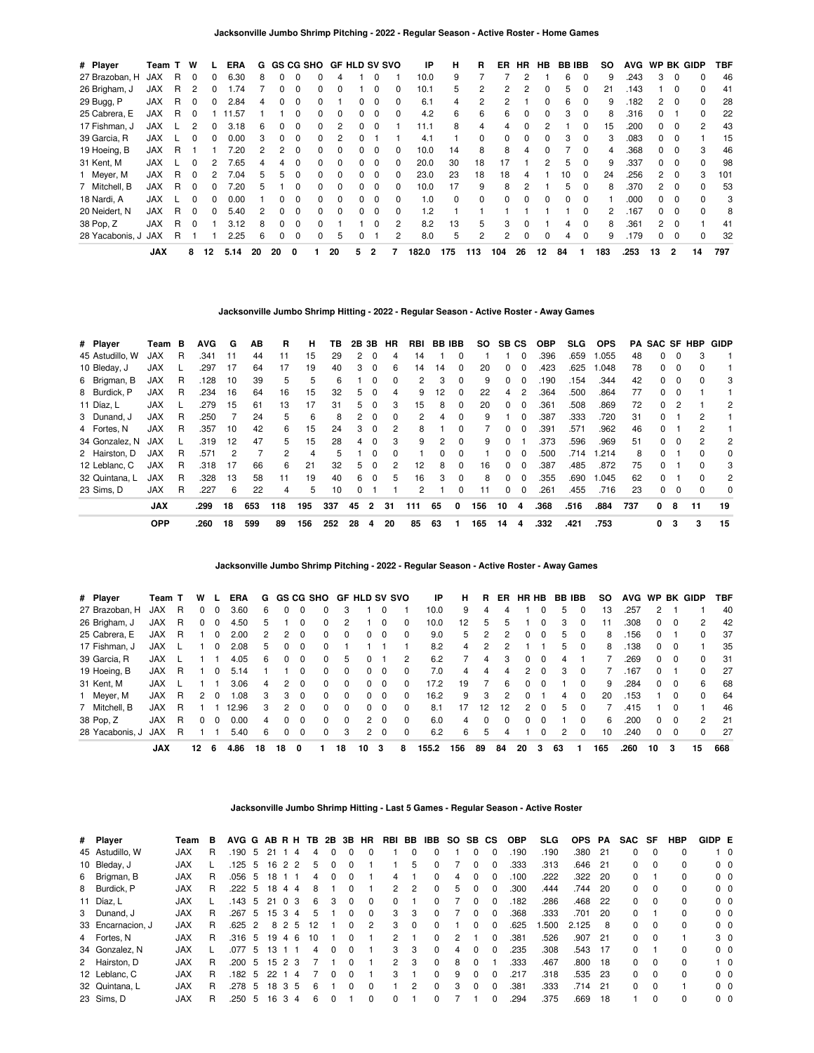## Jacksonville Jumbo Shrimp Pitching - 2022 - Regular Season - Active Roster - Home Games

| # | Player | Team | T | W | L | ERA | G | GS | CG | SHO | GF | HLD | SV | SVO | IP | H | R | ER | HR | HB | BB | IBB | SO | AVG | WP | BK | GIDP | TBF |
|---|---|---|---|---|---|---|---|---|---|---|---|---|---|---|---|---|---|---|---|---|---|---|---|---|---|---|---|---|
| 27 | Brazoban, H | JAX | R | 0 | 0 | 6.30 | 8 | 0 | 0 | 0 | 4 | 1 | 0 | 1 | 10.0 | 9 | 7 | 7 | 2 | 1 | 6 | 0 | 9 | .243 | 3 | 0 | 0 | 46 |
| 26 | Brigham, J | JAX | R | 2 | 0 | 1.74 | 7 | 0 | 0 | 0 | 0 | 1 | 0 | 0 | 10.1 | 5 | 2 | 2 | 2 | 0 | 5 | 0 | 21 | .143 | 1 | 0 | 0 | 41 |
| 29 | Bugg, P | JAX | R | 0 | 0 | 2.84 | 4 | 0 | 0 | 0 | 1 | 0 | 0 | 0 | 6.1 | 4 | 2 | 2 | 1 | 0 | 6 | 0 | 9 | .182 | 2 | 0 | 0 | 28 |
| 25 | Cabrera, E | JAX | R | 0 | 1 | 11.57 | 1 | 1 | 0 | 0 | 0 | 0 | 0 | 0 | 4.2 | 6 | 6 | 6 | 0 | 0 | 3 | 0 | 8 | .316 | 0 | 1 | 0 | 22 |
| 17 | Fishman, J | JAX | L | 2 | 0 | 3.18 | 6 | 0 | 0 | 0 | 2 | 0 | 0 | 0 | 11.1 | 8 | 4 | 4 | 0 | 2 | 1 | 0 | 15 | .200 | 0 | 0 | 2 | 43 |
| 39 | Garcia, R | JAX | L | 0 | 0 | 0.00 | 3 | 0 | 0 | 0 | 2 | 0 | 1 | 1 | 4.1 | 1 | 0 | 0 | 0 | 0 | 3 | 0 | 3 | .083 | 0 | 0 | 1 | 15 |
| 19 | Hoeing, B | JAX | R | 1 | 1 | 7.20 | 2 | 2 | 0 | 0 | 0 | 0 | 0 | 0 | 10.0 | 14 | 8 | 8 | 4 | 0 | 7 | 0 | 4 | .368 | 0 | 0 | 3 | 46 |
| 31 | Kent, M | JAX | L | 0 | 2 | 7.65 | 4 | 4 | 0 | 0 | 0 | 0 | 0 | 0 | 20.0 | 30 | 18 | 17 | 1 | 2 | 5 | 0 | 9 | .337 | 0 | 0 | 0 | 98 |
| 1 | Meyer, M | JAX | R | 0 | 2 | 7.04 | 5 | 5 | 0 | 0 | 0 | 0 | 0 | 0 | 23.0 | 23 | 18 | 18 | 4 | 1 | 10 | 0 | 24 | .256 | 2 | 0 | 3 | 101 |
| 7 | Mitchell, B | JAX | R | 0 | 0 | 7.20 | 5 | 1 | 0 | 0 | 0 | 0 | 0 | 0 | 10.0 | 17 | 9 | 8 | 2 | 1 | 5 | 0 | 8 | .370 | 2 | 0 | 0 | 53 |
| 18 | Nardi, A | JAX | L | 0 | 0 | 0.00 | 1 | 0 | 0 | 0 | 0 | 0 | 0 | 0 | 1.0 | 0 | 0 | 0 | 0 | 0 | 0 | 0 | 1 | .000 | 0 | 0 | 0 | 3 |
| 20 | Neidert, N | JAX | R | 0 | 0 | 5.40 | 2 | 0 | 0 | 0 | 0 | 0 | 0 | 0 | 1.2 | 1 | 1 | 1 | 1 | 1 | 1 | 0 | 2 | .167 | 0 | 0 | 0 | 8 |
| 38 | Pop, Z | JAX | R | 0 | 1 | 3.12 | 8 | 0 | 0 | 0 | 1 | 1 | 0 | 2 | 8.2 | 13 | 5 | 3 | 0 | 1 | 4 | 0 | 8 | .361 | 2 | 0 | 1 | 41 |
| 28 | Yacabonis, J | JAX | R | 1 | 1 | 2.25 | 6 | 0 | 0 | 0 | 5 | 0 | 1 | 2 | 8.0 | 5 | 2 | 2 | 0 | 0 | 4 | 0 | 9 | .179 | 0 | 0 | 0 | 32 |
| | | **JAX** | | **8** | **12** | **5.14** | **20** | **20** | **0** | **1** | **20** | **5** | **2** | **7** | **182.0** | **175** | **113** | **104** | **26** | **12** | **84** | **1** | **183** | **.253** | **13** | **2** | **14** | **797** |

## Jacksonville Jumbo Shrimp Hitting - 2022 - Regular Season - Active Roster - Away Games

| # | Player | Team | B | AVG | G | AB | R | H | TB | 2B | 3B | HR | RBI | BB | IBB | SO | SB | CS | OBP | SLG | OPS | PA | SAC | SF | HBP | GIDP |
|---|---|---|---|---|---|---|---|---|---|---|---|---|---|---|---|---|---|---|---|---|---|---|---|---|---|---|
| 45 | Astudillo, W | JAX | R | .341 | 11 | 44 | 11 | 15 | 29 | 2 | 0 | 4 | 14 | 1 | 0 | 1 | 1 | 0 | .396 | .659 | 1.055 | 48 | 0 | 0 | 3 | 1 |
| 10 | Bleday, J | JAX | L | .297 | 17 | 64 | 17 | 19 | 40 | 3 | 0 | 6 | 14 | 14 | 0 | 20 | 0 | 0 | .423 | .625 | 1.048 | 78 | 0 | 0 | 0 | 1 |
| 6 | Brigman, B | JAX | R | .128 | 10 | 39 | 5 | 5 | 6 | 1 | 0 | 0 | 2 | 3 | 0 | 9 | 0 | 0 | .190 | .154 | .344 | 42 | 0 | 0 | 0 | 3 |
| 8 | Burdick, P | JAX | R | .234 | 16 | 64 | 16 | 15 | 32 | 5 | 0 | 4 | 9 | 12 | 0 | 22 | 4 | 2 | .364 | .500 | .864 | 77 | 0 | 0 | 1 | 1 |
| 11 | Díaz, L | JAX | L | .279 | 15 | 61 | 13 | 17 | 31 | 5 | 0 | 3 | 15 | 8 | 0 | 20 | 0 | 0 | .361 | .508 | .869 | 72 | 0 | 2 | 1 | 2 |
| 3 | Dunand, J | JAX | R | .250 | 7 | 24 | 5 | 6 | 8 | 2 | 0 | 0 | 2 | 4 | 0 | 9 | 1 | 0 | .387 | .333 | .720 | 31 | 0 | 1 | 2 | 1 |
| 4 | Fortes, N | JAX | R | .357 | 10 | 42 | 6 | 15 | 24 | 3 | 0 | 2 | 8 | 1 | 0 | 7 | 0 | 0 | .391 | .571 | .962 | 46 | 0 | 1 | 2 | 1 |
| 34 | Gonzalez, N | JAX | L | .319 | 12 | 47 | 5 | 15 | 28 | 4 | 0 | 3 | 9 | 2 | 0 | 9 | 0 | 1 | .373 | .596 | .969 | 51 | 0 | 0 | 2 | 2 |
| 2 | Hairston, D | JAX | R | .571 | 2 | 7 | 2 | 4 | 5 | 1 | 0 | 0 | 1 | 0 | 0 | 1 | 0 | 0 | .500 | .714 | 1.214 | 8 | 0 | 1 | 0 | 0 |
| 12 | Leblanc, C | JAX | R | .318 | 17 | 66 | 6 | 21 | 32 | 5 | 0 | 2 | 12 | 8 | 0 | 16 | 0 | 0 | .387 | .485 | .872 | 75 | 0 | 1 | 0 | 3 |
| 32 | Quintana, L | JAX | R | .328 | 13 | 58 | 11 | 19 | 40 | 6 | 0 | 5 | 16 | 3 | 0 | 8 | 0 | 0 | .355 | .690 | 1.045 | 62 | 0 | 1 | 0 | 2 |
| 23 | Sims, D | JAX | R | .227 | 6 | 22 | 4 | 5 | 10 | 0 | 1 | 1 | 2 | 1 | 0 | 11 | 0 | 0 | .261 | .455 | .716 | 23 | 0 | 0 | 0 | 0 |
| | | **JAX** | | **.299** | **18** | **653** | **118** | **195** | **337** | **45** | **2** | **31** | **111** | **65** | **0** | **156** | **10** | **4** | **.368** | **.516** | **.884** | **737** | **0** | **8** | **11** | **19** |
| | | **OPP** | | **.260** | **18** | **599** | **89** | **156** | **252** | **28** | **4** | **20** | **85** | **63** | **1** | **165** | **14** | **4** | **.332** | **.421** | **.753** | | **0** | **3** | **3** | **15** |

## Jacksonville Jumbo Shrimp Pitching - 2022 - Regular Season - Active Roster - Away Games

| # | Player | Team | T | W | L | ERA | G | GS | CG | SHO | GF | HLD | SV | SVO | IP | H | R | ER | HR | HB | BB | IBB | SO | AVG | WP | BK | GIDP | TBF |
|---|---|---|---|---|---|---|---|---|---|---|---|---|---|---|---|---|---|---|---|---|---|---|---|---|---|---|---|---|
| 27 | Brazoban, H | JAX | R | 0 | 0 | 3.60 | 6 | 0 | 0 | 0 | 3 | 1 | 0 | 1 | 10.0 | 9 | 4 | 4 | 1 | 0 | 5 | 0 | 13 | .257 | 2 | 1 | 1 | 40 |
| 26 | Brigham, J | JAX | R | 0 | 0 | 4.50 | 5 | 1 | 0 | 0 | 2 | 1 | 0 | 0 | 10.0 | 12 | 5 | 5 | 1 | 0 | 3 | 0 | 11 | .308 | 0 | 0 | 2 | 42 |
| 25 | Cabrera, E | JAX | R | 1 | 0 | 2.00 | 2 | 2 | 0 | 0 | 0 | 0 | 0 | 0 | 9.0 | 5 | 2 | 2 | 0 | 0 | 5 | 0 | 8 | .156 | 0 | 1 | 0 | 37 |
| 17 | Fishman, J | JAX | L | 1 | 0 | 2.08 | 5 | 0 | 0 | 0 | 1 | 1 | 1 | 1 | 8.2 | 4 | 2 | 2 | 1 | 1 | 5 | 0 | 8 | .138 | 0 | 0 | 1 | 35 |
| 39 | Garcia, R | JAX | L | 1 | 1 | 4.05 | 6 | 0 | 0 | 0 | 5 | 0 | 1 | 2 | 6.2 | 7 | 4 | 3 | 0 | 0 | 4 | 1 | 7 | .269 | 0 | 0 | 0 | 31 |
| 19 | Hoeing, B | JAX | R | 1 | 0 | 5.14 | 1 | 1 | 0 | 0 | 0 | 0 | 0 | 0 | 7.0 | 4 | 4 | 4 | 2 | 0 | 3 | 0 | 7 | .167 | 0 | 1 | 0 | 27 |
| 31 | Kent, M | JAX | L | 1 | 1 | 3.06 | 4 | 2 | 0 | 0 | 0 | 0 | 0 | 0 | 17.2 | 19 | 7 | 6 | 0 | 0 | 1 | 0 | 9 | .284 | 0 | 0 | 6 | 68 |
| 1 | Meyer, M | JAX | R | 2 | 0 | 1.08 | 3 | 3 | 0 | 0 | 0 | 0 | 0 | 0 | 16.2 | 9 | 3 | 2 | 0 | 1 | 4 | 0 | 20 | .153 | 1 | 0 | 0 | 64 |
| 7 | Mitchell, B | JAX | R | 1 | 1 | 12.96 | 3 | 2 | 0 | 0 | 0 | 0 | 0 | 0 | 8.1 | 17 | 12 | 12 | 2 | 0 | 5 | 0 | 7 | .415 | 1 | 0 | 1 | 46 |
| 38 | Pop, Z | JAX | R | 0 | 0 | 0.00 | 4 | 0 | 0 | 0 | 0 | 2 | 0 | 0 | 6.0 | 4 | 0 | 0 | 0 | 0 | 1 | 0 | 6 | .200 | 0 | 0 | 2 | 21 |
| 28 | Yacabonis, J | JAX | R | 1 | 1 | 5.40 | 6 | 0 | 0 | 0 | 3 | 2 | 0 | 0 | 6.2 | 6 | 5 | 4 | 1 | 0 | 2 | 0 | 10 | .240 | 0 | 0 | 0 | 27 |
| | | **JAX** | | **12** | **6** | **4.86** | **18** | **18** | **0** | **1** | **18** | **10** | **3** | **8** | **155.2** | **156** | **89** | **84** | **20** | **3** | **63** | **1** | **165** | **.260** | **10** | **3** | **15** | **668** |

## Jacksonville Jumbo Shrimp Hitting - Last 5 Games - Regular Season - Active Roster

| # | Player | Team | B | AVG | G | AB | R | H | TB | 2B | 3B | HR | RBI | BB | IBB | SO | SB | CS | OBP | SLG | OPS | PA | SAC | SF | HBP | GIDP | E |
|---|---|---|---|---|---|---|---|---|---|---|---|---|---|---|---|---|---|---|---|---|---|---|---|---|---|---|---|
| 45 | Astudillo, W | JAX | R | .190 | 5 | 21 | 1 | 4 | 4 | 0 | 0 | 0 | 1 | 0 | 0 | 1 | 0 | 0 | .190 | .190 | .380 | 21 | 0 | 0 | 0 | 1 | 0 |
| 10 | Bleday, J | JAX | L | .125 | 5 | 16 | 2 | 2 | 5 | 0 | 0 | 1 | 1 | 5 | 0 | 7 | 0 | 0 | .333 | .313 | .646 | 21 | 0 | 0 | 0 | 0 | 0 |
| 6 | Brigman, B | JAX | R | .056 | 5 | 18 | 1 | 1 | 4 | 0 | 0 | 1 | 4 | 1 | 0 | 4 | 0 | 0 | .100 | .222 | .322 | 20 | 0 | 1 | 0 | 0 | 0 |
| 8 | Burdick, P | JAX | R | .222 | 5 | 18 | 4 | 4 | 8 | 1 | 0 | 1 | 2 | 2 | 0 | 5 | 0 | 0 | .300 | .444 | .744 | 20 | 0 | 0 | 0 | 0 | 0 |
| 11 | Díaz, L | JAX | L | .143 | 5 | 21 | 0 | 3 | 6 | 3 | 0 | 0 | 0 | 1 | 0 | 7 | 0 | 0 | .182 | .286 | .468 | 22 | 0 | 0 | 0 | 0 | 0 |
| 3 | Dunand, J | JAX | R | .267 | 5 | 15 | 3 | 4 | 5 | 1 | 0 | 0 | 3 | 3 | 0 | 7 | 0 | 0 | .368 | .333 | .701 | 20 | 0 | 1 | 0 | 0 | 0 |
| 33 | Encarnacion, J | JAX | R | .625 | 2 | 8 | 2 | 5 | 12 | 1 | 0 | 2 | 3 | 0 | 0 | 1 | 0 | 0 | .625 | 1.500 | 2.125 | 8 | 0 | 0 | 0 | 0 | 0 |
| 4 | Fortes, N | JAX | R | .316 | 5 | 19 | 4 | 6 | 10 | 1 | 0 | 1 | 2 | 1 | 0 | 2 | 1 | 0 | .381 | .526 | .907 | 21 | 0 | 0 | 1 | 3 | 0 |
| 34 | Gonzalez, N | JAX | L | .077 | 5 | 13 | 1 | 1 | 4 | 0 | 0 | 1 | 3 | 3 | 0 | 4 | 0 | 0 | .235 | .308 | .543 | 17 | 0 | 1 | 0 | 0 | 0 |
| 2 | Hairston, D | JAX | R | .200 | 5 | 15 | 2 | 3 | 7 | 1 | 0 | 1 | 2 | 3 | 0 | 8 | 0 | 1 | .333 | .467 | .800 | 18 | 0 | 0 | 0 | 1 | 0 |
| 12 | Leblanc, C | JAX | R | .182 | 5 | 22 | 1 | 4 | 7 | 0 | 0 | 1 | 3 | 1 | 0 | 9 | 0 | 0 | .217 | .318 | .535 | 23 | 0 | 0 | 0 | 0 | 0 |
| 32 | Quintana, L | JAX | R | .278 | 5 | 18 | 3 | 5 | 6 | 1 | 0 | 0 | 1 | 2 | 0 | 3 | 0 | 0 | .381 | .333 | .714 | 21 | 0 | 0 | 1 | 0 | 0 |
| 23 | Sims, D | JAX | R | .250 | 5 | 16 | 3 | 4 | 6 | 0 | 1 | 0 | 0 | 1 | 0 | 7 | 1 | 0 | .294 | .375 | .669 | 18 | 1 | 0 | 0 | 0 | 0 |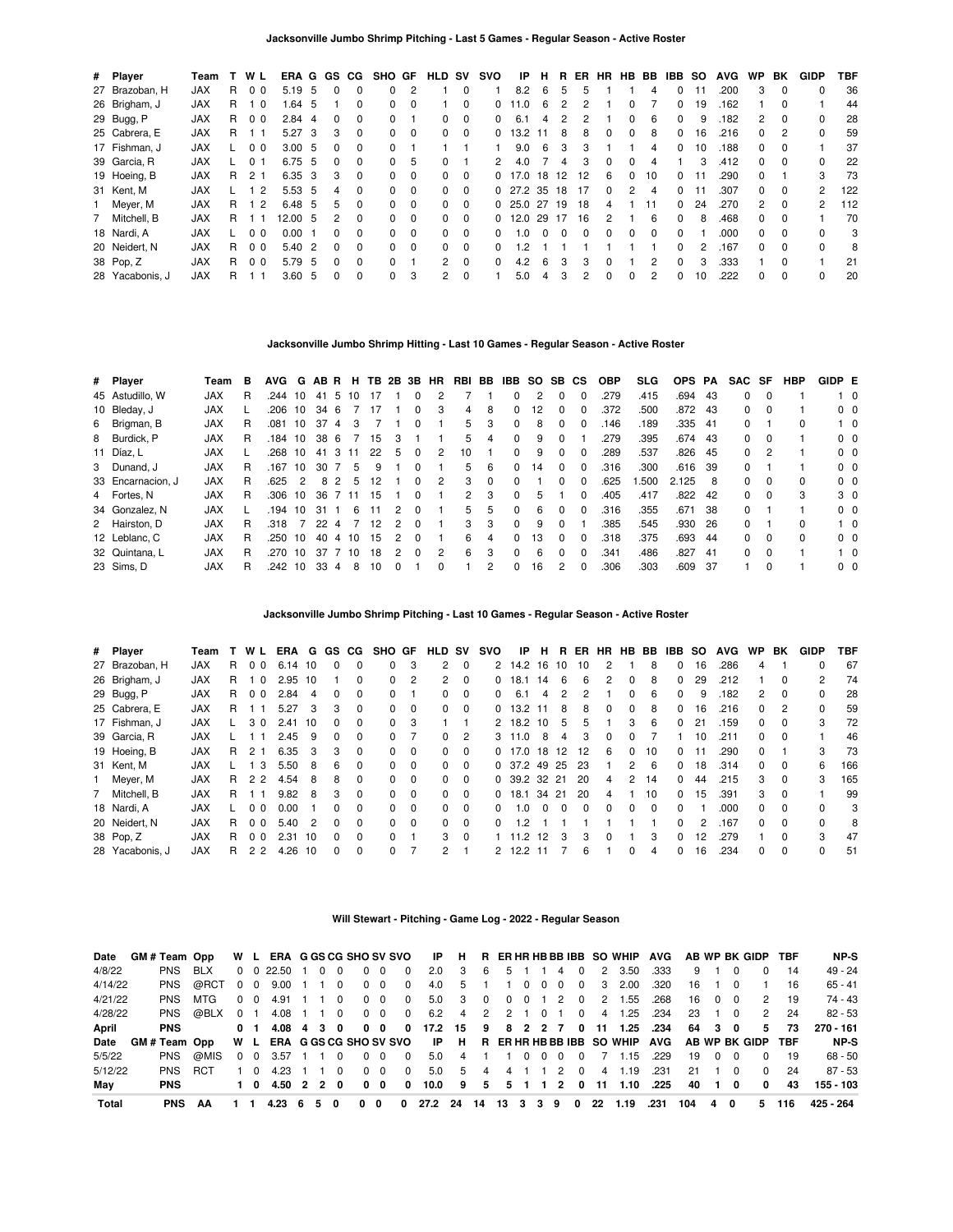### Jacksonville Jumbo Shrimp Pitching - Last 5 Games - Regular Season - Active Roster

| # | Player | Team | T | W | L | ERA | G | GS | CG | SHO | GF | HLD | SV | SVO | IP | H | R | ER | HR | HB | BB | IBB | SO | AVG | WP | BK | GIDP | TBF |
|---|---|---|---|---|---|---|---|---|---|---|---|---|---|---|---|---|---|---|---|---|---|---|---|---|---|---|---|---|
| 27 | Brazoban, H | JAX | R | 0 | 0 | 5.19 | 5 | 0 | 0 | 0 | 2 | 1 | 0 | 1 | 8.2 | 6 | 5 | 5 | 1 | 1 | 4 | 0 | 11 | .200 | 3 | 0 | 0 | 36 |
| 26 | Brigham, J | JAX | R | 1 | 0 | 1.64 | 5 | 1 | 0 | 0 | 0 | 1 | 0 | 0 | 11.0 | 6 | 2 | 2 | 1 | 0 | 7 | 0 | 19 | .162 | 1 | 0 | 1 | 44 |
| 29 | Bugg, P | JAX | R | 0 | 0 | 2.84 | 4 | 0 | 0 | 0 | 1 | 0 | 0 | 0 | 6.1 | 4 | 2 | 2 | 1 | 0 | 6 | 0 | 9 | .182 | 2 | 0 | 0 | 28 |
| 25 | Cabrera, E | JAX | R | 1 | 1 | 5.27 | 3 | 3 | 0 | 0 | 0 | 0 | 0 | 0 | 13.2 | 11 | 8 | 8 | 0 | 0 | 8 | 0 | 16 | .216 | 0 | 2 | 0 | 59 |
| 17 | Fishman, J | JAX | L | 0 | 0 | 3.00 | 5 | 0 | 0 | 0 | 1 | 1 | 1 | 1 | 9.0 | 6 | 3 | 3 | 1 | 1 | 4 | 0 | 10 | .188 | 0 | 0 | 1 | 37 |
| 39 | Garcia, R | JAX | L | 0 | 1 | 6.75 | 5 | 0 | 0 | 0 | 5 | 0 | 1 | 2 | 4.0 | 7 | 4 | 3 | 0 | 0 | 4 | 1 | 3 | .412 | 0 | 0 | 0 | 22 |
| 19 | Hoeing, B | JAX | R | 2 | 1 | 6.35 | 3 | 3 | 0 | 0 | 0 | 0 | 0 | 0 | 17.0 | 18 | 12 | 12 | 6 | 0 | 10 | 0 | 11 | .290 | 0 | 1 | 3 | 73 |
| 31 | Kent, M | JAX | L | 1 | 2 | 5.53 | 5 | 4 | 0 | 0 | 0 | 0 | 0 | 0 | 27.2 | 35 | 18 | 17 | 0 | 2 | 4 | 0 | 11 | .307 | 0 | 0 | 2 | 122 |
| 1 | Meyer, M | JAX | R | 1 | 2 | 6.48 | 5 | 5 | 0 | 0 | 0 | 0 | 0 | 0 | 25.0 | 27 | 19 | 18 | 4 | 1 | 11 | 0 | 24 | .270 | 2 | 0 | 2 | 112 |
| 7 | Mitchell, B | JAX | R | 1 | 1 | 12.00 | 5 | 2 | 0 | 0 | 0 | 0 | 0 | 0 | 12.0 | 29 | 17 | 16 | 2 | 1 | 6 | 0 | 8 | .468 | 0 | 0 | 1 | 70 |
| 18 | Nardi, A | JAX | L | 0 | 0 | 0.00 | 1 | 0 | 0 | 0 | 0 | 0 | 0 | 0 | 1.0 | 0 | 0 | 0 | 0 | 0 | 0 | 0 | 1 | .000 | 0 | 0 | 0 | 3 |
| 20 | Neidert, N | JAX | R | 0 | 0 | 5.40 | 2 | 0 | 0 | 0 | 0 | 0 | 0 | 0 | 1.2 | 1 | 1 | 1 | 1 | 1 | 1 | 0 | 2 | .167 | 0 | 0 | 0 | 8 |
| 38 | Pop, Z | JAX | R | 0 | 0 | 5.79 | 5 | 0 | 0 | 0 | 1 | 2 | 0 | 0 | 4.2 | 6 | 3 | 3 | 0 | 1 | 2 | 0 | 3 | .333 | 1 | 0 | 1 | 21 |
| 28 | Yacabonis, J | JAX | R | 1 | 1 | 3.60 | 5 | 0 | 0 | 0 | 3 | 2 | 0 | 1 | 5.0 | 4 | 3 | 2 | 0 | 0 | 2 | 0 | 10 | .222 | 0 | 0 | 0 | 20 |

### Jacksonville Jumbo Shrimp Hitting - Last 10 Games - Regular Season - Active Roster

| # | Player | Team | B | AVG | G | AB | R | H | TB | 2B | 3B | HR | RBI | BB | IBB | SO | SB | CS | OBP | SLG | OPS | PA | SAC | SF | HBP | GIDP | E |
|---|---|---|---|---|---|---|---|---|---|---|---|---|---|---|---|---|---|---|---|---|---|---|---|---|---|---|---|
| 45 | Astudillo, W | JAX | R | .244 | 10 | 41 | 5 | 10 | 17 | 1 | 0 | 2 | 7 | 1 | 0 | 2 | 0 | 0 | .279 | .415 | .694 | 43 | 0 | 0 | 1 | 1 | 0 |
| 10 | Bleday, J | JAX | L | .206 | 10 | 34 | 6 | 7 | 17 | 1 | 0 | 3 | 4 | 8 | 0 | 12 | 0 | 0 | .372 | .500 | .872 | 43 | 0 | 0 | 1 | 0 | 0 |
| 6 | Brigman, B | JAX | R | .081 | 10 | 37 | 4 | 3 | 7 | 1 | 0 | 1 | 5 | 3 | 0 | 8 | 0 | 0 | .146 | .189 | .335 | 41 | 0 | 1 | 0 | 1 | 0 |
| 8 | Burdick, P | JAX | R | .184 | 10 | 38 | 6 | 7 | 15 | 3 | 1 | 1 | 5 | 4 | 0 | 9 | 0 | 1 | .279 | .395 | .674 | 43 | 0 | 0 | 1 | 0 | 0 |
| 11 | Diaz, L | JAX | L | .268 | 10 | 41 | 3 | 11 | 22 | 5 | 0 | 2 | 10 | 1 | 0 | 9 | 0 | 0 | .289 | .537 | .826 | 45 | 0 | 2 | 1 | 0 | 0 |
| 3 | Dunand, J | JAX | R | .167 | 10 | 30 | 7 | 5 | 9 | 1 | 0 | 1 | 5 | 6 | 0 | 14 | 0 | 0 | .316 | .300 | .616 | 39 | 0 | 1 | 1 | 0 | 0 |
| 33 | Encarnacion, J | JAX | R | .625 | 2 | 8 | 2 | 5 | 12 | 1 | 0 | 2 | 3 | 0 | 0 | 1 | 0 | 0 | .625 | 1.500 | 2.125 | 8 | 0 | 0 | 0 | 0 | 0 |
| 4 | Fortes, N | JAX | R | .306 | 10 | 36 | 7 | 11 | 15 | 1 | 0 | 1 | 2 | 3 | 0 | 5 | 1 | 0 | .405 | .417 | .822 | 42 | 0 | 0 | 3 | 3 | 0 |
| 34 | Gonzalez, N | JAX | L | .194 | 10 | 31 | 1 | 6 | 11 | 2 | 0 | 1 | 5 | 5 | 0 | 6 | 0 | 0 | .316 | .355 | .671 | 38 | 0 | 1 | 1 | 0 | 0 |
| 2 | Hairston, D | JAX | R | .318 | 7 | 22 | 4 | 7 | 12 | 2 | 0 | 1 | 3 | 3 | 0 | 9 | 0 | 1 | .385 | .545 | .930 | 26 | 0 | 1 | 0 | 1 | 0 |
| 12 | Leblanc, C | JAX | R | .250 | 10 | 40 | 4 | 10 | 15 | 2 | 0 | 1 | 6 | 4 | 0 | 13 | 0 | 0 | .318 | .375 | .693 | 44 | 0 | 0 | 0 | 0 | 0 |
| 32 | Quintana, L | JAX | R | .270 | 10 | 37 | 7 | 10 | 18 | 2 | 0 | 2 | 6 | 3 | 0 | 6 | 0 | 0 | .341 | .486 | .827 | 41 | 0 | 0 | 1 | 1 | 0 |
| 23 | Sims, D | JAX | R | .242 | 10 | 33 | 4 | 8 | 10 | 0 | 1 | 0 | 1 | 2 | 0 | 16 | 2 | 0 | .306 | .303 | .609 | 37 | 1 | 0 | 1 | 0 | 0 |

### Jacksonville Jumbo Shrimp Pitching - Last 10 Games - Regular Season - Active Roster

| # | Player | Team | T | W | L | ERA | G | GS | CG | SHO | GF | HLD | SV | SVO | IP | H | R | ER | HR | HB | BB | IBB | SO | AVG | WP | BK | GIDP | TBF |
|---|---|---|---|---|---|---|---|---|---|---|---|---|---|---|---|---|---|---|---|---|---|---|---|---|---|---|---|---|
| 27 | Brazoban, H | JAX | R | 0 | 0 | 6.14 | 10 | 0 | 0 | 0 | 3 | 2 | 0 | 2 | 14.2 | 16 | 10 | 10 | 2 | 1 | 8 | 0 | 16 | .286 | 4 | 1 | 0 | 67 |
| 26 | Brigham, J | JAX | R | 1 | 0 | 2.95 | 10 | 1 | 0 | 0 | 2 | 2 | 0 | 0 | 18.1 | 14 | 6 | 6 | 2 | 0 | 8 | 0 | 29 | .212 | 1 | 0 | 2 | 74 |
| 29 | Bugg, P | JAX | R | 0 | 0 | 2.84 | 4 | 0 | 0 | 0 | 1 | 0 | 0 | 0 | 6.1 | 4 | 2 | 2 | 1 | 0 | 6 | 0 | 9 | .182 | 2 | 0 | 0 | 28 |
| 25 | Cabrera, E | JAX | R | 1 | 1 | 5.27 | 3 | 3 | 0 | 0 | 0 | 0 | 0 | 0 | 13.2 | 11 | 8 | 8 | 0 | 0 | 8 | 0 | 16 | .216 | 0 | 2 | 0 | 59 |
| 17 | Fishman, J | JAX | L | 3 | 0 | 2.41 | 10 | 0 | 0 | 0 | 3 | 1 | 1 | 2 | 18.2 | 10 | 5 | 5 | 1 | 3 | 6 | 0 | 21 | .159 | 0 | 0 | 3 | 72 |
| 39 | Garcia, R | JAX | L | 1 | 1 | 2.45 | 9 | 0 | 0 | 0 | 7 | 0 | 2 | 3 | 11.0 | 8 | 4 | 3 | 0 | 0 | 7 | 1 | 10 | .211 | 0 | 0 | 1 | 46 |
| 19 | Hoeing, B | JAX | R | 2 | 1 | 6.35 | 3 | 3 | 0 | 0 | 0 | 0 | 0 | 0 | 17.0 | 18 | 12 | 12 | 6 | 0 | 10 | 0 | 11 | .290 | 0 | 1 | 3 | 73 |
| 31 | Kent, M | JAX | L | 1 | 3 | 5.50 | 8 | 6 | 0 | 0 | 0 | 0 | 0 | 0 | 37.2 | 49 | 25 | 23 | 1 | 2 | 6 | 0 | 18 | .314 | 0 | 0 | 6 | 166 |
| 1 | Meyer, M | JAX | R | 2 | 2 | 4.54 | 8 | 8 | 0 | 0 | 0 | 0 | 0 | 0 | 39.2 | 32 | 21 | 20 | 4 | 2 | 14 | 0 | 44 | .215 | 3 | 0 | 3 | 165 |
| 7 | Mitchell, B | JAX | R | 1 | 1 | 9.82 | 8 | 3 | 0 | 0 | 0 | 0 | 0 | 0 | 18.1 | 34 | 21 | 20 | 4 | 1 | 10 | 0 | 15 | .391 | 3 | 0 | 1 | 99 |
| 18 | Nardi, A | JAX | L | 0 | 0 | 0.00 | 1 | 0 | 0 | 0 | 0 | 0 | 0 | 0 | 1.0 | 0 | 0 | 0 | 0 | 0 | 0 | 0 | 1 | .000 | 0 | 0 | 0 | 3 |
| 20 | Neidert, N | JAX | R | 0 | 0 | 5.40 | 2 | 0 | 0 | 0 | 0 | 0 | 0 | 0 | 1.2 | 1 | 1 | 1 | 1 | 1 | 1 | 0 | 2 | .167 | 0 | 0 | 0 | 8 |
| 38 | Pop, Z | JAX | R | 0 | 0 | 2.31 | 10 | 0 | 0 | 0 | 1 | 3 | 0 | 1 | 11.2 | 12 | 3 | 3 | 0 | 1 | 3 | 0 | 12 | .279 | 1 | 0 | 3 | 47 |
| 28 | Yacabonis, J | JAX | R | 2 | 2 | 4.26 | 10 | 0 | 0 | 0 | 7 | 2 | 1 | 2 | 12.2 | 11 | 7 | 6 | 1 | 0 | 4 | 0 | 16 | .234 | 0 | 0 | 0 | 51 |

### Will Stewart - Pitching - Game Log - 2022 - Regular Season

| Date | GM # | Team | Opp | W | L | ERA | G | GS | CG | SHO | SV | SVO | IP | H | R | ER | HR | HB | BB | IBB | SO | WHIP | AVG | AB | WP | BK | GIDP | TBF | NP-S |
|---|---|---|---|---|---|---|---|---|---|---|---|---|---|---|---|---|---|---|---|---|---|---|---|---|---|---|---|---|---|
| 4/8/22 | | PNS | BLX | 0 | 0 | 22.50 | 1 | 0 | 0 | | 0 | 0 | 2.0 | 3 | 6 | 5 | 1 | 1 | 4 | 0 | 2 | 3.50 | .333 | 9 | 1 | 0 | 0 | 14 | 49 - 24 |
| 4/14/22 | | PNS | @RCT | 0 | 0 | 9.00 | 1 | 1 | 0 | | 0 | 0 | 4.0 | 5 | 1 | 1 | 0 | 0 | 0 | 0 | 3 | 2.00 | .320 | 16 | 1 | 0 | 1 | 16 | 65 - 41 |
| 4/21/22 | | PNS | MTG | 0 | 0 | 4.91 | 1 | 1 | 0 | | 0 | 0 | 5.0 | 3 | 0 | 0 | 0 | 1 | 2 | 0 | 2 | 1.55 | .268 | 16 | 0 | 0 | 2 | 19 | 74 - 43 |
| 4/28/22 | | PNS | @BLX | 0 | 1 | 4.08 | 1 | 1 | 0 | | 0 | 0 | 6.2 | 4 | 2 | 2 | 1 | 0 | 1 | 0 | 4 | 1.25 | .234 | 23 | 1 | 0 | 2 | 24 | 82 - 53 |
| **April** | | **PNS** | | **0** | **1** | **4.08** | **4** | **3** | **0** | | **0** | **0** | **17.2** | **15** | **9** | **8** | **2** | **2** | **7** | **0** | **11** | **1.25** | **.234** | **64** | **3** | **0** | **5** | **73** | **270 - 161** |
| **Date** | **GM #** | **Team** | **Opp** | **W** | **L** | **ERA** | **G** | **GS** | **CG** | **SHO** | **SV** | **SVO** | **IP** | **H** | **R** | **ER** | **HR** | **HB** | **BB** | **IBB** | **SO** | **WHIP** | **AVG** | **AB** | **WP** | **BK** | **GIDP** | **TBF** | **NP-S** |
| 5/5/22 | | PNS | @MIS | 0 | 0 | 3.57 | 1 | 1 | 0 | | 0 | 0 | 5.0 | 4 | 1 | 1 | 0 | 0 | 0 | 0 | 7 | 1.15 | .229 | 19 | 0 | 0 | 0 | 19 | 68 - 50 |
| 5/12/22 | | PNS | RCT | 1 | 0 | 4.23 | 1 | 1 | 0 | | 0 | 0 | 5.0 | 5 | 4 | 4 | 1 | 1 | 2 | 0 | 4 | 1.19 | .231 | 21 | 1 | 0 | 0 | 24 | 87 - 53 |
| **May** | | **PNS** | | **1** | **0** | **4.50** | **2** | **2** | **0** | | **0** | **0** | **10.0** | **9** | **5** | **5** | **1** | **1** | **2** | **0** | **11** | **1.10** | **.225** | **40** | **1** | **0** | **0** | **43** | **155 - 103** |
| **Total** | | **PNS** | **AA** | **1** | **1** | **4.23** | **6** | **5** | **0** | | **0** | **0** | **27.2** | **24** | **14** | **13** | **3** | **3** | **9** | **0** | **22** | **1.19** | **.231** | **104** | **4** | **0** | **5** | **116** | **425 - 264** |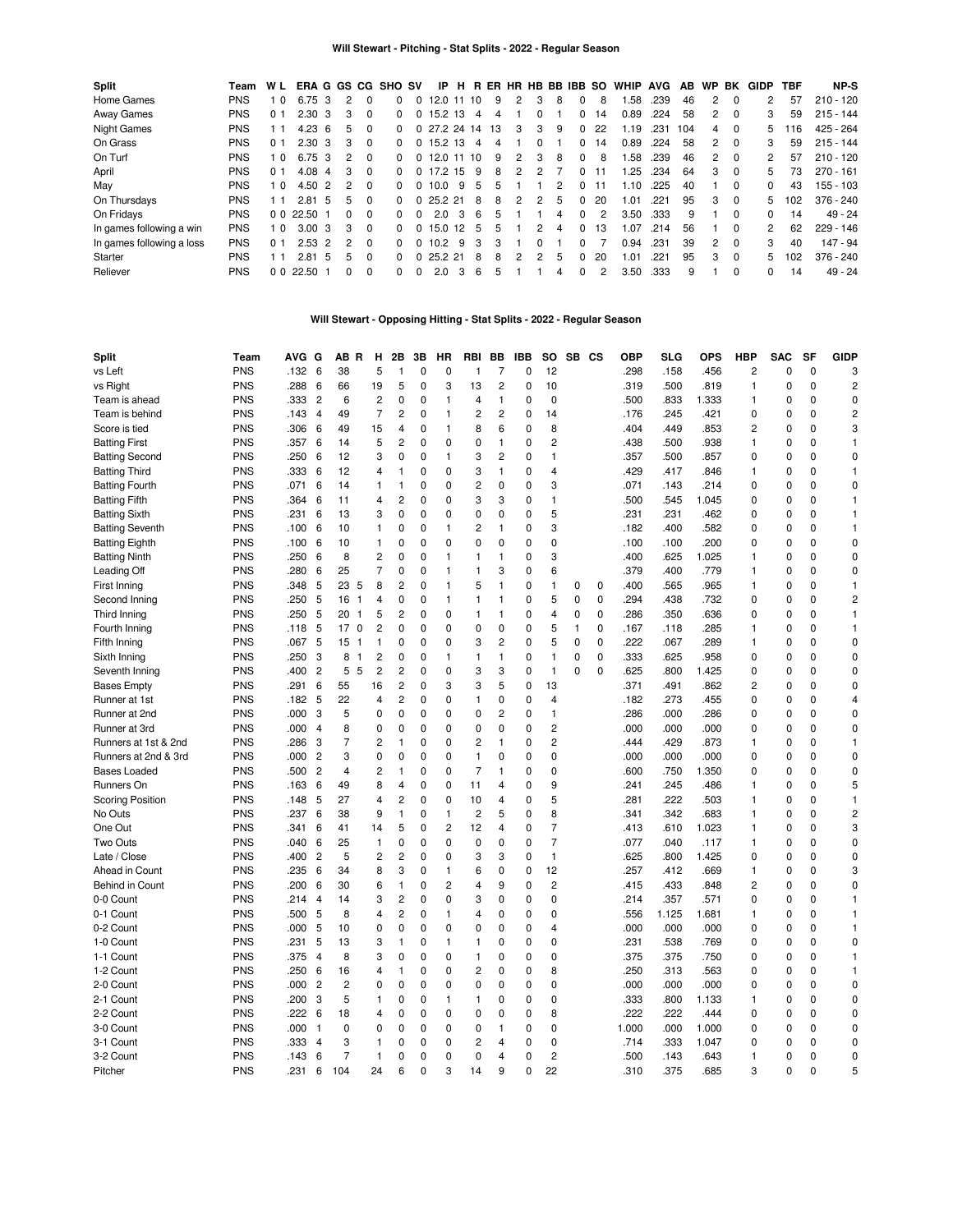## Will Stewart - Pitching - Stat Splits - 2022 - Regular Season

| Split | Team | W | L | ERA | G | GS | CG | SHO | SV | IP | H | R | ER | HR | HB | BB | IBB | SO | WHIP | AVG | AB | WP | BK | GIDP | TBF | NP-S |
|---|---|---|---|---|---|---|---|---|---|---|---|---|---|---|---|---|---|---|---|---|---|---|---|---|---|---|
| Home Games | PNS | 1 | 0 | 6.75 | 3 | 2 | 0 | 0 | 0 | 12.0 | 11 | 10 | 9 | 2 | 3 | 8 | 0 | 8 | 1.58 | .239 | 46 | 2 | 0 | 2 | 57 | 210 - 120 |
| Away Games | PNS | 0 | 1 | 2.30 | 3 | 3 | 0 | 0 | 0 | 15.2 | 13 | 4 | 4 | 1 | 0 | 1 | 0 | 14 | 0.89 | .224 | 58 | 2 | 0 | 3 | 59 | 215 - 144 |
| Night Games | PNS | 1 | 1 | 4.23 | 6 | 5 | 0 | 0 | 0 | 27.2 | 24 | 14 | 13 | 3 | 3 | 9 | 0 | 22 | 1.19 | .231 | 104 | 4 | 0 | 5 | 116 | 425 - 264 |
| On Grass | PNS | 0 | 1 | 2.30 | 3 | 3 | 0 | 0 | 0 | 15.2 | 13 | 4 | 4 | 1 | 0 | 1 | 0 | 14 | 0.89 | .224 | 58 | 2 | 0 | 3 | 59 | 215 - 144 |
| On Turf | PNS | 1 | 0 | 6.75 | 3 | 2 | 0 | 0 | 0 | 12.0 | 11 | 10 | 9 | 2 | 3 | 8 | 0 | 8 | 1.58 | .239 | 46 | 2 | 0 | 2 | 57 | 210 - 120 |
| April | PNS | 0 | 1 | 4.08 | 4 | 3 | 0 | 0 | 0 | 17.2 | 15 | 9 | 8 | 2 | 2 | 7 | 0 | 11 | 1.25 | .234 | 64 | 3 | 0 | 5 | 73 | 270 - 161 |
| May | PNS | 1 | 0 | 4.50 | 2 | 2 | 0 | 0 | 0 | 10.0 | 9 | 5 | 5 | 1 | 1 | 2 | 0 | 11 | 1.10 | .225 | 40 | 1 | 0 | 0 | 43 | 155 - 103 |
| On Thursdays | PNS | 1 | 1 | 2.81 | 5 | 5 | 0 | 0 | 0 | 25.2 | 21 | 8 | 8 | 2 | 2 | 5 | 0 | 20 | 1.01 | .221 | 95 | 3 | 0 | 5 | 102 | 376 - 240 |
| On Fridays | PNS | 0 | 0 | 22.50 | 1 | 0 | 0 | 0 | 0 | 2.0 | 3 | 6 | 5 | 1 | 1 | 4 | 0 | 2 | 3.50 | .333 | 9 | 1 | 0 | 0 | 14 | 49 - 24 |
| In games following a win | PNS | 1 | 0 | 3.00 | 3 | 3 | 0 | 0 | 0 | 15.0 | 12 | 5 | 5 | 1 | 2 | 4 | 0 | 13 | 1.07 | .214 | 56 | 1 | 0 | 2 | 62 | 229 - 146 |
| In games following a loss | PNS | 0 | 1 | 2.53 | 2 | 2 | 0 | 0 | 0 | 10.2 | 9 | 3 | 3 | 1 | 0 | 1 | 0 | 7 | 0.94 | .231 | 39 | 2 | 0 | 3 | 40 | 147 - 94 |
| Starter | PNS | 1 | 1 | 2.81 | 5 | 5 | 0 | 0 | 0 | 25.2 | 21 | 8 | 8 | 2 | 2 | 5 | 0 | 20 | 1.01 | .221 | 95 | 3 | 0 | 5 | 102 | 376 - 240 |
| Reliever | PNS | 0 | 0 | 22.50 | 1 | 0 | 0 | 0 | 0 | 2.0 | 3 | 6 | 5 | 1 | 1 | 4 | 0 | 2 | 3.50 | .333 | 9 | 1 | 0 | 0 | 14 | 49 - 24 |

## Will Stewart - Opposing Hitting - Stat Splits - 2022 - Regular Season

| Split | Team | AVG | G | AB | R | H | 2B | 3B | HR | RBI | BB | IBB | SO | SB | CS | OBP | SLG | OPS | HBP | SAC | SF | GIDP |
|---|---|---|---|---|---|---|---|---|---|---|---|---|---|---|---|---|---|---|---|---|---|---|
| vs Left | PNS | .132 | 6 | 38 | | 5 | 1 | 0 | 0 | 1 | 7 | 0 | 12 | | | .298 | .158 | .456 | 2 | 0 | 0 | 3 |
| vs Right | PNS | .288 | 6 | 66 | | 19 | 5 | 0 | 3 | 13 | 2 | 0 | 10 | | | .319 | .500 | .819 | 1 | 0 | 0 | 2 |
| Team is ahead | PNS | .333 | 2 | 6 | | 2 | 0 | 0 | 1 | 4 | 1 | 0 | 0 | | | .500 | .833 | 1.333 | 1 | 0 | 0 | 0 |
| Team is behind | PNS | .143 | 4 | 49 | | 7 | 2 | 0 | 1 | 2 | 2 | 0 | 14 | | | .176 | .245 | .421 | 0 | 0 | 0 | 2 |
| Score is tied | PNS | .306 | 6 | 49 | | 15 | 4 | 0 | 1 | 8 | 6 | 0 | 8 | | | .404 | .449 | .853 | 2 | 0 | 0 | 3 |
| Batting First | PNS | .357 | 6 | 14 | | 5 | 2 | 0 | 0 | 0 | 1 | 0 | 2 | | | .438 | .500 | .938 | 1 | 0 | 0 | 1 |
| Batting Second | PNS | .250 | 6 | 12 | | 3 | 0 | 0 | 1 | 3 | 2 | 0 | 1 | | | .357 | .500 | .857 | 0 | 0 | 0 | 0 |
| Batting Third | PNS | .333 | 6 | 12 | | 4 | 1 | 0 | 0 | 3 | 1 | 0 | 4 | | | .429 | .417 | .846 | 1 | 0 | 0 | 1 |
| Batting Fourth | PNS | .071 | 6 | 14 | | 1 | 1 | 0 | 0 | 2 | 0 | 0 | 3 | | | .071 | .143 | .214 | 0 | 0 | 0 | 0 |
| Batting Fifth | PNS | .364 | 6 | 11 | | 4 | 2 | 0 | 0 | 3 | 3 | 0 | 1 | | | .500 | .545 | 1.045 | 0 | 0 | 0 | 1 |
| Batting Sixth | PNS | .231 | 6 | 13 | | 3 | 0 | 0 | 0 | 0 | 0 | 0 | 5 | | | .231 | .231 | .462 | 0 | 0 | 0 | 1 |
| Batting Seventh | PNS | .100 | 6 | 10 | | 1 | 0 | 0 | 1 | 2 | 1 | 0 | 3 | | | .182 | .400 | .582 | 0 | 0 | 0 | 1 |
| Batting Eighth | PNS | .100 | 6 | 10 | | 1 | 0 | 0 | 0 | 0 | 0 | 0 | 0 | | | .100 | .100 | .200 | 0 | 0 | 0 | 0 |
| Batting Ninth | PNS | .250 | 6 | 8 | | 2 | 0 | 0 | 1 | 1 | 1 | 0 | 3 | | | .400 | .625 | 1.025 | 1 | 0 | 0 | 0 |
| Leading Off | PNS | .280 | 6 | 25 | | 7 | 0 | 0 | 1 | 1 | 3 | 0 | 6 | | | .379 | .400 | .779 | 1 | 0 | 0 | 0 |
| First Inning | PNS | .348 | 5 | 23 | 5 | 8 | 2 | 0 | 1 | 5 | 1 | 0 | 1 | 0 | 0 | .400 | .565 | .965 | 1 | 0 | 0 | 1 |
| Second Inning | PNS | .250 | 5 | 16 | 1 | 4 | 0 | 0 | 1 | 1 | 1 | 0 | 5 | 0 | 0 | .294 | .438 | .732 | 0 | 0 | 0 | 2 |
| Third Inning | PNS | .250 | 5 | 20 | 1 | 5 | 2 | 0 | 0 | 1 | 1 | 0 | 4 | 0 | 0 | .286 | .350 | .636 | 0 | 0 | 0 | 1 |
| Fourth Inning | PNS | .118 | 5 | 17 | 0 | 2 | 0 | 0 | 0 | 0 | 0 | 0 | 5 | 1 | 0 | .167 | .118 | .285 | 1 | 0 | 0 | 1 |
| Fifth Inning | PNS | .067 | 5 | 15 | 1 | 1 | 0 | 0 | 0 | 3 | 2 | 0 | 5 | 0 | 0 | .222 | .067 | .289 | 1 | 0 | 0 | 0 |
| Sixth Inning | PNS | .250 | 3 | 8 | 1 | 2 | 0 | 0 | 1 | 1 | 1 | 0 | 1 | 0 | 0 | .333 | .625 | .958 | 0 | 0 | 0 | 0 |
| Seventh Inning | PNS | .400 | 2 | 5 | 5 | 2 | 2 | 0 | 0 | 3 | 3 | 0 | 1 | 0 | 0 | .625 | .800 | 1.425 | 0 | 0 | 0 | 0 |
| Bases Empty | PNS | .291 | 6 | 55 | | 16 | 2 | 0 | 3 | 3 | 5 | 0 | 13 | | | .371 | .491 | .862 | 2 | 0 | 0 | 0 |
| Runner at 1st | PNS | .182 | 5 | 22 | | 4 | 2 | 0 | 0 | 1 | 0 | 0 | 4 | | | .182 | .273 | .455 | 0 | 0 | 0 | 4 |
| Runner at 2nd | PNS | .000 | 3 | 5 | | 0 | 0 | 0 | 0 | 0 | 2 | 0 | 1 | | | .286 | .000 | .286 | 0 | 0 | 0 | 0 |
| Runner at 3rd | PNS | .000 | 4 | 8 | | 0 | 0 | 0 | 0 | 0 | 0 | 0 | 2 | | | .000 | .000 | .000 | 0 | 0 | 0 | 0 |
| Runners at 1st & 2nd | PNS | .286 | 3 | 7 | | 2 | 1 | 0 | 0 | 2 | 1 | 0 | 2 | | | .444 | .429 | .873 | 1 | 0 | 0 | 1 |
| Runners at 2nd & 3rd | PNS | .000 | 2 | 3 | | 0 | 0 | 0 | 0 | 1 | 0 | 0 | 0 | | | .000 | .000 | .000 | 0 | 0 | 0 | 0 |
| Bases Loaded | PNS | .500 | 2 | 4 | | 2 | 1 | 0 | 0 | 7 | 1 | 0 | 0 | | | .600 | .750 | 1.350 | 0 | 0 | 0 | 0 |
| Runners On | PNS | .163 | 6 | 49 | | 8 | 4 | 0 | 0 | 11 | 4 | 0 | 9 | | | .241 | .245 | .486 | 1 | 0 | 0 | 5 |
| Scoring Position | PNS | .148 | 5 | 27 | | 4 | 2 | 0 | 0 | 10 | 4 | 0 | 5 | | | .281 | .222 | .503 | 1 | 0 | 0 | 1 |
| No Outs | PNS | .237 | 6 | 38 | | 9 | 1 | 0 | 1 | 2 | 5 | 0 | 8 | | | .341 | .342 | .683 | 1 | 0 | 0 | 2 |
| One Out | PNS | .341 | 6 | 41 | | 14 | 5 | 0 | 2 | 12 | 4 | 0 | 7 | | | .413 | .610 | 1.023 | 1 | 0 | 0 | 3 |
| Two Outs | PNS | .040 | 6 | 25 | | 1 | 0 | 0 | 0 | 0 | 0 | 0 | 7 | | | .077 | .040 | .117 | 1 | 0 | 0 | 0 |
| Late / Close | PNS | .400 | 2 | 5 | | 2 | 2 | 0 | 0 | 3 | 3 | 0 | 1 | | | .625 | .800 | 1.425 | 0 | 0 | 0 | 0 |
| Ahead in Count | PNS | .235 | 6 | 34 | | 8 | 3 | 0 | 1 | 6 | 0 | 0 | 12 | | | .257 | .412 | .669 | 1 | 0 | 0 | 3 |
| Behind in Count | PNS | .200 | 6 | 30 | | 6 | 1 | 0 | 2 | 4 | 9 | 0 | 2 | | | .415 | .433 | .848 | 2 | 0 | 0 | 0 |
| 0-0 Count | PNS | .214 | 4 | 14 | | 3 | 2 | 0 | 0 | 3 | 0 | 0 | 0 | | | .214 | .357 | .571 | 0 | 0 | 0 | 1 |
| 0-1 Count | PNS | .500 | 5 | 8 | | 4 | 2 | 0 | 1 | 4 | 0 | 0 | 0 | | | .556 | 1.125 | 1.681 | 1 | 0 | 0 | 1 |
| 0-2 Count | PNS | .000 | 5 | 10 | | 0 | 0 | 0 | 0 | 0 | 0 | 0 | 4 | | | .000 | .000 | .000 | 0 | 0 | 0 | 1 |
| 1-0 Count | PNS | .231 | 5 | 13 | | 3 | 1 | 0 | 1 | 1 | 0 | 0 | 0 | | | .231 | .538 | .769 | 0 | 0 | 0 | 0 |
| 1-1 Count | PNS | .375 | 4 | 8 | | 3 | 0 | 0 | 0 | 1 | 0 | 0 | 0 | | | .375 | .375 | .750 | 0 | 0 | 0 | 1 |
| 1-2 Count | PNS | .250 | 6 | 16 | | 4 | 1 | 0 | 0 | 2 | 0 | 0 | 8 | | | .250 | .313 | .563 | 0 | 0 | 0 | 1 |
| 2-0 Count | PNS | .000 | 2 | 2 | | 0 | 0 | 0 | 0 | 0 | 0 | 0 | 0 | | | .000 | .000 | .000 | 0 | 0 | 0 | 0 |
| 2-1 Count | PNS | .200 | 3 | 5 | | 1 | 0 | 0 | 1 | 1 | 0 | 0 | 0 | | | .333 | .800 | 1.133 | 1 | 0 | 0 | 0 |
| 2-2 Count | PNS | .222 | 6 | 18 | | 4 | 0 | 0 | 0 | 0 | 0 | 0 | 8 | | | .222 | .222 | .444 | 0 | 0 | 0 | 0 |
| 3-0 Count | PNS | .000 | 1 | 0 | | 0 | 0 | 0 | 0 | 0 | 1 | 0 | 0 | | | 1.000 | .000 | 1.000 | 0 | 0 | 0 | 0 |
| 3-1 Count | PNS | .333 | 4 | 3 | | 1 | 0 | 0 | 0 | 2 | 4 | 0 | 0 | | | .714 | .333 | 1.047 | 0 | 0 | 0 | 0 |
| 3-2 Count | PNS | .143 | 6 | 7 | | 1 | 0 | 0 | 0 | 0 | 4 | 0 | 2 | | | .500 | .143 | .643 | 1 | 0 | 0 | 0 |
| Pitcher | PNS | .231 | 6 | 104 | | 24 | 6 | 0 | 3 | 14 | 9 | 0 | 22 | | | .310 | .375 | .685 | 3 | 0 | 0 | 5 |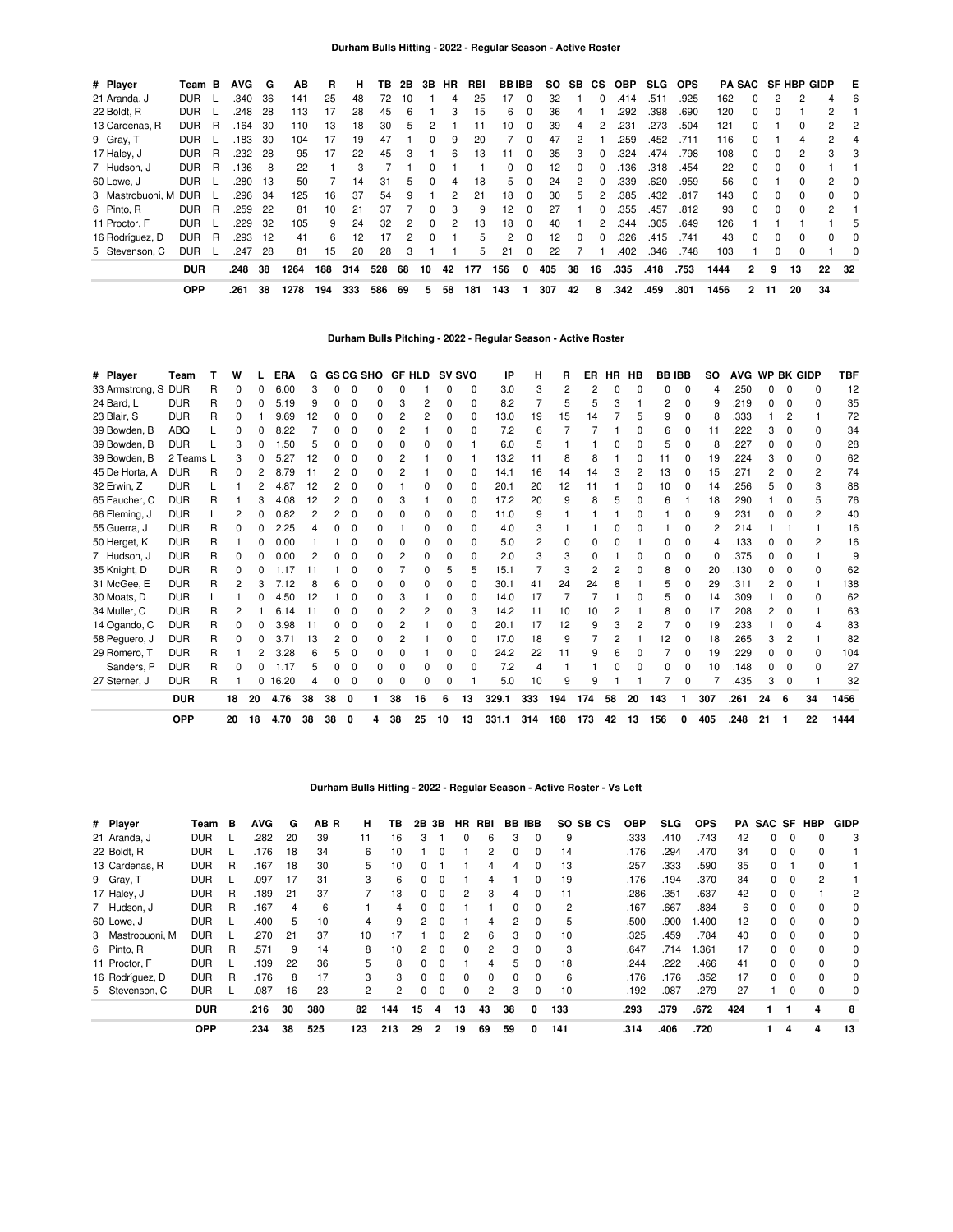## Durham Bulls Hitting - 2022 - Regular Season - Active Roster

| # Player | Team | B | AVG | G | AB | R | H | TB | 2B | 3B | HR | RBI | BB | IBB | SO | SB | CS | OBP | SLG | OPS | PA | SAC | SF | HBP | GIDP | E |
|---|---|---|---|---|---|---|---|---|---|---|---|---|---|---|---|---|---|---|---|---|---|---|---|---|---|---|
| 21 Aranda, J | DUR | L | .340 | 36 | 141 | 25 | 48 | 72 | 10 | 1 | 4 | 25 | 17 | 0 | 32 | 1 | 0 | .414 | .511 | .925 | 162 | 0 | 2 | 2 | 4 | 6 |
| 22 Boldt, R | DUR | L | .248 | 28 | 113 | 17 | 28 | 45 | 6 | 1 | 3 | 15 | 6 | 0 | 36 | 4 | 1 | .292 | .398 | .690 | 120 | 0 | 0 | 1 | 2 | 1 |
| 13 Cardenas, R | DUR | R | .164 | 30 | 110 | 13 | 18 | 30 | 5 | 2 | 1 | 11 | 10 | 0 | 39 | 4 | 2 | .231 | .273 | .504 | 121 | 0 | 1 | 0 | 2 | 2 |
| 9 Gray, T | DUR | L | .183 | 30 | 104 | 17 | 19 | 47 | 1 | 0 | 9 | 20 | 7 | 0 | 47 | 2 | 1 | .259 | .452 | .711 | 116 | 0 | 1 | 4 | 2 | 4 |
| 17 Haley, J | DUR | R | .232 | 28 | 95 | 17 | 22 | 45 | 3 | 1 | 6 | 13 | 11 | 0 | 35 | 3 | 0 | .324 | .474 | .798 | 108 | 0 | 0 | 2 | 3 | 3 |
| 7 Hudson, J | DUR | R | .136 | 8 | 22 | 1 | 3 | 7 | 1 | 0 | 1 | 1 | 0 | 0 | 12 | 0 | 0 | .136 | .318 | .454 | 22 | 0 | 0 | 0 | 1 | 1 |
| 60 Lowe, J | DUR | L | .280 | 13 | 50 | 7 | 14 | 31 | 5 | 0 | 4 | 18 | 5 | 0 | 24 | 2 | 0 | .339 | .620 | .959 | 56 | 0 | 1 | 0 | 2 | 0 |
| 3 Mastrobuoni, M | DUR | L | .296 | 34 | 125 | 16 | 37 | 54 | 9 | 1 | 2 | 21 | 18 | 0 | 30 | 5 | 2 | .385 | .432 | .817 | 143 | 0 | 0 | 0 | 0 | 0 |
| 6 Pinto, R | DUR | R | .259 | 22 | 81 | 10 | 21 | 37 | 7 | 0 | 3 | 9 | 12 | 0 | 27 | 1 | 0 | .355 | .457 | .812 | 93 | 0 | 0 | 0 | 2 | 1 |
| 11 Proctor, F | DUR | L | .229 | 32 | 105 | 9 | 24 | 32 | 2 | 0 | 2 | 13 | 18 | 0 | 40 | 1 | 2 | .344 | .305 | .649 | 126 | 1 | 1 | 1 | 1 | 5 |
| 16 Rodríguez, D | DUR | R | .293 | 12 | 41 | 6 | 12 | 17 | 2 | 0 | 1 | 5 | 2 | 0 | 12 | 0 | 0 | .326 | .415 | .741 | 43 | 0 | 0 | 0 | 0 | 0 |
| 5 Stevenson, C | DUR | L | .247 | 28 | 81 | 15 | 20 | 28 | 3 | 1 | 1 | 5 | 21 | 0 | 22 | 7 | 1 | .402 | .346 | .748 | 103 | 1 | 0 | 0 | 1 | 0 |
| | **DUR** | | **.248** | **38** | **1264** | **188** | **314** | **528** | **68** | **10** | **42** | **177** | **156** | **0** | **405** | **38** | **16** | **.335** | **.418** | **.753** | **1444** | **2** | **9** | **13** | **22** | **32** |
| | **OPP** | | **.261** | **38** | **1278** | **194** | **333** | **586** | **69** | **5** | **58** | **181** | **143** | **1** | **307** | **42** | **8** | **.342** | **.459** | **.801** | **1456** | **2** | **11** | **20** | **34** | |

## Durham Bulls Pitching - 2022 - Regular Season - Active Roster

| # Player | Team | T | W | L | ERA | G | GS | CG | SHO | GF | HLD | SV | SVO | IP | H | R | ER | HR | HB | BB | IBB | SO | AVG | WP | BK | GIDP | TBF |
|---|---|---|---|---|---|---|---|---|---|---|---|---|---|---|---|---|---|---|---|---|---|---|---|---|---|---|---|
| 33 Armstrong, S | DUR | R | 0 | 0 | 6.00 | 3 | 0 | 0 | 0 | 0 | 1 | 0 | 0 | 3.0 | 3 | 2 | 2 | 0 | 0 | 0 | 0 | 4 | .250 | 0 | 0 | 0 | 12 |
| 24 Bard, L | DUR | R | 0 | 0 | 5.19 | 9 | 0 | 0 | 0 | 3 | 2 | 0 | 0 | 8.2 | 7 | 5 | 5 | 3 | 1 | 2 | 0 | 9 | .219 | 0 | 0 | 0 | 35 |
| 23 Blair, S | DUR | R | 0 | 1 | 9.69 | 12 | 0 | 0 | 0 | 2 | 2 | 0 | 0 | 13.0 | 19 | 15 | 14 | 7 | 5 | 9 | 0 | 8 | .333 | 1 | 2 | 1 | 72 |
| 39 Bowden, B | ABQ | L | 0 | 0 | 8.22 | 7 | 0 | 0 | 0 | 2 | 1 | 0 | 0 | 7.2 | 6 | 7 | 7 | 1 | 0 | 6 | 0 | 11 | .222 | 3 | 0 | 0 | 34 |
| 39 Bowden, B | DUR | L | 3 | 0 | 1.50 | 5 | 0 | 0 | 0 | 0 | 0 | 0 | 1 | 6.0 | 5 | 1 | 1 | 0 | 0 | 5 | 0 | 8 | .227 | 0 | 0 | 0 | 28 |
| 39 Bowden, B | 2 Teams | L | 3 | 0 | 5.27 | 12 | 0 | 0 | 0 | 2 | 1 | 0 | 1 | 13.2 | 11 | 8 | 8 | 1 | 0 | 11 | 0 | 19 | .224 | 3 | 0 | 0 | 62 |
| 45 De Horta, A | DUR | R | 0 | 2 | 8.79 | 11 | 2 | 0 | 0 | 2 | 1 | 0 | 0 | 14.1 | 16 | 14 | 14 | 3 | 2 | 13 | 0 | 15 | .271 | 2 | 0 | 2 | 74 |
| 32 Erwin, Z | DUR | L | 1 | 2 | 4.87 | 12 | 2 | 0 | 0 | 1 | 0 | 0 | 0 | 20.1 | 20 | 12 | 11 | 1 | 0 | 10 | 0 | 14 | .256 | 5 | 0 | 3 | 88 |
| 65 Faucher, C | DUR | R | 1 | 3 | 4.08 | 12 | 2 | 0 | 0 | 3 | 1 | 0 | 0 | 17.2 | 20 | 9 | 8 | 5 | 0 | 6 | 1 | 18 | .290 | 1 | 0 | 5 | 76 |
| 66 Fleming, J | DUR | L | 2 | 0 | 0.82 | 2 | 2 | 0 | 0 | 0 | 0 | 0 | 0 | 11.0 | 9 | 1 | 1 | 1 | 0 | 1 | 0 | 9 | .231 | 0 | 0 | 2 | 40 |
| 55 Guerra, J | DUR | R | 0 | 0 | 2.25 | 4 | 0 | 0 | 0 | 1 | 0 | 0 | 0 | 4.0 | 3 | 1 | 1 | 0 | 0 | 1 | 0 | 2 | .214 | 1 | 1 | 1 | 16 |
| 50 Herget, K | DUR | R | 1 | 0 | 0.00 | 1 | 1 | 0 | 0 | 0 | 0 | 0 | 0 | 5.0 | 2 | 0 | 0 | 0 | 1 | 0 | 0 | 4 | .133 | 0 | 0 | 2 | 16 |
| 7 Hudson, J | DUR | R | 0 | 0 | 0.00 | 2 | 0 | 0 | 0 | 2 | 0 | 0 | 0 | 2.0 | 3 | 3 | 0 | 1 | 0 | 0 | 0 | 0 | .375 | 0 | 0 | 1 | 9 |
| 35 Knight, D | DUR | R | 0 | 0 | 1.17 | 11 | 1 | 0 | 0 | 7 | 0 | 5 | 5 | 15.1 | 7 | 3 | 2 | 2 | 0 | 8 | 0 | 20 | .130 | 0 | 0 | 0 | 62 |
| 31 McGee, E | DUR | R | 2 | 3 | 7.12 | 8 | 6 | 0 | 0 | 0 | 0 | 0 | 0 | 30.1 | 41 | 24 | 24 | 8 | 1 | 5 | 0 | 29 | .311 | 2 | 0 | 1 | 138 |
| 30 Moats, D | DUR | L | 1 | 0 | 4.50 | 12 | 1 | 0 | 0 | 3 | 1 | 0 | 0 | 14.0 | 17 | 7 | 7 | 1 | 0 | 5 | 0 | 14 | .309 | 1 | 0 | 0 | 62 |
| 34 Muller, C | DUR | R | 2 | 1 | 6.14 | 11 | 0 | 0 | 0 | 2 | 2 | 0 | 3 | 14.2 | 11 | 10 | 10 | 2 | 1 | 8 | 0 | 17 | .208 | 2 | 0 | 1 | 63 |
| 14 Ogando, C | DUR | R | 0 | 0 | 3.98 | 11 | 0 | 0 | 0 | 2 | 1 | 0 | 0 | 20.1 | 17 | 12 | 9 | 3 | 2 | 7 | 0 | 19 | .233 | 1 | 0 | 4 | 83 |
| 58 Peguero, J | DUR | R | 0 | 0 | 3.71 | 13 | 2 | 0 | 0 | 2 | 1 | 0 | 0 | 17.0 | 18 | 9 | 7 | 2 | 1 | 12 | 0 | 18 | .265 | 3 | 2 | 1 | 82 |
| 29 Romero, T | DUR | R | 1 | 2 | 3.28 | 6 | 5 | 0 | 0 | 0 | 1 | 0 | 0 | 24.2 | 22 | 11 | 9 | 6 | 0 | 7 | 0 | 19 | .229 | 0 | 0 | 0 | 104 |
| Sanders, P | DUR | R | 0 | 0 | 1.17 | 5 | 0 | 0 | 0 | 0 | 0 | 0 | 0 | 7.2 | 4 | 1 | 1 | 0 | 0 | 0 | 0 | 10 | .148 | 0 | 0 | 0 | 27 |
| 27 Sterner, J | DUR | R | 1 | 0 | 16.20 | 4 | 0 | 0 | 0 | 0 | 0 | 0 | 1 | 5.0 | 10 | 9 | 9 | 1 | 1 | 7 | 0 | 7 | .435 | 3 | 0 | 1 | 32 |
| | **DUR** | | **18** | **20** | **4.76** | **38** | **38** | **0** | **1** | **38** | **16** | **6** | **13** | **329.1** | **333** | **194** | **174** | **58** | **20** | **143** | **1** | **307** | **.261** | **24** | **6** | **34** | **1456** |
| | **OPP** | | **20** | **18** | **4.70** | **38** | **38** | **0** | **4** | **38** | **25** | **10** | **13** | **331.1** | **314** | **188** | **173** | **42** | **13** | **156** | **0** | **405** | **.248** | **21** | **1** | **22** | **1444** |

## Durham Bulls Hitting - 2022 - Regular Season - Active Roster - Vs Left

| # Player | Team | B | AVG | G | AB | R | H | TB | 2B | 3B | HR | RBI | BB | IBB | SO | SB | CS | OBP | SLG | OPS | PA | SAC | SF | HBP | GIDP |
|---|---|---|---|---|---|---|---|---|---|---|---|---|---|---|---|---|---|---|---|---|---|---|---|---|---|
| 21 Aranda, J | DUR | L | .282 | 20 | 39 | | 11 | 16 | 3 | 1 | 0 | 6 | 3 | 0 | 9 | | | .333 | .410 | .743 | 42 | 0 | 0 | 0 | 3 |
| 22 Boldt, R | DUR | L | .176 | 18 | 34 | | 6 | 10 | 1 | 0 | 1 | 2 | 0 | 0 | 14 | | | .176 | .294 | .470 | 34 | 0 | 0 | 0 | 1 |
| 13 Cardenas, R | DUR | R | .167 | 18 | 30 | | 5 | 10 | 0 | 1 | 1 | 4 | 4 | 0 | 13 | | | .257 | .333 | .590 | 35 | 0 | 1 | 0 | 1 |
| 9 Gray, T | DUR | L | .097 | 17 | 31 | | 3 | 6 | 0 | 0 | 1 | 4 | 1 | 0 | 19 | | | .176 | .194 | .370 | 34 | 0 | 0 | 2 | 1 |
| 17 Haley, J | DUR | R | .189 | 21 | 37 | | 7 | 13 | 0 | 0 | 2 | 3 | 4 | 0 | 11 | | | .286 | .351 | .637 | 42 | 0 | 0 | 1 | 2 |
| 7 Hudson, J | DUR | R | .167 | 4 | 6 | | 1 | 4 | 0 | 0 | 1 | 1 | 0 | 0 | 2 | | | .167 | .667 | .834 | 6 | 0 | 0 | 0 | 0 |
| 60 Lowe, J | DUR | L | .400 | 5 | 10 | | 4 | 9 | 2 | 0 | 1 | 4 | 2 | 0 | 5 | | | .500 | .900 | 1.400 | 12 | 0 | 0 | 0 | 0 |
| 3 Mastrobuoni, M | DUR | L | .270 | 21 | 37 | | 10 | 17 | 1 | 0 | 2 | 6 | 3 | 0 | 10 | | | .325 | .459 | .784 | 40 | 0 | 0 | 0 | 0 |
| 6 Pinto, R | DUR | R | .571 | 9 | 14 | | 8 | 10 | 2 | 0 | 0 | 2 | 3 | 0 | 3 | | | .647 | .714 | 1.361 | 17 | 0 | 0 | 0 | 0 |
| 11 Proctor, F | DUR | L | .139 | 22 | 36 | | 5 | 8 | 0 | 0 | 1 | 4 | 5 | 0 | 18 | | | .244 | .222 | .466 | 41 | 0 | 0 | 0 | 0 |
| 16 Rodríguez, D | DUR | R | .176 | 8 | 17 | | 3 | 3 | 0 | 0 | 0 | 0 | 0 | 0 | 6 | | | .176 | .176 | .352 | 17 | 0 | 0 | 0 | 0 |
| 5 Stevenson, C | DUR | L | .087 | 16 | 23 | | 2 | 2 | 0 | 0 | 0 | 2 | 3 | 0 | 10 | | | .192 | .087 | .279 | 27 | 1 | 0 | 0 | 0 |
| | **DUR** | | **.216** | **30** | **380** | | **82** | **144** | **15** | **4** | **13** | **43** | **38** | **0** | **133** | | | **.293** | **.379** | **.672** | **424** | **1** | **1** | **4** | **8** |
| | **OPP** | | **.234** | **38** | **525** | | **123** | **213** | **29** | **2** | **19** | **69** | **59** | **0** | **141** | | | **.314** | **.406** | **.720** | | **1** | **4** | **4** | **13** |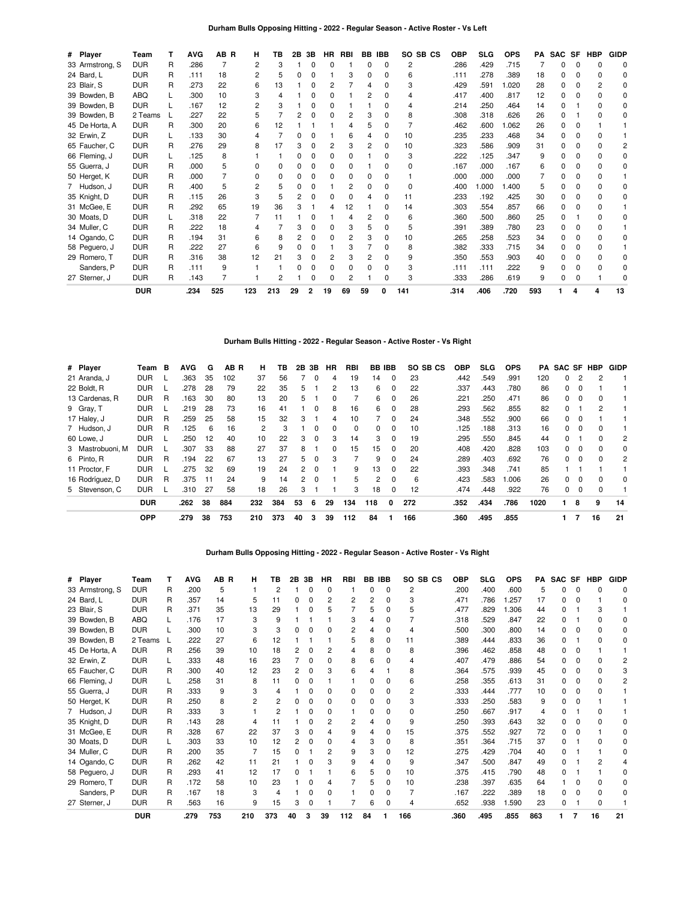## Durham Bulls Opposing Hitting - 2022 - Regular Season - Active Roster - Vs Left

| # | Player | Team | T | AVG | AB | R | H | TB | 2B | 3B | HR | RBI | BB | IBB | SO | SB | CS | OBP | SLG | OPS | PA | SAC | SF | HBP | GIDP |
|---|---|---|---|---|---|---|---|---|---|---|---|---|---|---|---|---|---|---|---|---|---|---|---|---|---|
| 33 | Armstrong, S | DUR | R | .286 | 7 | | 2 | 3 | 1 | 0 | 0 | 1 | 0 | 0 | 2 | | | .286 | .429 | .715 | 7 | 0 | 0 | 0 | 0 |
| 24 | Bard, L | DUR | R | .111 | 18 | | 2 | 5 | 0 | 0 | 1 | 3 | 0 | 0 | 6 | | | .111 | .278 | .389 | 18 | 0 | 0 | 0 | 0 |
| 23 | Blair, S | DUR | R | .273 | 22 | | 6 | 13 | 1 | 0 | 2 | 7 | 4 | 0 | 3 | | | .429 | .591 | 1.020 | 28 | 0 | 0 | 2 | 0 |
| 39 | Bowden, B | ABQ | L | .300 | 10 | | 3 | 4 | 1 | 0 | 0 | 1 | 2 | 0 | 4 | | | .417 | .400 | .817 | 12 | 0 | 0 | 0 | 0 |
| 39 | Bowden, B | DUR | L | .167 | 12 | | 2 | 3 | 1 | 0 | 0 | 1 | 1 | 0 | 4 | | | .214 | .250 | .464 | 14 | 0 | 1 | 0 | 0 |
| 39 | Bowden, B | 2 Teams | L | .227 | 22 | | 5 | 7 | 2 | 0 | 0 | 2 | 3 | 0 | 8 | | | .308 | .318 | .626 | 26 | 0 | 1 | 0 | 0 |
| 45 | De Horta, A | DUR | R | .300 | 20 | | 6 | 12 | 1 | 1 | 1 | 4 | 5 | 0 | 7 | | | .462 | .600 | 1.062 | 26 | 0 | 0 | 1 | 1 |
| 32 | Erwin, Z | DUR | L | .133 | 30 | | 4 | 7 | 0 | 0 | 1 | 6 | 4 | 0 | 10 | | | .235 | .233 | .468 | 34 | 0 | 0 | 0 | 1 |
| 65 | Faucher, C | DUR | R | .276 | 29 | | 8 | 17 | 3 | 0 | 2 | 3 | 2 | 0 | 10 | | | .323 | .586 | .909 | 31 | 0 | 0 | 0 | 2 |
| 66 | Fleming, J | DUR | L | .125 | 8 | | 1 | 1 | 0 | 0 | 0 | 0 | 1 | 0 | 3 | | | .222 | .125 | .347 | 9 | 0 | 0 | 0 | 0 |
| 55 | Guerra, J | DUR | R | .000 | 5 | | 0 | 0 | 0 | 0 | 0 | 0 | 1 | 0 | 0 | | | .167 | .000 | .167 | 6 | 0 | 0 | 0 | 0 |
| 50 | Herget, K | DUR | R | .000 | 7 | | 0 | 0 | 0 | 0 | 0 | 0 | 0 | 0 | 1 | | | .000 | .000 | .000 | 7 | 0 | 0 | 0 | 1 |
| 7 | Hudson, J | DUR | R | .400 | 5 | | 2 | 5 | 0 | 0 | 1 | 2 | 0 | 0 | 0 | | | .400 | 1.000 | 1.400 | 5 | 0 | 0 | 0 | 0 |
| 35 | Knight, D | DUR | R | .115 | 26 | | 3 | 5 | 2 | 0 | 0 | 0 | 4 | 0 | 11 | | | .233 | .192 | .425 | 30 | 0 | 0 | 0 | 0 |
| 31 | McGee, E | DUR | R | .292 | 65 | | 19 | 36 | 3 | 1 | 4 | 12 | 1 | 0 | 14 | | | .303 | .554 | .857 | 66 | 0 | 0 | 0 | 1 |
| 30 | Moats, D | DUR | L | .318 | 22 | | 7 | 11 | 1 | 0 | 1 | 4 | 2 | 0 | 6 | | | .360 | .500 | .860 | 25 | 0 | 1 | 0 | 0 |
| 34 | Muller, C | DUR | R | .222 | 18 | | 4 | 7 | 3 | 0 | 0 | 3 | 5 | 0 | 5 | | | .391 | .389 | .780 | 23 | 0 | 0 | 0 | 1 |
| 14 | Ogando, C | DUR | R | .194 | 31 | | 6 | 8 | 2 | 0 | 0 | 2 | 3 | 0 | 10 | | | .265 | .258 | .523 | 34 | 0 | 0 | 0 | 0 |
| 58 | Peguero, J | DUR | R | .222 | 27 | | 6 | 9 | 0 | 0 | 1 | 3 | 7 | 0 | 8 | | | .382 | .333 | .715 | 34 | 0 | 0 | 0 | 1 |
| 29 | Romero, T | DUR | R | .316 | 38 | | 12 | 21 | 3 | 0 | 2 | 3 | 2 | 0 | 9 | | | .350 | .553 | .903 | 40 | 0 | 0 | 0 | 0 |
| | Sanders, P | DUR | R | .111 | 9 | | 1 | 1 | 0 | 0 | 0 | 0 | 0 | 0 | 3 | | | .111 | .111 | .222 | 9 | 0 | 0 | 0 | 0 |
| 27 | Sterner, J | DUR | R | .143 | 7 | | 1 | 2 | 1 | 0 | 0 | 2 | 1 | 0 | 3 | | | .333 | .286 | .619 | 9 | 0 | 0 | 1 | 0 |
| | | **DUR** | | **.234** | **525** | | **123** | **213** | **29** | **2** | **19** | **69** | **59** | **0** | **141** | | | **.314** | **.406** | **.720** | **593** | **1** | **4** | **4** | **13** |

## Durham Bulls Hitting - 2022 - Regular Season - Active Roster - Vs Right

| # | Player | Team | B | AVG | G | AB | R | H | TB | 2B | 3B | HR | RBI | BB | IBB | SO | SB | CS | OBP | SLG | OPS | PA | SAC | SF | HBP | GIDP |
|---|---|---|---|---|---|---|---|---|---|---|---|---|---|---|---|---|---|---|---|---|---|---|---|---|---|---|
| 21 | Aranda, J | DUR | L | .363 | 35 | 102 | | 37 | 56 | 7 | 0 | 4 | 19 | 14 | 0 | 23 | | | .442 | .549 | .991 | 120 | 0 | 2 | 2 | 1 |
| 22 | Boldt, R | DUR | L | .278 | 28 | 79 | | 22 | 35 | 5 | 1 | 2 | 13 | 6 | 0 | 22 | | | .337 | .443 | .780 | 86 | 0 | 0 | 1 | 1 |
| 13 | Cardenas, R | DUR | R | .163 | 30 | 80 | | 13 | 20 | 5 | 1 | 0 | 7 | 6 | 0 | 26 | | | .221 | .250 | .471 | 86 | 0 | 0 | 0 | 1 |
| 9 | Gray, T | DUR | L | .219 | 28 | 73 | | 16 | 41 | 1 | 0 | 8 | 16 | 6 | 0 | 28 | | | .293 | .562 | .855 | 82 | 0 | 1 | 2 | 1 |
| 17 | Haley, J | DUR | R | .259 | 25 | 58 | | 15 | 32 | 3 | 1 | 4 | 10 | 7 | 0 | 24 | | | .348 | .552 | .900 | 66 | 0 | 0 | 1 | 1 |
| 7 | Hudson, J | DUR | R | .125 | 6 | 16 | | 2 | 3 | 1 | 0 | 0 | 0 | 0 | 0 | 10 | | | .125 | .188 | .313 | 16 | 0 | 0 | 0 | 1 |
| 60 | Lowe, J | DUR | L | .250 | 12 | 40 | | 10 | 22 | 3 | 0 | 3 | 14 | 3 | 0 | 19 | | | .295 | .550 | .845 | 44 | 0 | 1 | 0 | 2 |
| 3 | Mastrobuoni, M | DUR | L | .307 | 33 | 88 | | 27 | 37 | 8 | 1 | 0 | 15 | 15 | 0 | 20 | | | .408 | .420 | .828 | 103 | 0 | 0 | 0 | 0 |
| 6 | Pinto, R | DUR | R | .194 | 22 | 67 | | 13 | 27 | 5 | 0 | 3 | 7 | 9 | 0 | 24 | | | .289 | .403 | .692 | 76 | 0 | 0 | 0 | 2 |
| 11 | Proctor, F | DUR | L | .275 | 32 | 69 | | 19 | 24 | 2 | 0 | 1 | 9 | 13 | 0 | 22 | | | .393 | .348 | .741 | 85 | 1 | 1 | 1 | 1 |
| 16 | Rodriguez, D | DUR | R | .375 | 11 | 24 | | 9 | 14 | 2 | 0 | 1 | 5 | 2 | 0 | 6 | | | .423 | .583 | 1.006 | 26 | 0 | 0 | 0 | 0 |
| 5 | Stevenson, C | DUR | L | .310 | 27 | 58 | | 18 | 26 | 3 | 1 | 1 | 3 | 18 | 0 | 12 | | | .474 | .448 | .922 | 76 | 0 | 0 | 0 | 1 |
| | | **DUR** | | **.262** | **38** | **884** | | **232** | **384** | **53** | **6** | **29** | **134** | **118** | **0** | **272** | | | **.352** | **.434** | **.786** | **1020** | **1** | **8** | **9** | **14** |
| | | **OPP** | | **.279** | **38** | **753** | | **210** | **373** | **40** | **3** | **39** | **112** | **84** | **1** | **166** | | | **.360** | **.495** | **.855** | | **1** | **7** | **16** | **21** |

## Durham Bulls Opposing Hitting - 2022 - Regular Season - Active Roster - Vs Right

| # | Player | Team | T | AVG | AB | R | H | TB | 2B | 3B | HR | RBI | BB | IBB | SO | SB | CS | OBP | SLG | OPS | PA | SAC | SF | HBP | GIDP |
|---|---|---|---|---|---|---|---|---|---|---|---|---|---|---|---|---|---|---|---|---|---|---|---|---|---|
| 33 | Armstrong, S | DUR | R | .200 | 5 | | 1 | 2 | 1 | 0 | 0 | 1 | 0 | 0 | 2 | | | .200 | .400 | .600 | 5 | 0 | 0 | 0 | 0 |
| 24 | Bard, L | DUR | R | .357 | 14 | | 5 | 11 | 0 | 0 | 2 | 2 | 2 | 0 | 3 | | | .471 | .786 | 1.257 | 17 | 0 | 0 | 1 | 0 |
| 23 | Blair, S | DUR | R | .371 | 35 | | 13 | 29 | 1 | 0 | 5 | 7 | 5 | 0 | 5 | | | .477 | .829 | 1.306 | 44 | 0 | 1 | 3 | 1 |
| 39 | Bowden, B | ABQ | L | .176 | 17 | | 3 | 9 | 1 | 1 | 1 | 3 | 4 | 0 | 7 | | | .318 | .529 | .847 | 22 | 0 | 1 | 0 | 0 |
| 39 | Bowden, B | DUR | L | .300 | 10 | | 3 | 3 | 0 | 0 | 0 | 2 | 4 | 0 | 4 | | | .500 | .300 | .800 | 14 | 0 | 0 | 0 | 0 |
| 39 | Bowden, B | 2 Teams | L | .222 | 27 | | 6 | 12 | 1 | 1 | 1 | 5 | 8 | 0 | 11 | | | .389 | .444 | .833 | 36 | 0 | 1 | 0 | 0 |
| 45 | De Horta, A | DUR | R | .256 | 39 | | 10 | 18 | 2 | 0 | 2 | 4 | 8 | 0 | 8 | | | .396 | .462 | .858 | 48 | 0 | 0 | 1 | 1 |
| 32 | Erwin, Z | DUR | L | .333 | 48 | | 16 | 23 | 7 | 0 | 0 | 8 | 6 | 0 | 4 | | | .407 | .479 | .886 | 54 | 0 | 0 | 0 | 2 |
| 65 | Faucher, C | DUR | R | .300 | 40 | | 12 | 23 | 2 | 0 | 3 | 6 | 4 | 1 | 8 | | | .364 | .575 | .939 | 45 | 0 | 0 | 0 | 3 |
| 66 | Fleming, J | DUR | L | .258 | 31 | | 8 | 11 | 0 | 0 | 1 | 1 | 0 | 0 | 6 | | | .258 | .355 | .613 | 31 | 0 | 0 | 0 | 2 |
| 55 | Guerra, J | DUR | R | .333 | 9 | | 3 | 4 | 1 | 0 | 0 | 0 | 1 | 0 | 2 | | | .333 | .444 | .777 | 10 | 0 | 0 | 0 | 1 |
| 50 | Herget, K | DUR | R | .250 | 8 | | 2 | 2 | 0 | 0 | 0 | 0 | 0 | 0 | 3 | | | .333 | .250 | .583 | 9 | 0 | 0 | 1 | 1 |
| 7 | Hudson, J | DUR | R | .333 | 3 | | 1 | 2 | 1 | 0 | 0 | 1 | 0 | 0 | 0 | | | .250 | .667 | .917 | 4 | 0 | 1 | 0 | 1 |
| 35 | Knight, D | DUR | R | .143 | 28 | | 4 | 11 | 1 | 0 | 2 | 2 | 4 | 0 | 9 | | | .250 | .393 | .643 | 32 | 0 | 0 | 0 | 0 |
| 31 | McGee, E | DUR | R | .328 | 67 | | 22 | 37 | 3 | 0 | 4 | 9 | 4 | 0 | 15 | | | .375 | .552 | .927 | 72 | 0 | 0 | 1 | 0 |
| 30 | Moats, D | DUR | L | .303 | 33 | | 10 | 12 | 2 | 0 | 0 | 4 | 3 | 0 | 8 | | | .351 | .364 | .715 | 37 | 0 | 1 | 0 | 0 |
| 34 | Muller, C | DUR | R | .200 | 35 | | 7 | 15 | 0 | 1 | 2 | 9 | 3 | 0 | 12 | | | .275 | .429 | .704 | 40 | 0 | 1 | 1 | 0 |
| 14 | Ogando, C | DUR | R | .262 | 42 | | 11 | 21 | 1 | 0 | 3 | 9 | 4 | 0 | 9 | | | .347 | .500 | .847 | 49 | 0 | 1 | 2 | 4 |
| 58 | Peguero, J | DUR | R | .293 | 41 | | 12 | 17 | 0 | 1 | 1 | 6 | 5 | 0 | 10 | | | .375 | .415 | .790 | 48 | 0 | 1 | 1 | 0 |
| 29 | Romero, T | DUR | R | .172 | 58 | | 10 | 23 | 1 | 0 | 4 | 7 | 5 | 0 | 10 | | | .238 | .397 | .635 | 64 | 1 | 0 | 0 | 0 |
| | Sanders, P | DUR | R | .167 | 18 | | 3 | 4 | 1 | 0 | 0 | 1 | 0 | 0 | 7 | | | .167 | .222 | .389 | 18 | 0 | 0 | 0 | 0 |
| 27 | Sterner, J | DUR | R | .563 | 16 | | 9 | 15 | 3 | 0 | 1 | 7 | 6 | 0 | 4 | | | .652 | .938 | 1.590 | 23 | 0 | 1 | 0 | 1 |
| | | **DUR** | | **.279** | **753** | | **210** | **373** | **40** | **3** | **39** | **112** | **84** | **1** | **166** | | | **.360** | **.495** | **.855** | **863** | **1** | **7** | **16** | **21** |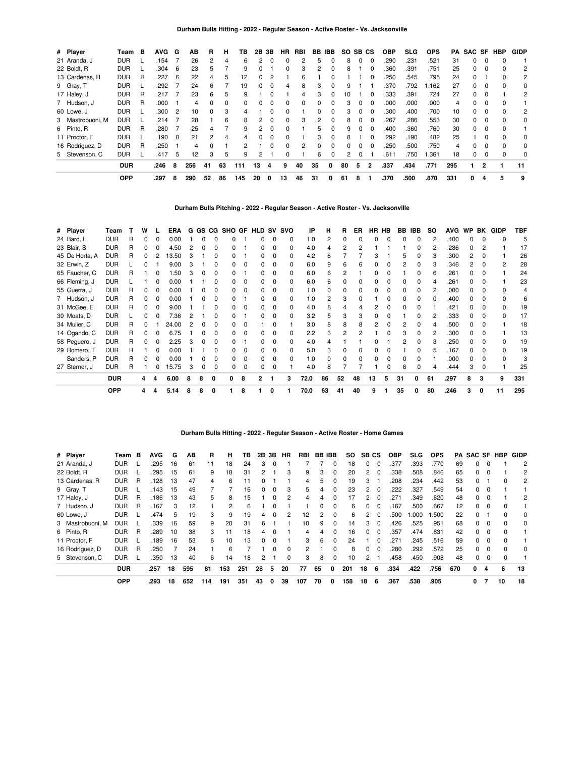### Durham Bulls Hitting - 2022 - Regular Season - Active Roster - Vs. Jacksonville

| # | Player | Team | B | AVG | G | AB | R | H | TB | 2B | 3B | HR | RBI | BB | IBB | SO | SB | CS | OBP | SLG | OPS | PA | SAC | SF | HBP | GIDP |
|---|---|---|---|---|---|---|---|---|---|---|---|---|---|---|---|---|---|---|---|---|---|---|---|---|---|---|
| 21 | Aranda, J | DUR | L | .154 | 7 | 26 | 2 | 4 | 6 | 2 | 0 | 0 | 2 | 5 | 0 | 8 | 0 | 0 | .290 | .231 | .521 | 31 | 0 | 0 | 0 | 1 |
| 22 | Boldt, R | DUR | L | .304 | 6 | 23 | 5 | 7 | 9 | 0 | 1 | 0 | 3 | 2 | 0 | 8 | 1 | 0 | .360 | .391 | .751 | 25 | 0 | 0 | 0 | 2 |
| 13 | Cardenas, R | DUR | R | .227 | 6 | 22 | 4 | 5 | 12 | 0 | 2 | 1 | 6 | 1 | 0 | 1 | 1 | 0 | .250 | .545 | .795 | 24 | 0 | 1 | 0 | 2 |
| 9 | Gray, T | DUR | L | .292 | 7 | 24 | 6 | 7 | 19 | 0 | 0 | 4 | 8 | 3 | 0 | 9 | 1 | 1 | .370 | .792 | 1.162 | 27 | 0 | 0 | 0 | 0 |
| 17 | Haley, J | DUR | R | .217 | 7 | 23 | 6 | 5 | 9 | 1 | 0 | 1 | 4 | 3 | 0 | 10 | 1 | 0 | .333 | .391 | .724 | 27 | 0 | 0 | 1 | 2 |
| 7 | Hudson, J | DUR | R | .000 | 1 | 4 | 0 | 0 | 0 | 0 | 0 | 0 | 0 | 0 | 0 | 3 | 0 | 0 | .000 | .000 | .000 | 4 | 0 | 0 | 0 | 1 |
| 60 | Lowe, J | DUR | L | .300 | 2 | 10 | 0 | 3 | 4 | 1 | 0 | 0 | 1 | 0 | 0 | 3 | 0 | 0 | .300 | .400 | .700 | 10 | 0 | 0 | 0 | 2 |
| 3 | Mastrobuoni, M | DUR | L | .214 | 7 | 28 | 1 | 6 | 8 | 2 | 0 | 0 | 3 | 2 | 0 | 8 | 0 | 0 | .267 | .286 | .553 | 30 | 0 | 0 | 0 | 0 |
| 6 | Pinto, R | DUR | R | .280 | 7 | 25 | 4 | 7 | 9 | 2 | 0 | 0 | 1 | 5 | 0 | 9 | 0 | 0 | .400 | .360 | .760 | 30 | 0 | 0 | 0 | 1 |
| 11 | Proctor, F | DUR | L | .190 | 8 | 21 | 2 | 4 | 4 | 0 | 0 | 0 | 1 | 3 | 0 | 8 | 1 | 0 | .292 | .190 | .482 | 25 | 1 | 0 | 0 | 0 |
| 16 | Rodríguez, D | DUR | R | .250 | 1 | 4 | 0 | 1 | 2 | 1 | 0 | 0 | 2 | 0 | 0 | 0 | 0 | 0 | .250 | .500 | .750 | 4 | 0 | 0 | 0 | 0 |
| 5 | Stevenson, C | DUR | L | .417 | 5 | 12 | 3 | 5 | 9 | 2 | 1 | 0 | 1 | 6 | 0 | 2 | 0 | 1 | .611 | .750 | 1.361 | 18 | 0 | 0 | 0 | 0 |
| | | **DUR** | | **.246** | **8** | **256** | **41** | **63** | **111** | **13** | **4** | **9** | **40** | **35** | **0** | **80** | **5** | **2** | **.337** | **.434** | **.771** | **295** | **1** | **2** | **1** | **11** |
| | | **OPP** | | **.297** | **8** | **290** | **52** | **86** | **145** | **20** | **0** | **13** | **48** | **31** | **0** | **61** | **8** | **1** | **.370** | **.500** | **.870** | **331** | **0** | **4** | **5** | **9** |

### Durham Bulls Pitching - 2022 - Regular Season - Active Roster - Vs. Jacksonville

| # | Player | Team | T | W | L | ERA | G | GS | CG | SHO | GF | HLD | SV | SVO | IP | H | R | ER | HR | HB | BB | IBB | SO | AVG | WP | BK | GIDP | TBF |
|---|---|---|---|---|---|---|---|---|---|---|---|---|---|---|---|---|---|---|---|---|---|---|---|---|---|---|---|---|
| 24 | Bard, L | DUR | R | 0 | 0 | 0.00 | 1 | 0 | 0 | 0 | 1 | 0 | 0 | 0 | 1.0 | 2 | 0 | 0 | 0 | 0 | 0 | 0 | 2 | .400 | 0 | 0 | 0 | 5 |
| 23 | Blair, S | DUR | R | 0 | 0 | 4.50 | 2 | 0 | 0 | 0 | 1 | 0 | 0 | 0 | 4.0 | 4 | 2 | 2 | 1 | 1 | 1 | 0 | 2 | .286 | 0 | 2 | 1 | 17 |
| 45 | De Horta, A | DUR | R | 0 | 2 | 13.50 | 3 | 1 | 0 | 0 | 1 | 0 | 0 | 0 | 4.2 | 6 | 7 | 7 | 3 | 1 | 5 | 0 | 3 | .300 | 2 | 0 | 1 | 26 |
| 32 | Erwin, Z | DUR | L | 0 | 1 | 9.00 | 3 | 1 | 0 | 0 | 0 | 0 | 0 | 0 | 6.0 | 9 | 6 | 6 | 0 | 0 | 2 | 0 | 3 | .346 | 2 | 0 | 2 | 28 |
| 65 | Faucher, C | DUR | R | 1 | 0 | 1.50 | 3 | 0 | 0 | 0 | 1 | 0 | 0 | 0 | 6.0 | 6 | 2 | 1 | 0 | 0 | 1 | 0 | 6 | .261 | 0 | 0 | 1 | 24 |
| 66 | Fleming, J | DUR | L | 1 | 0 | 0.00 | 1 | 1 | 0 | 0 | 0 | 0 | 0 | 0 | 6.0 | 6 | 0 | 0 | 0 | 0 | 0 | 0 | 4 | .261 | 0 | 0 | 1 | 23 |
| 55 | Guerra, J | DUR | R | 0 | 0 | 0.00 | 1 | 0 | 0 | 0 | 0 | 0 | 0 | 0 | 1.0 | 0 | 0 | 0 | 0 | 0 | 0 | 0 | 2 | .000 | 0 | 0 | 0 | 4 |
| 7 | Hudson, J | DUR | R | 0 | 0 | 0.00 | 1 | 0 | 0 | 0 | 1 | 0 | 0 | 0 | 1.0 | 2 | 0 | 0 | 0 | 0 | 0 | 0 | 0 | .400 | 0 | 0 | 0 | 6 |
| 31 | McGee, E | DUR | R | 0 | 0 | 9.00 | 1 | 1 | 0 | 0 | 0 | 0 | 0 | 0 | 4.0 | 8 | 4 | 4 | 2 | 0 | 0 | 0 | 1 | .421 | 0 | 0 | 0 | 19 |
| 30 | Moats, D | DUR | L | 0 | 0 | 7.36 | 2 | 1 | 0 | 0 | 1 | 0 | 0 | 0 | 3.2 | 5 | 3 | 3 | 0 | 0 | 1 | 0 | 2 | .333 | 0 | 0 | 0 | 17 |
| 34 | Muller, C | DUR | R | 0 | 1 | 24.00 | 2 | 0 | 0 | 0 | 0 | 1 | 0 | 1 | 3.0 | 8 | 8 | 8 | 2 | 0 | 2 | 0 | 4 | .500 | 0 | 0 | 1 | 18 |
| 14 | Ogando, C | DUR | R | 0 | 0 | 6.75 | 1 | 0 | 0 | 0 | 0 | 0 | 0 | 0 | 2.2 | 3 | 2 | 2 | 1 | 0 | 3 | 0 | 2 | .300 | 0 | 0 | 1 | 13 |
| 58 | Peguero, J | DUR | R | 0 | 0 | 2.25 | 3 | 0 | 0 | 0 | 1 | 0 | 0 | 0 | 4.0 | 4 | 1 | 1 | 0 | 1 | 2 | 0 | 3 | .250 | 0 | 0 | 0 | 19 |
| 29 | Romero, T | DUR | R | 1 | 0 | 0.00 | 1 | 1 | 0 | 0 | 0 | 0 | 0 | 0 | 5.0 | 3 | 0 | 0 | 0 | 0 | 1 | 0 | 5 | .167 | 0 | 0 | 1 | 19 |
| | Sanders, P | DUR | R | 0 | 0 | 0.00 | 1 | 0 | 0 | 0 | 0 | 0 | 0 | 0 | 1.0 | 0 | 0 | 0 | 0 | 0 | 0 | 0 | 1 | .000 | 0 | 0 | 0 | 3 |
| 27 | Sterner, J | DUR | R | 1 | 0 | 15.75 | 3 | 0 | 0 | 0 | 0 | 0 | 0 | 1 | 4.0 | 8 | 7 | 7 | 1 | 0 | 6 | 0 | 4 | .444 | 3 | 0 | 1 | 25 |
| | | **DUR** | | **4** | **4** | **6.00** | **8** | **8** | **0** | **0** | **8** | **2** | **1** | **3** | **72.0** | **86** | **52** | **48** | **13** | **5** | **31** | **0** | **61** | **.297** | **8** | **3** | **9** | **331** |
| | | **OPP** | | **4** | **4** | **5.14** | **8** | **8** | **0** | **1** | **8** | **1** | **0** | **1** | **70.0** | **63** | **41** | **40** | **9** | **1** | **35** | **0** | **80** | **.246** | **3** | **0** | **11** | **295** |

### Durham Bulls Hitting - 2022 - Regular Season - Active Roster - Home Games

| # | Player | Team | B | AVG | G | AB | R | H | TB | 2B | 3B | HR | RBI | BB | IBB | SO | SB | CS | OBP | SLG | OPS | PA | SAC | SF | HBP | GIDP |
|---|---|---|---|---|---|---|---|---|---|---|---|---|---|---|---|---|---|---|---|---|---|---|---|---|---|---|
| 21 | Aranda, J | DUR | L | .295 | 16 | 61 | 11 | 18 | 24 | 3 | 0 | 1 | 7 | 7 | 0 | 18 | 0 | 0 | .377 | .393 | .770 | 69 | 0 | 0 | 1 | 2 |
| 22 | Boldt, R | DUR | L | .295 | 15 | 61 | 9 | 18 | 31 | 2 | 1 | 3 | 9 | 3 | 0 | 20 | 2 | 0 | .338 | .508 | .846 | 65 | 0 | 0 | 1 | 2 |
| 13 | Cardenas, R | DUR | R | .128 | 13 | 47 | 4 | 6 | 11 | 0 | 1 | 1 | 4 | 5 | 0 | 19 | 3 | 1 | .208 | .234 | .442 | 53 | 0 | 1 | 0 | 2 |
| 9 | Gray, T | DUR | L | .143 | 15 | 49 | 7 | 7 | 16 | 0 | 0 | 3 | 5 | 4 | 0 | 23 | 2 | 0 | .222 | .327 | .549 | 54 | 0 | 0 | 1 | 1 |
| 17 | Haley, J | DUR | R | .186 | 13 | 43 | 5 | 8 | 15 | 1 | 0 | 2 | 4 | 4 | 0 | 17 | 2 | 0 | .271 | .349 | .620 | 48 | 0 | 0 | 1 | 2 |
| 7 | Hudson, J | DUR | R | .167 | 3 | 12 | 1 | 2 | 6 | 1 | 0 | 1 | 1 | 0 | 0 | 6 | 0 | 0 | .167 | .500 | .667 | 12 | 0 | 0 | 0 | 1 |
| 60 | Lowe, J | DUR | L | .474 | 5 | 19 | 3 | 9 | 19 | 4 | 0 | 2 | 12 | 2 | 0 | 6 | 2 | 0 | .500 | 1.000 | 1.500 | 22 | 0 | 1 | 0 | 0 |
| 3 | Mastrobuoni, M | DUR | L | .339 | 16 | 59 | 9 | 20 | 31 | 6 | 1 | 1 | 10 | 9 | 0 | 14 | 3 | 0 | .426 | .525 | .951 | 68 | 0 | 0 | 0 | 0 |
| 6 | Pinto, R | DUR | R | .289 | 10 | 38 | 3 | 11 | 18 | 4 | 0 | 1 | 4 | 4 | 0 | 16 | 0 | 0 | .357 | .474 | .831 | 42 | 0 | 0 | 0 | 1 |
| 11 | Proctor, F | DUR | L | .189 | 16 | 53 | 6 | 10 | 13 | 0 | 0 | 1 | 3 | 6 | 0 | 24 | 1 | 0 | .271 | .245 | .516 | 59 | 0 | 0 | 0 | 1 |
| 16 | Rodríguez, D | DUR | R | .250 | 7 | 24 | 1 | 6 | 7 | 1 | 0 | 0 | 2 | 1 | 0 | 8 | 0 | 0 | .280 | .292 | .572 | 25 | 0 | 0 | 0 | 0 |
| 5 | Stevenson, C | DUR | L | .350 | 13 | 40 | 6 | 14 | 18 | 2 | 1 | 0 | 3 | 8 | 0 | 10 | 2 | 1 | .458 | .450 | .908 | 48 | 0 | 0 | 0 | 1 |
| | | **DUR** | | **.257** | **18** | **595** | **81** | **153** | **251** | **28** | **5** | **20** | **77** | **65** | **0** | **201** | **18** | **6** | **.334** | **.422** | **.756** | **670** | **0** | **4** | **6** | **13** |
| | | **OPP** | | **.293** | **18** | **652** | **114** | **191** | **351** | **43** | **0** | **39** | **107** | **70** | **0** | **158** | **18** | **6** | **.367** | **.538** | **.905** | | **0** | **7** | **10** | **18** |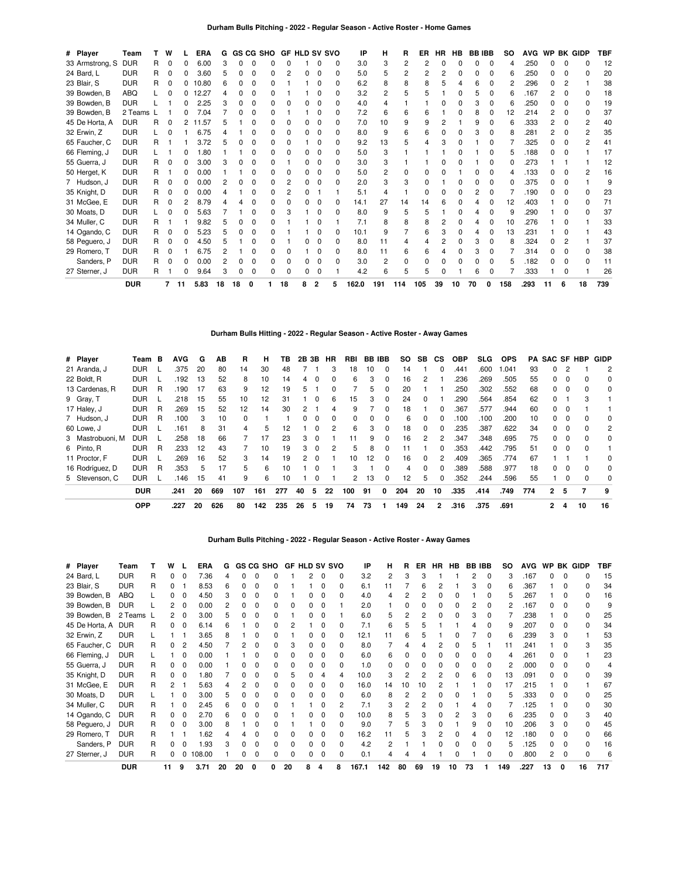### Durham Bulls Pitching - 2022 - Regular Season - Active Roster - Home Games

| # | Player | Team | T | W | L | ERA | G | GS | CG | SHO | GF | HLD | SV | SVO | IP | H | R | ER | HR | HB | BB | IBB | SO | AVG | WP | BK | GIDP | TBF |
|---|---|---|---|---|---|---|---|---|---|---|---|---|---|---|---|---|---|---|---|---|---|---|---|---|---|---|---|---|
| 33 | Armstrong, S | DUR | R | 0 | 0 | 6.00 | 3 | 0 | 0 | 0 | 0 | 1 | 0 | 0 | 3.0 | 3 | 2 | 2 | 0 | 0 | 0 | 0 | 4 | .250 | 0 | 0 | 0 | 12 |
| 24 | Bard, L | DUR | R | 0 | 0 | 3.60 | 5 | 0 | 0 | 0 | 2 | 0 | 0 | 0 | 5.0 | 5 | 2 | 2 | 2 | 0 | 0 | 0 | 6 | .250 | 0 | 0 | 0 | 20 |
| 23 | Blair, S | DUR | R | 0 | 0 | 10.80 | 6 | 0 | 0 | 0 | 1 | 1 | 0 | 0 | 6.2 | 8 | 8 | 8 | 5 | 4 | 6 | 0 | 2 | .296 | 0 | 2 | 1 | 38 |
| 39 | Bowden, B | ABQ | L | 0 | 0 | 12.27 | 4 | 0 | 0 | 0 | 1 | 1 | 0 | 0 | 3.2 | 2 | 5 | 5 | 1 | 0 | 5 | 0 | 6 | .167 | 2 | 0 | 0 | 18 |
| 39 | Bowden, B | DUR | L | 1 | 0 | 2.25 | 3 | 0 | 0 | 0 | 0 | 0 | 0 | 0 | 4.0 | 4 | 1 | 1 | 0 | 0 | 3 | 0 | 6 | .250 | 0 | 0 | 0 | 19 |
| 39 | Bowden, B | 2 Teams | L | 1 | 0 | 7.04 | 7 | 0 | 0 | 0 | 1 | 1 | 0 | 0 | 7.2 | 6 | 6 | 6 | 1 | 0 | 8 | 0 | 12 | .214 | 2 | 0 | 0 | 37 |
| 45 | De Horta, A | DUR | R | 0 | 2 | 11.57 | 5 | 1 | 0 | 0 | 0 | 0 | 0 | 0 | 7.0 | 10 | 9 | 9 | 2 | 1 | 9 | 0 | 6 | .333 | 2 | 0 | 2 | 40 |
| 32 | Erwin, Z | DUR | L | 0 | 1 | 6.75 | 4 | 1 | 0 | 0 | 0 | 0 | 0 | 0 | 8.0 | 9 | 6 | 6 | 0 | 0 | 3 | 0 | 8 | .281 | 2 | 0 | 2 | 35 |
| 65 | Faucher, C | DUR | R | 1 | 1 | 3.72 | 5 | 0 | 0 | 0 | 0 | 1 | 0 | 0 | 9.2 | 13 | 5 | 4 | 3 | 0 | 1 | 0 | 7 | .325 | 0 | 0 | 2 | 41 |
| 66 | Fleming, J | DUR | L | 1 | 0 | 1.80 | 1 | 1 | 0 | 0 | 0 | 0 | 0 | 0 | 5.0 | 3 | 1 | 1 | 1 | 0 | 1 | 0 | 5 | .188 | 0 | 0 | 1 | 17 |
| 55 | Guerra, J | DUR | R | 0 | 0 | 3.00 | 3 | 0 | 0 | 0 | 1 | 0 | 0 | 0 | 3.0 | 3 | 1 | 1 | 0 | 0 | 1 | 0 | 0 | .273 | 1 | 1 | 1 | 12 |
| 50 | Herget, K | DUR | R | 1 | 0 | 0.00 | 1 | 1 | 0 | 0 | 0 | 0 | 0 | 0 | 5.0 | 2 | 0 | 0 | 0 | 1 | 0 | 0 | 4 | .133 | 0 | 0 | 2 | 16 |
| 7 | Hudson, J | DUR | R | 0 | 0 | 0.00 | 2 | 0 | 0 | 0 | 2 | 0 | 0 | 0 | 2.0 | 3 | 3 | 0 | 1 | 0 | 0 | 0 | 0 | .375 | 0 | 0 | 1 | 9 |
| 35 | Knight, D | DUR | R | 0 | 0 | 0.00 | 4 | 1 | 0 | 0 | 2 | 0 | 1 | 1 | 5.1 | 4 | 1 | 0 | 0 | 0 | 2 | 0 | 7 | .190 | 0 | 0 | 0 | 23 |
| 31 | McGee, E | DUR | R | 0 | 2 | 8.79 | 4 | 4 | 0 | 0 | 0 | 0 | 0 | 0 | 14.1 | 27 | 14 | 14 | 6 | 0 | 4 | 0 | 12 | .403 | 1 | 0 | 0 | 71 |
| 30 | Moats, D | DUR | L | 0 | 0 | 5.63 | 7 | 1 | 0 | 0 | 3 | 1 | 0 | 0 | 8.0 | 9 | 5 | 5 | 1 | 0 | 4 | 0 | 9 | .290 | 1 | 0 | 0 | 37 |
| 34 | Muller, C | DUR | R | 1 | 1 | 9.82 | 5 | 0 | 0 | 0 | 1 | 1 | 0 | 1 | 7.1 | 8 | 8 | 8 | 2 | 0 | 4 | 0 | 10 | .276 | 1 | 0 | 1 | 33 |
| 14 | Ogando, C | DUR | R | 0 | 0 | 5.23 | 5 | 0 | 0 | 0 | 1 | 1 | 0 | 0 | 10.1 | 9 | 7 | 6 | 3 | 0 | 4 | 0 | 13 | .231 | 1 | 0 | 1 | 43 |
| 58 | Peguero, J | DUR | R | 0 | 0 | 4.50 | 5 | 1 | 0 | 0 | 1 | 0 | 0 | 0 | 8.0 | 11 | 4 | 4 | 2 | 0 | 3 | 0 | 8 | .324 | 0 | 2 | 1 | 37 |
| 29 | Romero, T | DUR | R | 0 | 1 | 6.75 | 2 | 1 | 0 | 0 | 0 | 1 | 0 | 0 | 8.0 | 11 | 6 | 6 | 4 | 0 | 3 | 0 | 7 | .314 | 0 | 0 | 0 | 38 |
| | Sanders, P | DUR | R | 0 | 0 | 0.00 | 2 | 0 | 0 | 0 | 0 | 0 | 0 | 0 | 3.0 | 2 | 0 | 0 | 0 | 0 | 0 | 0 | 5 | .182 | 0 | 0 | 0 | 11 |
| 27 | Sterner, J | DUR | R | 1 | 0 | 9.64 | 3 | 0 | 0 | 0 | 0 | 0 | 0 | 1 | 4.2 | 6 | 5 | 5 | 0 | 1 | 6 | 0 | 7 | .333 | 1 | 0 | 1 | 26 |
| | | **DUR** | | **7** | **11** | **5.83** | **18** | **18** | **0** | **1** | **18** | **8** | **2** | **5** | **162.0** | **191** | **114** | **105** | **39** | **10** | **70** | **0** | **158** | **.293** | **11** | **6** | **18** | **739** |

### Durham Bulls Hitting - 2022 - Regular Season - Active Roster - Away Games

| # | Player | Team | B | AVG | G | AB | R | H | TB | 2B | 3B | HR | RBI | BB | IBB | SO | SB | CS | OBP | SLG | OPS | PA | SAC | SF | HBP | GIDP |
|---|---|---|---|---|---|---|---|---|---|---|---|---|---|---|---|---|---|---|---|---|---|---|---|---|---|---|
| 21 | Aranda, J | DUR | L | .375 | 20 | 80 | 14 | 30 | 48 | 7 | 1 | 3 | 18 | 10 | 0 | 14 | 1 | 0 | .441 | .600 | 1.041 | 93 | 0 | 2 | 1 | 2 |
| 22 | Boldt, R | DUR | L | .192 | 13 | 52 | 8 | 10 | 14 | 4 | 0 | 0 | 6 | 3 | 0 | 16 | 2 | 1 | .236 | .269 | .505 | 55 | 0 | 0 | 0 | 0 |
| 13 | Cardenas, R | DUR | R | .190 | 17 | 63 | 9 | 12 | 19 | 5 | 1 | 0 | 7 | 5 | 0 | 20 | 1 | 1 | .250 | .302 | .552 | 68 | 0 | 0 | 0 | 0 |
| 9 | Gray, T | DUR | L | .218 | 15 | 55 | 10 | 12 | 31 | 1 | 0 | 6 | 15 | 3 | 0 | 24 | 0 | 1 | .290 | .564 | .854 | 62 | 0 | 1 | 3 | 1 |
| 17 | Haley, J | DUR | R | .269 | 15 | 52 | 12 | 14 | 30 | 2 | 1 | 4 | 9 | 7 | 0 | 18 | 1 | 0 | .367 | .577 | .944 | 60 | 0 | 0 | 1 | 1 |
| 7 | Hudson, J | DUR | R | .100 | 3 | 10 | 0 | 1 | 1 | 0 | 0 | 0 | 0 | 0 | 0 | 6 | 0 | 0 | .100 | .100 | .200 | 10 | 0 | 0 | 0 | 0 |
| 60 | Lowe, J | DUR | L | .161 | 8 | 31 | 4 | 5 | 12 | 1 | 0 | 2 | 6 | 3 | 0 | 18 | 0 | 0 | .235 | .387 | .622 | 34 | 0 | 0 | 0 | 2 |
| 3 | Mastrobuoni, M | DUR | L | .258 | 18 | 66 | 7 | 17 | 23 | 3 | 0 | 1 | 11 | 9 | 0 | 16 | 2 | 2 | .347 | .348 | .695 | 75 | 0 | 0 | 0 | 0 |
| 6 | Pinto, R | DUR | R | .233 | 12 | 43 | 7 | 10 | 19 | 3 | 0 | 2 | 5 | 8 | 0 | 11 | 1 | 0 | .353 | .442 | .795 | 51 | 0 | 0 | 0 | 1 |
| 11 | Proctor, F | DUR | L | .269 | 16 | 52 | 3 | 14 | 19 | 2 | 0 | 1 | 10 | 12 | 0 | 16 | 0 | 2 | .409 | .365 | .774 | 67 | 1 | 1 | 1 | 0 |
| 16 | Rodriguez, D | DUR | R | .353 | 5 | 17 | 5 | 6 | 10 | 1 | 0 | 1 | 3 | 1 | 0 | 4 | 0 | 0 | .389 | .588 | .977 | 18 | 0 | 0 | 0 | 0 |
| 5 | Stevenson, C | DUR | L | .146 | 15 | 41 | 9 | 6 | 10 | 1 | 0 | 1 | 2 | 13 | 0 | 12 | 5 | 0 | .352 | .244 | .596 | 55 | 1 | 0 | 0 | 0 |
| | | **DUR** | | **.241** | **20** | **669** | **107** | **161** | **277** | **40** | **5** | **22** | **100** | **91** | **0** | **204** | **20** | **10** | **.335** | **.414** | **.749** | **774** | **2** | **5** | **7** | **9** |
| | | **OPP** | | **.227** | **20** | **626** | **80** | **142** | **235** | **26** | **5** | **19** | **74** | **73** | **1** | **149** | **24** | **2** | **.316** | **.375** | **.691** | | **2** | **4** | **10** | **16** |

### Durham Bulls Pitching - 2022 - Regular Season - Active Roster - Away Games

| # | Player | Team | T | W | L | ERA | G | GS | CG | SHO | GF | HLD | SV | SVO | IP | H | R | ER | HR | HB | BB | IBB | SO | AVG | WP | BK | GIDP | TBF |
|---|---|---|---|---|---|---|---|---|---|---|---|---|---|---|---|---|---|---|---|---|---|---|---|---|---|---|---|---|
| 24 | Bard, L | DUR | R | 0 | 0 | 7.36 | 4 | 0 | 0 | 0 | 1 | 2 | 0 | 0 | 3.2 | 2 | 3 | 3 | 1 | 1 | 2 | 0 | 3 | .167 | 0 | 0 | 0 | 15 |
| 23 | Blair, S | DUR | R | 0 | 1 | 8.53 | 6 | 0 | 0 | 0 | 1 | 1 | 0 | 0 | 6.1 | 11 | 7 | 6 | 2 | 1 | 3 | 0 | 6 | .367 | 1 | 0 | 0 | 34 |
| 39 | Bowden, B | ABQ | L | 0 | 0 | 4.50 | 3 | 0 | 0 | 0 | 1 | 0 | 0 | 0 | 4.0 | 4 | 2 | 2 | 0 | 0 | 1 | 0 | 5 | .267 | 1 | 0 | 0 | 16 |
| 39 | Bowden, B | DUR | L | 2 | 0 | 0.00 | 2 | 0 | 0 | 0 | 0 | 0 | 0 | 1 | 2.0 | 1 | 0 | 0 | 0 | 0 | 2 | 0 | 2 | .167 | 0 | 0 | 0 | 9 |
| 39 | Bowden, B | 2 Teams | L | 2 | 0 | 3.00 | 5 | 0 | 0 | 0 | 1 | 0 | 0 | 1 | 6.0 | 5 | 2 | 2 | 0 | 0 | 3 | 0 | 7 | .238 | 1 | 0 | 0 | 25 |
| 45 | De Horta, A | DUR | R | 0 | 0 | 6.14 | 6 | 1 | 0 | 0 | 2 | 1 | 0 | 0 | 7.1 | 6 | 5 | 5 | 1 | 1 | 4 | 0 | 9 | .207 | 0 | 0 | 0 | 34 |
| 32 | Erwin, Z | DUR | L | 1 | 1 | 3.65 | 8 | 1 | 0 | 0 | 1 | 0 | 0 | 0 | 12.1 | 11 | 6 | 5 | 1 | 0 | 7 | 0 | 6 | .239 | 3 | 0 | 1 | 53 |
| 65 | Faucher, C | DUR | R | 0 | 2 | 4.50 | 7 | 2 | 0 | 0 | 3 | 0 | 0 | 0 | 8.0 | 7 | 4 | 4 | 2 | 0 | 5 | 1 | 11 | .241 | 1 | 0 | 3 | 35 |
| 66 | Fleming, J | DUR | L | 1 | 0 | 0.00 | 1 | 1 | 0 | 0 | 0 | 0 | 0 | 0 | 6.0 | 6 | 0 | 0 | 0 | 0 | 0 | 0 | 4 | .261 | 0 | 0 | 1 | 23 |
| 55 | Guerra, J | DUR | R | 0 | 0 | 0.00 | 1 | 0 | 0 | 0 | 0 | 0 | 0 | 0 | 1.0 | 0 | 0 | 0 | 0 | 0 | 0 | 0 | 2 | .000 | 0 | 0 | 0 | 4 |
| 35 | Knight, D | DUR | R | 0 | 0 | 1.80 | 7 | 0 | 0 | 0 | 5 | 0 | 4 | 4 | 10.0 | 3 | 2 | 2 | 2 | 0 | 6 | 0 | 13 | .091 | 0 | 0 | 0 | 39 |
| 31 | McGee, E | DUR | R | 2 | 1 | 5.63 | 4 | 2 | 0 | 0 | 0 | 0 | 0 | 0 | 16.0 | 14 | 10 | 10 | 2 | 1 | 1 | 0 | 17 | .215 | 1 | 0 | 1 | 67 |
| 30 | Moats, D | DUR | L | 1 | 0 | 3.00 | 5 | 0 | 0 | 0 | 0 | 0 | 0 | 0 | 6.0 | 8 | 2 | 2 | 0 | 0 | 1 | 0 | 5 | .333 | 0 | 0 | 0 | 25 |
| 34 | Muller, C | DUR | R | 1 | 0 | 2.45 | 6 | 0 | 0 | 0 | 1 | 1 | 0 | 2 | 7.1 | 3 | 2 | 2 | 0 | 1 | 4 | 0 | 7 | .125 | 1 | 0 | 0 | 30 |
| 14 | Ogando, C | DUR | R | 0 | 0 | 2.70 | 6 | 0 | 0 | 0 | 1 | 0 | 0 | 0 | 10.0 | 8 | 5 | 3 | 0 | 2 | 3 | 0 | 6 | .235 | 0 | 0 | 3 | 40 |
| 58 | Peguero, J | DUR | R | 0 | 0 | 3.00 | 8 | 1 | 0 | 0 | 1 | 1 | 0 | 0 | 9.0 | 7 | 5 | 3 | 0 | 1 | 9 | 0 | 10 | .206 | 3 | 0 | 0 | 45 |
| 29 | Romero, T | DUR | R | 1 | 1 | 1.62 | 4 | 4 | 0 | 0 | 0 | 0 | 0 | 0 | 16.2 | 11 | 5 | 3 | 2 | 0 | 4 | 0 | 12 | .180 | 0 | 0 | 0 | 66 |
| | Sanders, P | DUR | R | 0 | 0 | 1.93 | 3 | 0 | 0 | 0 | 0 | 0 | 0 | 0 | 4.2 | 2 | 1 | 1 | 0 | 0 | 0 | 0 | 5 | .125 | 0 | 0 | 0 | 16 |
| 27 | Sterner, J | DUR | R | 0 | 0 | 108.00 | 1 | 0 | 0 | 0 | 0 | 0 | 0 | 0 | 0.1 | 4 | 4 | 4 | 1 | 0 | 1 | 0 | 0 | .800 | 2 | 0 | 0 | 6 |
| | | **DUR** | | **11** | **9** | **3.71** | **20** | **20** | **0** | **0** | **20** | **8** | **4** | **8** | **167.1** | **142** | **80** | **69** | **19** | **10** | **73** | **1** | **149** | **.227** | **13** | **0** | **16** | **717** |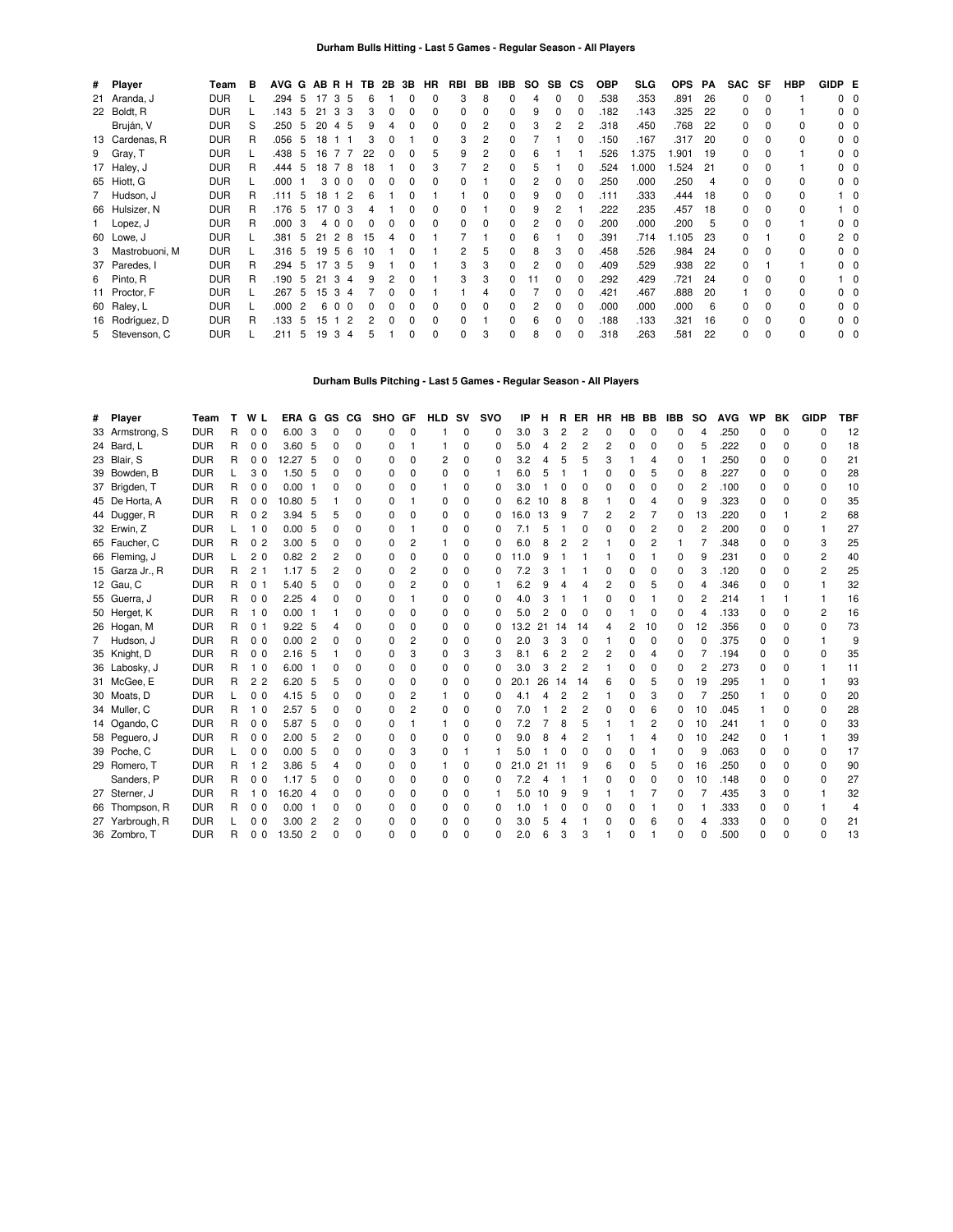### Durham Bulls Hitting - Last 5 Games - Regular Season - All Players

| # | Player | Team | B | AVG | G | AB | R | H | TB | 2B | 3B | HR | RBI | BB | IBB | SO | SB | CS | OBP | SLG | OPS | PA | SAC | SF | HBP | GIDP | E |
|---|---|---|---|---|---|---|---|---|---|---|---|---|---|---|---|---|---|---|---|---|---|---|---|---|---|---|---|
| 21 | Aranda, J | DUR | L | .294 | 5 | 17 | 3 | 5 | 6 | 1 | 0 | 0 | 3 | 8 | 0 | 4 | 0 | 0 | .538 | .353 | .891 | 26 | 0 | 0 | 1 | 0 | 0 |
| 22 | Boldt, R | DUR | L | .143 | 5 | 21 | 3 | 3 | 3 | 0 | 0 | 0 | 0 | 0 | 0 | 9 | 0 | 0 | .182 | .143 | .325 | 22 | 0 | 0 | 1 | 0 | 0 |
| | Bruján, V | DUR | S | .250 | 5 | 20 | 4 | 5 | 9 | 4 | 0 | 0 | 0 | 2 | 0 | 3 | 2 | 2 | .318 | .450 | .768 | 22 | 0 | 0 | 0 | 0 | 0 |
| 13 | Cardenas, R | DUR | R | .056 | 5 | 18 | 1 | 1 | 3 | 0 | 1 | 0 | 3 | 2 | 0 | 7 | 1 | 0 | .150 | .167 | .317 | 20 | 0 | 0 | 0 | 0 | 0 |
| 9 | Gray, T | DUR | L | .438 | 5 | 16 | 7 | 7 | 22 | 0 | 0 | 5 | 9 | 2 | 0 | 6 | 1 | 1 | .526 | 1.375 | 1.901 | 19 | 0 | 0 | 1 | 0 | 0 |
| 17 | Haley, J | DUR | R | .444 | 5 | 18 | 7 | 8 | 18 | 1 | 0 | 3 | 7 | 2 | 0 | 5 | 1 | 0 | .524 | 1.000 | 1.524 | 21 | 0 | 0 | 1 | 0 | 0 |
| 65 | Hiott, G | DUR | L | .000 | 1 | 3 | 0 | 0 | 0 | 0 | 0 | 0 | 0 | 1 | 0 | 2 | 0 | 0 | .250 | .000 | .250 | 4 | 0 | 0 | 0 | 0 | 0 |
| 7 | Hudson, J | DUR | R | .111 | 5 | 18 | 1 | 2 | 6 | 1 | 0 | 1 | 1 | 0 | 0 | 9 | 0 | 0 | .111 | .333 | .444 | 18 | 0 | 0 | 0 | 1 | 0 |
| 66 | Hulsizer, N | DUR | R | .176 | 5 | 17 | 0 | 3 | 4 | 1 | 0 | 0 | 0 | 1 | 0 | 9 | 2 | 1 | .222 | .235 | .457 | 18 | 0 | 0 | 0 | 1 | 0 |
| 1 | Lopez, J | DUR | R | .000 | 3 | 4 | 0 | 0 | 0 | 0 | 0 | 0 | 0 | 0 | 0 | 2 | 0 | 0 | .200 | .000 | .200 | 5 | 0 | 0 | 1 | 0 | 0 |
| 60 | Lowe, J | DUR | L | .381 | 5 | 21 | 2 | 8 | 15 | 4 | 0 | 1 | 7 | 1 | 0 | 6 | 1 | 0 | .391 | .714 | 1.105 | 23 | 0 | 1 | 0 | 2 | 0 |
| 3 | Mastrobuoni, M | DUR | L | .316 | 5 | 19 | 5 | 6 | 10 | 1 | 0 | 1 | 2 | 5 | 0 | 8 | 3 | 0 | .458 | .526 | .984 | 24 | 0 | 0 | 0 | 0 | 0 |
| 37 | Paredes, I | DUR | R | .294 | 5 | 17 | 3 | 5 | 9 | 1 | 0 | 1 | 3 | 3 | 0 | 2 | 0 | 0 | .409 | .529 | .938 | 22 | 0 | 1 | 1 | 0 | 0 |
| 6 | Pinto, R | DUR | R | .190 | 5 | 21 | 3 | 4 | 9 | 2 | 0 | 1 | 3 | 3 | 0 | 11 | 0 | 0 | .292 | .429 | .721 | 24 | 0 | 0 | 0 | 1 | 0 |
| 11 | Proctor, F | DUR | L | .267 | 5 | 15 | 3 | 4 | 7 | 0 | 0 | 1 | 1 | 4 | 0 | 7 | 0 | 0 | .421 | .467 | .888 | 20 | 1 | 0 | 0 | 0 | 0 |
| 60 | Raley, L | DUR | L | .000 | 2 | 6 | 0 | 0 | 0 | 0 | 0 | 0 | 0 | 0 | 0 | 2 | 0 | 0 | .000 | .000 | .000 | 6 | 0 | 0 | 0 | 0 | 0 |
| 16 | Rodríguez, D | DUR | R | .133 | 5 | 15 | 1 | 2 | 2 | 0 | 0 | 0 | 0 | 1 | 0 | 6 | 0 | 0 | .188 | .133 | .321 | 16 | 0 | 0 | 0 | 0 | 0 |
| 5 | Stevenson, C | DUR | L | .211 | 5 | 19 | 3 | 4 | 5 | 1 | 0 | 0 | 0 | 3 | 0 | 8 | 0 | 0 | .318 | .263 | .581 | 22 | 0 | 0 | 0 | 0 | 0 |

### Durham Bulls Pitching - Last 5 Games - Regular Season - All Players

| # | Player | Team | T | W | L | ERA | G | GS | CG | SHO | GF | HLD | SV | SVO | IP | H | R | ER | HR | HB | BB | IBB | SO | AVG | WP | BK | GIDP | TBF |
|---|---|---|---|---|---|---|---|---|---|---|---|---|---|---|---|---|---|---|---|---|---|---|---|---|---|---|---|---|
| 33 | Armstrong, S | DUR | R | 0 | 0 | 6.00 | 3 | 0 | 0 | 0 | 0 | 1 | 0 | 0 | 3.0 | 3 | 2 | 2 | 0 | 0 | 0 | 0 | 4 | .250 | 0 | 0 | 0 | 12 |
| 24 | Bard, L | DUR | R | 0 | 0 | 3.60 | 5 | 0 | 0 | 0 | 1 | 1 | 0 | 0 | 5.0 | 4 | 2 | 2 | 2 | 0 | 0 | 0 | 5 | .222 | 0 | 0 | 0 | 18 |
| 23 | Blair, S | DUR | R | 0 | 0 | 12.27 | 5 | 0 | 0 | 0 | 0 | 2 | 0 | 0 | 3.2 | 4 | 5 | 5 | 3 | 1 | 4 | 0 | 1 | .250 | 0 | 0 | 0 | 21 |
| 39 | Bowden, B | DUR | L | 3 | 0 | 1.50 | 5 | 0 | 0 | 0 | 0 | 0 | 0 | 1 | 6.0 | 5 | 1 | 1 | 0 | 0 | 5 | 0 | 8 | .227 | 0 | 0 | 0 | 28 |
| 37 | Brigden, T | DUR | R | 0 | 0 | 0.00 | 1 | 0 | 0 | 0 | 0 | 1 | 0 | 0 | 3.0 | 1 | 0 | 0 | 0 | 0 | 0 | 0 | 2 | .100 | 0 | 0 | 0 | 10 |
| 45 | De Horta, A | DUR | R | 0 | 0 | 10.80 | 5 | 1 | 0 | 0 | 1 | 0 | 0 | 0 | 6.2 | 10 | 8 | 8 | 1 | 0 | 4 | 0 | 9 | .323 | 0 | 0 | 0 | 35 |
| 44 | Dugger, R | DUR | R | 0 | 2 | 3.94 | 5 | 5 | 0 | 0 | 0 | 0 | 0 | 0 | 16.0 | 13 | 9 | 7 | 2 | 2 | 7 | 0 | 13 | .220 | 0 | 1 | 2 | 68 |
| 32 | Erwin, Z | DUR | L | 1 | 0 | 0.00 | 5 | 0 | 0 | 0 | 1 | 0 | 0 | 0 | 7.1 | 5 | 1 | 0 | 0 | 0 | 2 | 0 | 2 | .200 | 0 | 0 | 1 | 27 |
| 65 | Faucher, C | DUR | R | 0 | 2 | 3.00 | 5 | 0 | 0 | 0 | 2 | 1 | 0 | 0 | 6.0 | 8 | 2 | 2 | 1 | 0 | 2 | 1 | 7 | .348 | 0 | 0 | 3 | 25 |
| 66 | Fleming, J | DUR | L | 2 | 0 | 0.82 | 2 | 2 | 0 | 0 | 0 | 0 | 0 | 0 | 11.0 | 9 | 1 | 1 | 1 | 0 | 1 | 0 | 9 | .231 | 0 | 0 | 2 | 40 |
| 15 | Garza Jr., R | DUR | R | 2 | 1 | 1.17 | 5 | 2 | 0 | 0 | 2 | 0 | 0 | 0 | 7.2 | 3 | 1 | 1 | 0 | 0 | 0 | 0 | 3 | .120 | 0 | 0 | 2 | 25 |
| 12 | Gau, C | DUR | R | 0 | 1 | 5.40 | 5 | 0 | 0 | 0 | 2 | 0 | 0 | 1 | 6.2 | 9 | 4 | 4 | 2 | 0 | 5 | 0 | 4 | .346 | 0 | 0 | 1 | 32 |
| 55 | Guerra, J | DUR | R | 0 | 0 | 2.25 | 4 | 0 | 0 | 0 | 1 | 0 | 0 | 0 | 4.0 | 3 | 1 | 1 | 0 | 0 | 1 | 0 | 2 | .214 | 1 | 1 | 1 | 16 |
| 50 | Herget, K | DUR | R | 1 | 0 | 0.00 | 1 | 1 | 0 | 0 | 0 | 0 | 0 | 0 | 5.0 | 2 | 0 | 0 | 0 | 1 | 0 | 0 | 4 | .133 | 0 | 0 | 2 | 16 |
| 26 | Hogan, M | DUR | R | 0 | 1 | 9.22 | 5 | 4 | 0 | 0 | 0 | 0 | 0 | 0 | 13.2 | 21 | 14 | 14 | 4 | 2 | 10 | 0 | 12 | .356 | 0 | 0 | 0 | 73 |
| 7 | Hudson, J | DUR | R | 0 | 0 | 0.00 | 2 | 0 | 0 | 0 | 2 | 0 | 0 | 0 | 2.0 | 3 | 3 | 0 | 1 | 0 | 0 | 0 | 0 | .375 | 0 | 0 | 1 | 9 |
| 35 | Knight, D | DUR | R | 0 | 0 | 2.16 | 5 | 1 | 0 | 0 | 3 | 0 | 3 | 3 | 8.1 | 6 | 2 | 2 | 2 | 0 | 4 | 0 | 7 | .194 | 0 | 0 | 0 | 35 |
| 36 | Labosky, J | DUR | R | 1 | 0 | 6.00 | 1 | 0 | 0 | 0 | 0 | 0 | 0 | 0 | 3.0 | 3 | 2 | 2 | 1 | 0 | 0 | 0 | 2 | .273 | 0 | 0 | 1 | 11 |
| 31 | McGee, E | DUR | R | 2 | 2 | 6.20 | 5 | 5 | 0 | 0 | 0 | 0 | 0 | 0 | 20.1 | 26 | 14 | 14 | 6 | 0 | 5 | 0 | 19 | .295 | 1 | 0 | 1 | 93 |
| 30 | Moats, D | DUR | L | 0 | 0 | 4.15 | 5 | 0 | 0 | 0 | 2 | 1 | 0 | 0 | 4.1 | 4 | 2 | 2 | 1 | 0 | 3 | 0 | 7 | .250 | 1 | 0 | 0 | 20 |
| 34 | Muller, C | DUR | R | 1 | 0 | 2.57 | 5 | 0 | 0 | 0 | 2 | 0 | 0 | 0 | 7.0 | 1 | 2 | 2 | 0 | 0 | 6 | 0 | 10 | .045 | 1 | 0 | 0 | 28 |
| 14 | Ogando, C | DUR | R | 0 | 0 | 5.87 | 5 | 0 | 0 | 0 | 1 | 1 | 0 | 0 | 7.2 | 7 | 8 | 5 | 1 | 1 | 2 | 0 | 10 | .241 | 1 | 0 | 0 | 33 |
| 58 | Peguero, J | DUR | R | 0 | 0 | 2.00 | 5 | 2 | 0 | 0 | 0 | 0 | 0 | 0 | 9.0 | 8 | 4 | 2 | 1 | 1 | 4 | 0 | 10 | .242 | 0 | 1 | 1 | 39 |
| 39 | Poche, C | DUR | L | 0 | 0 | 0.00 | 5 | 0 | 0 | 0 | 3 | 0 | 1 | 1 | 5.0 | 1 | 0 | 0 | 0 | 0 | 1 | 0 | 9 | .063 | 0 | 0 | 0 | 17 |
| 29 | Romero, T | DUR | R | 1 | 2 | 3.86 | 5 | 4 | 0 | 0 | 0 | 1 | 0 | 0 | 21.0 | 21 | 11 | 9 | 6 | 0 | 5 | 0 | 16 | .250 | 0 | 0 | 0 | 90 |
| | Sanders, P | DUR | R | 0 | 0 | 1.17 | 5 | 0 | 0 | 0 | 0 | 0 | 0 | 0 | 7.2 | 4 | 1 | 1 | 0 | 0 | 0 | 0 | 10 | .148 | 0 | 0 | 0 | 27 |
| 27 | Sterner, J | DUR | R | 1 | 0 | 16.20 | 4 | 0 | 0 | 0 | 0 | 0 | 0 | 1 | 5.0 | 10 | 9 | 9 | 1 | 1 | 7 | 0 | 7 | .435 | 3 | 0 | 1 | 32 |
| 66 | Thompson, R | DUR | R | 0 | 0 | 0.00 | 1 | 0 | 0 | 0 | 0 | 0 | 0 | 0 | 1.0 | 1 | 0 | 0 | 0 | 0 | 1 | 0 | 1 | .333 | 0 | 0 | 1 | 4 |
| 27 | Yarbrough, R | DUR | L | 0 | 0 | 3.00 | 2 | 2 | 0 | 0 | 0 | 0 | 0 | 0 | 3.0 | 5 | 4 | 1 | 0 | 0 | 6 | 0 | 4 | .333 | 0 | 0 | 0 | 21 |
| 36 | Zombro, T | DUR | R | 0 | 0 | 13.50 | 2 | 0 | 0 | 0 | 0 | 0 | 0 | 0 | 2.0 | 6 | 3 | 3 | 1 | 0 | 1 | 0 | 0 | .500 | 0 | 0 | 0 | 13 |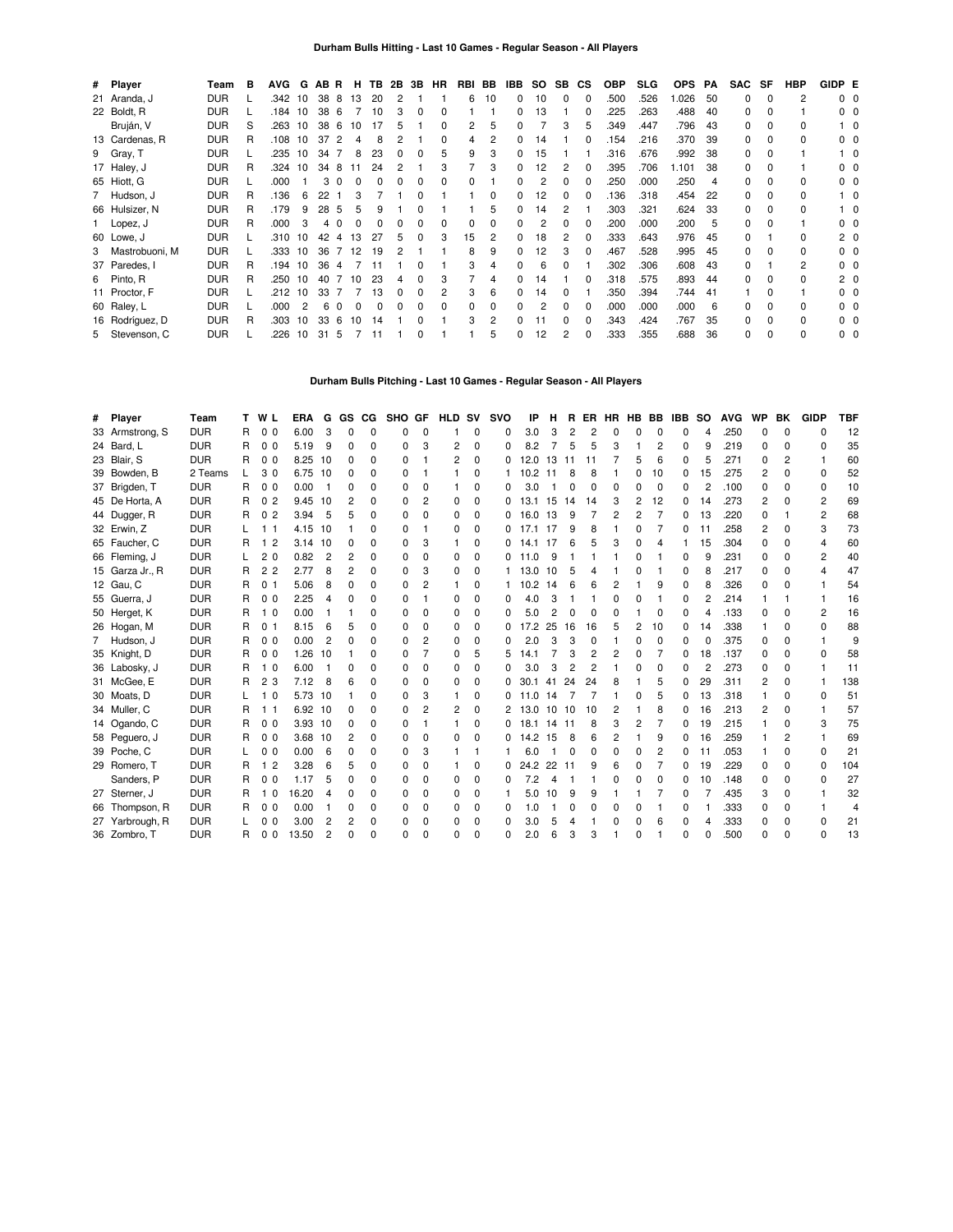## Durham Bulls Hitting - Last 10 Games - Regular Season - All Players

| # | Player | Team | B | AVG | G | AB | R | H | TB | 2B | 3B | HR | RBI | BB | IBB | SO | SB | CS | OBP | SLG | OPS | PA | SAC | SF | HBP | GIDP | E |
|---|---|---|---|---|---|---|---|---|---|---|---|---|---|---|---|---|---|---|---|---|---|---|---|---|---|---|---|
| 21 | Aranda, J | DUR | L | .342 | 10 | 38 | 8 | 13 | 20 | 2 | 1 | 1 | 6 | 10 | 0 | 10 | 0 | 0 | .500 | .526 | 1.026 | 50 | 0 | 0 | 2 | 0 | 0 |
| 22 | Boldt, R | DUR | L | .184 | 10 | 38 | 6 | 7 | 10 | 3 | 0 | 0 | 1 | 1 | 0 | 13 | 1 | 0 | .225 | .263 | .488 | 40 | 0 | 0 | 1 | 0 | 0 |
| | Bruján, V | DUR | S | .263 | 10 | 38 | 6 | 10 | 17 | 5 | 1 | 0 | 2 | 5 | 0 | 7 | 3 | 5 | .349 | .447 | .796 | 43 | 0 | 0 | 0 | 1 | 0 |
| 13 | Cardenas, R | DUR | R | .108 | 10 | 37 | 2 | 4 | 8 | 2 | 1 | 0 | 4 | 2 | 0 | 14 | 1 | 0 | .154 | .216 | .370 | 39 | 0 | 0 | 0 | 0 | 0 |
| 9 | Gray, T | DUR | L | .235 | 10 | 34 | 7 | 8 | 23 | 0 | 0 | 5 | 9 | 3 | 0 | 15 | 1 | 1 | .316 | .676 | .992 | 38 | 0 | 0 | 1 | 1 | 0 |
| 17 | Haley, J | DUR | R | .324 | 10 | 34 | 8 | 11 | 24 | 2 | 1 | 3 | 7 | 3 | 0 | 12 | 2 | 0 | .395 | .706 | 1.101 | 38 | 0 | 0 | 1 | 0 | 0 |
| 65 | Hiott, G | DUR | L | .000 | 1 | 3 | 0 | 0 | 0 | 0 | 0 | 0 | 0 | 1 | 0 | 2 | 0 | 0 | .250 | .000 | .250 | 4 | 0 | 0 | 0 | 0 | 0 |
| 7 | Hudson, J | DUR | R | .136 | 6 | 22 | 1 | 3 | 7 | 1 | 0 | 1 | 1 | 0 | 0 | 12 | 0 | 0 | .136 | .318 | .454 | 22 | 0 | 0 | 0 | 1 | 0 |
| 66 | Hulsizer, N | DUR | R | .179 | 9 | 28 | 5 | 5 | 9 | 1 | 0 | 1 | 1 | 5 | 0 | 14 | 2 | 1 | .303 | .321 | .624 | 33 | 0 | 0 | 0 | 1 | 0 |
| 1 | Lopez, J | DUR | R | .000 | 3 | 4 | 0 | 0 | 0 | 0 | 0 | 0 | 0 | 0 | 0 | 2 | 0 | 0 | .200 | .000 | .200 | 5 | 0 | 0 | 1 | 0 | 0 |
| 60 | Lowe, J | DUR | L | .310 | 10 | 42 | 4 | 13 | 27 | 5 | 0 | 3 | 15 | 2 | 0 | 18 | 2 | 0 | .333 | .643 | .976 | 45 | 0 | 1 | 0 | 2 | 0 |
| 3 | Mastrobuoni, M | DUR | L | .333 | 10 | 36 | 7 | 12 | 19 | 2 | 1 | 1 | 8 | 9 | 0 | 12 | 3 | 0 | .467 | .528 | .995 | 45 | 0 | 0 | 0 | 0 | 0 |
| 37 | Paredes, I | DUR | R | .194 | 10 | 36 | 4 | 7 | 11 | 1 | 0 | 1 | 3 | 4 | 0 | 6 | 0 | 1 | .302 | .306 | .608 | 43 | 0 | 1 | 2 | 0 | 0 |
| 6 | Pinto, R | DUR | R | .250 | 10 | 40 | 7 | 10 | 23 | 4 | 0 | 3 | 7 | 4 | 0 | 14 | 1 | 0 | .318 | .575 | .893 | 44 | 0 | 0 | 0 | 2 | 0 |
| 11 | Proctor, F | DUR | L | .212 | 10 | 33 | 7 | 7 | 13 | 0 | 0 | 2 | 3 | 6 | 0 | 14 | 0 | 1 | .350 | .394 | .744 | 41 | 1 | 0 | 1 | 0 | 0 |
| 60 | Raley, L | DUR | L | .000 | 2 | 6 | 0 | 0 | 0 | 0 | 0 | 0 | 0 | 0 | 0 | 2 | 0 | 0 | .000 | .000 | .000 | 6 | 0 | 0 | 0 | 0 | 0 |
| 16 | Rodríguez, D | DUR | R | .303 | 10 | 33 | 6 | 10 | 14 | 1 | 0 | 1 | 3 | 2 | 0 | 11 | 0 | 0 | .343 | .424 | .767 | 35 | 0 | 0 | 0 | 0 | 0 |
| 5 | Stevenson, C | DUR | L | .226 | 10 | 31 | 5 | 7 | 11 | 1 | 0 | 1 | 1 | 5 | 0 | 12 | 2 | 0 | .333 | .355 | .688 | 36 | 0 | 0 | 0 | 0 | 0 |

## Durham Bulls Pitching - Last 10 Games - Regular Season - All Players

| # | Player | Team | T | W | L | ERA | G | GS | CG | SHO | GF | HLD | SV | SVO | IP | H | R | ER | HR | HB | BB | IBB | SO | AVG | WP | BK | GIDP | TBF |
|---|---|---|---|---|---|---|---|---|---|---|---|---|---|---|---|---|---|---|---|---|---|---|---|---|---|---|---|---|
| 33 | Armstrong, S | DUR | R | 0 | 0 | 6.00 | 3 | 0 | 0 | 0 | 0 | 1 | 0 | 0 | 3.0 | 3 | 2 | 2 | 0 | 0 | 0 | 0 | 4 | .250 | 0 | 0 | 0 | 12 |
| 24 | Bard, L | DUR | R | 0 | 0 | 5.19 | 9 | 0 | 0 | 0 | 3 | 2 | 0 | 0 | 8.2 | 7 | 5 | 5 | 3 | 1 | 2 | 0 | 9 | .219 | 0 | 0 | 0 | 35 |
| 23 | Blair, S | DUR | R | 0 | 0 | 8.25 | 10 | 0 | 0 | 0 | 1 | 2 | 0 | 0 | 12.0 | 13 | 11 | 11 | 7 | 5 | 6 | 0 | 5 | .271 | 0 | 2 | 1 | 60 |
| 39 | Bowden, B | 2 Teams | L | 3 | 0 | 6.75 | 10 | 0 | 0 | 0 | 1 | 1 | 0 | 1 | 10.2 | 11 | 8 | 8 | 1 | 0 | 10 | 0 | 15 | .275 | 2 | 0 | 0 | 52 |
| 37 | Brigden, T | DUR | R | 0 | 0 | 0.00 | 1 | 0 | 0 | 0 | 0 | 1 | 0 | 0 | 3.0 | 1 | 0 | 0 | 0 | 0 | 0 | 0 | 2 | .100 | 0 | 0 | 0 | 10 |
| 45 | De Horta, A | DUR | R | 0 | 2 | 9.45 | 10 | 2 | 0 | 0 | 2 | 0 | 0 | 0 | 13.1 | 15 | 14 | 14 | 3 | 2 | 12 | 0 | 14 | .273 | 2 | 0 | 2 | 69 |
| 44 | Dugger, R | DUR | R | 0 | 2 | 3.94 | 5 | 5 | 0 | 0 | 0 | 0 | 0 | 0 | 16.0 | 13 | 9 | 7 | 2 | 2 | 7 | 0 | 13 | .220 | 0 | 1 | 2 | 68 |
| 32 | Erwin, Z | DUR | L | 1 | 1 | 4.15 | 10 | 1 | 0 | 0 | 1 | 0 | 0 | 0 | 17.1 | 17 | 9 | 8 | 1 | 0 | 7 | 0 | 11 | .258 | 2 | 0 | 3 | 73 |
| 65 | Faucher, C | DUR | R | 1 | 2 | 3.14 | 10 | 0 | 0 | 0 | 3 | 1 | 0 | 0 | 14.1 | 17 | 6 | 5 | 3 | 0 | 4 | 1 | 15 | .304 | 0 | 0 | 4 | 60 |
| 66 | Fleming, J | DUR | L | 2 | 0 | 0.82 | 2 | 2 | 0 | 0 | 0 | 0 | 0 | 0 | 11.0 | 9 | 1 | 1 | 1 | 0 | 1 | 0 | 9 | .231 | 0 | 0 | 2 | 40 |
| 15 | Garza Jr., R | DUR | R | 2 | 2 | 2.77 | 8 | 2 | 0 | 0 | 3 | 0 | 0 | 1 | 13.0 | 10 | 5 | 4 | 1 | 0 | 1 | 0 | 8 | .217 | 0 | 0 | 4 | 47 |
| 12 | Gau, C | DUR | R | 0 | 1 | 5.06 | 8 | 0 | 0 | 0 | 2 | 1 | 0 | 1 | 10.2 | 14 | 6 | 6 | 2 | 1 | 9 | 0 | 8 | .326 | 0 | 0 | 1 | 54 |
| 55 | Guerra, J | DUR | R | 0 | 0 | 2.25 | 4 | 0 | 0 | 0 | 1 | 0 | 0 | 0 | 4.0 | 3 | 1 | 1 | 0 | 0 | 1 | 0 | 2 | .214 | 1 | 1 | 1 | 16 |
| 50 | Herget, K | DUR | R | 1 | 0 | 0.00 | 1 | 1 | 0 | 0 | 0 | 0 | 0 | 0 | 5.0 | 2 | 0 | 0 | 0 | 1 | 0 | 0 | 4 | .133 | 0 | 0 | 2 | 16 |
| 26 | Hogan, M | DUR | R | 0 | 1 | 8.15 | 6 | 5 | 0 | 0 | 0 | 0 | 0 | 0 | 17.2 | 25 | 16 | 16 | 5 | 2 | 10 | 0 | 14 | .338 | 1 | 0 | 0 | 88 |
| 7 | Hudson, J | DUR | R | 0 | 0 | 0.00 | 2 | 0 | 0 | 0 | 2 | 0 | 0 | 0 | 2.0 | 3 | 3 | 0 | 1 | 0 | 0 | 0 | 0 | .375 | 0 | 0 | 1 | 9 |
| 35 | Knight, D | DUR | R | 0 | 0 | 1.26 | 10 | 1 | 0 | 0 | 7 | 0 | 5 | 5 | 14.1 | 7 | 3 | 2 | 2 | 0 | 7 | 0 | 18 | .137 | 0 | 0 | 0 | 58 |
| 36 | Labosky, J | DUR | R | 1 | 0 | 6.00 | 1 | 0 | 0 | 0 | 0 | 0 | 0 | 0 | 3.0 | 3 | 2 | 2 | 1 | 0 | 0 | 0 | 2 | .273 | 0 | 0 | 1 | 11 |
| 31 | McGee, E | DUR | R | 2 | 3 | 7.12 | 8 | 6 | 0 | 0 | 0 | 0 | 0 | 0 | 30.1 | 41 | 24 | 24 | 8 | 1 | 5 | 0 | 29 | .311 | 2 | 0 | 1 | 138 |
| 30 | Moats, D | DUR | L | 1 | 0 | 5.73 | 10 | 1 | 0 | 0 | 3 | 1 | 0 | 0 | 11.0 | 14 | 7 | 7 | 1 | 0 | 5 | 0 | 13 | .318 | 1 | 0 | 0 | 51 |
| 34 | Muller, C | DUR | R | 1 | 1 | 6.92 | 10 | 0 | 0 | 0 | 2 | 2 | 0 | 2 | 13.0 | 10 | 10 | 10 | 2 | 1 | 8 | 0 | 16 | .213 | 2 | 0 | 1 | 57 |
| 14 | Ogando, C | DUR | R | 0 | 0 | 3.93 | 10 | 0 | 0 | 0 | 1 | 1 | 0 | 0 | 18.1 | 14 | 11 | 8 | 3 | 2 | 7 | 0 | 19 | .215 | 1 | 0 | 3 | 75 |
| 58 | Peguero, J | DUR | R | 0 | 0 | 3.68 | 10 | 2 | 0 | 0 | 0 | 0 | 0 | 0 | 14.2 | 15 | 8 | 6 | 2 | 1 | 9 | 0 | 16 | .259 | 1 | 2 | 1 | 69 |
| 39 | Poche, C | DUR | L | 0 | 0 | 0.00 | 6 | 0 | 0 | 0 | 3 | 1 | 1 | 1 | 6.0 | 1 | 0 | 0 | 0 | 0 | 2 | 0 | 11 | .053 | 1 | 0 | 0 | 21 |
| 29 | Romero, T | DUR | R | 1 | 2 | 3.28 | 6 | 5 | 0 | 0 | 0 | 1 | 0 | 0 | 24.2 | 22 | 11 | 9 | 6 | 0 | 7 | 0 | 19 | .229 | 0 | 0 | 0 | 104 |
| | Sanders, P | DUR | R | 0 | 0 | 1.17 | 5 | 0 | 0 | 0 | 0 | 0 | 0 | 0 | 7.2 | 4 | 1 | 1 | 0 | 0 | 0 | 0 | 10 | .148 | 0 | 0 | 0 | 27 |
| 27 | Sterner, J | DUR | R | 1 | 0 | 16.20 | 4 | 0 | 0 | 0 | 0 | 0 | 0 | 1 | 5.0 | 10 | 9 | 9 | 1 | 1 | 7 | 0 | 7 | .435 | 3 | 0 | 1 | 32 |
| 66 | Thompson, R | DUR | R | 0 | 0 | 0.00 | 1 | 0 | 0 | 0 | 0 | 0 | 0 | 0 | 1.0 | 1 | 0 | 0 | 0 | 0 | 1 | 0 | 1 | .333 | 0 | 0 | 1 | 4 |
| 27 | Yarbrough, R | DUR | L | 0 | 0 | 3.00 | 2 | 2 | 0 | 0 | 0 | 0 | 0 | 0 | 3.0 | 5 | 4 | 1 | 0 | 0 | 6 | 0 | 4 | .333 | 0 | 0 | 0 | 21 |
| 36 | Zombro, T | DUR | R | 0 | 0 | 13.50 | 2 | 0 | 0 | 0 | 0 | 0 | 0 | 0 | 2.0 | 6 | 3 | 3 | 1 | 0 | 1 | 0 | 0 | .500 | 0 | 0 | 0 | 13 |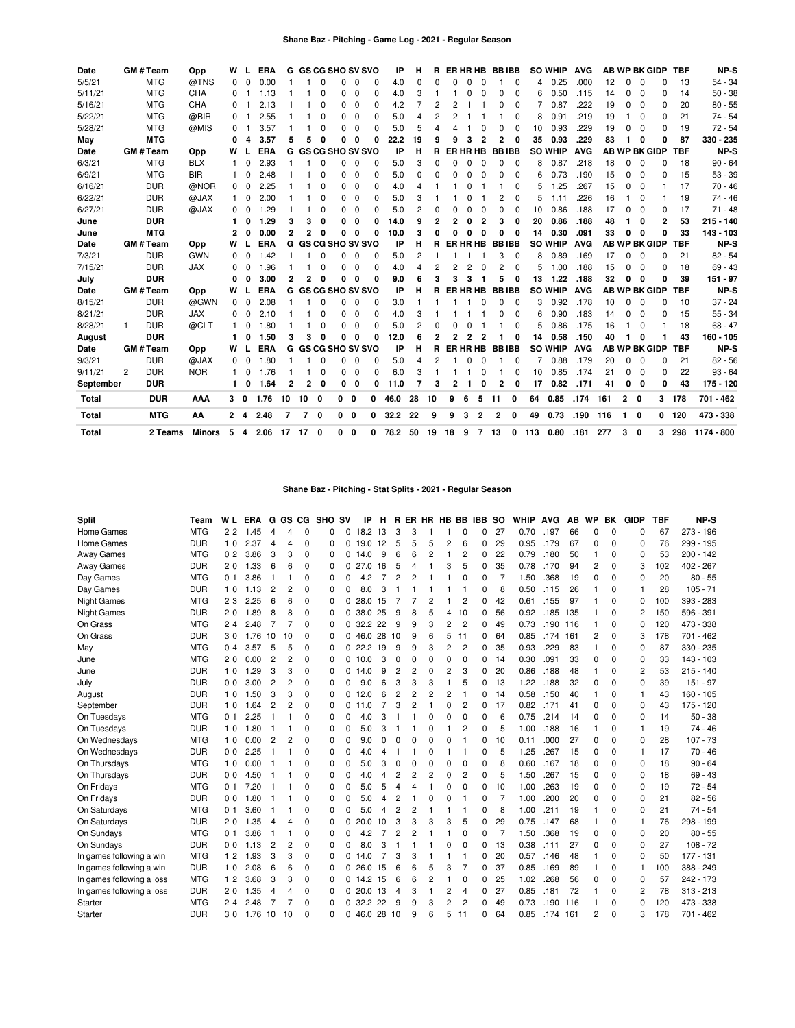## Shane Baz - Pitching - Game Log - 2021 - Regular Season

| Date | GM # | Team | Opp | W | L | ERA | G | GS | CG | SHO | SV | SVO | IP | H | R | ER | HR | HB | BB | IBB | SO | WHIP | AVG | AB | WP | BK | GIDP | TBF | NP-S |
|---|---|---|---|---|---|---|---|---|---|---|---|---|---|---|---|---|---|---|---|---|---|---|---|---|---|---|---|---|---|
| 5/5/21 | | MTG | @TNS | 0 | 0 | 0.00 | 1 | 1 | 0 | 0 | 0 | 0 | 4.0 | 0 | 0 | 0 | 0 | 0 | 1 | 0 | 4 | 0.25 | .000 | 12 | 0 | 0 | 0 | 13 | 54 - 34 |
| 5/11/21 | | MTG | CHA | 0 | 1 | 1.13 | 1 | 1 | 0 | 0 | 0 | 0 | 4.0 | 3 | 1 | 1 | 0 | 0 | 0 | 0 | 6 | 0.50 | .115 | 14 | 0 | 0 | 0 | 14 | 50 - 38 |
| 5/16/21 | | MTG | CHA | 0 | 1 | 2.13 | 1 | 1 | 0 | 0 | 0 | 0 | 4.2 | 7 | 2 | 2 | 1 | 1 | 0 | 0 | 7 | 0.87 | .222 | 19 | 0 | 0 | 0 | 20 | 80 - 55 |
| 5/22/21 | | MTG | @BIR | 0 | 1 | 2.55 | 1 | 1 | 0 | 0 | 0 | 0 | 5.0 | 4 | 2 | 2 | 1 | 1 | 1 | 0 | 8 | 0.91 | .219 | 19 | 1 | 0 | 0 | 21 | 74 - 54 |
| 5/28/21 | | MTG | @MIS | 0 | 1 | 3.57 | 1 | 1 | 0 | 0 | 0 | 0 | 5.0 | 5 | 4 | 4 | 1 | 0 | 0 | 0 | 10 | 0.93 | .229 | 19 | 0 | 0 | 0 | 19 | 72 - 54 |
| **May** | | **MTG** | | **0** | **4** | **3.57** | **5** | **5** | **0** | **0** | **0** | **0** | **22.2** | **19** | **9** | **9** | **3** | **2** | **2** | **0** | **35** | **0.93** | **.229** | **83** | **1** | **0** | **0** | **87** | **330 - 235** |
| **Date** | **GM #** | **Team** | **Opp** | **W** | **L** | **ERA** | **G** | **GS** | **CG** | **SHO** | **SV** | **SVO** | **IP** | **H** | **R** | **ER** | **HR** | **HB** | **BB** | **IBB** | **SO** | **WHIP** | **AVG** | **AB** | **WP** | **BK** | **GIDP** | **TBF** | **NP-S** |
| 6/3/21 | | MTG | BLX | 1 | 0 | 2.93 | 1 | 1 | 0 | 0 | 0 | 0 | 5.0 | 3 | 0 | 0 | 0 | 0 | 0 | 0 | 8 | 0.87 | .218 | 18 | 0 | 0 | 0 | 18 | 90 - 64 |
| 6/9/21 | | MTG | BIR | 1 | 0 | 2.48 | 1 | 1 | 0 | 0 | 0 | 0 | 5.0 | 0 | 0 | 0 | 0 | 0 | 0 | 0 | 6 | 0.73 | .190 | 15 | 0 | 0 | 0 | 15 | 53 - 39 |
| 6/16/21 | | DUR | @NOR | 0 | 0 | 2.25 | 1 | 1 | 0 | 0 | 0 | 0 | 4.0 | 4 | 1 | 1 | 0 | 1 | 1 | 0 | 5 | 1.25 | .267 | 15 | 0 | 0 | 1 | 17 | 70 - 46 |
| 6/22/21 | | DUR | @JAX | 1 | 0 | 2.00 | 1 | 1 | 0 | 0 | 0 | 0 | 5.0 | 3 | 1 | 1 | 0 | 1 | 2 | 0 | 5 | 1.11 | .226 | 16 | 1 | 0 | 1 | 19 | 74 - 46 |
| 6/27/21 | | DUR | @JAX | 0 | 0 | 1.29 | 1 | 1 | 0 | 0 | 0 | 0 | 5.0 | 2 | 0 | 0 | 0 | 0 | 0 | 0 | 10 | 0.86 | .188 | 17 | 0 | 0 | 0 | 17 | 71 - 48 |
| **June** | | **DUR** | | **1** | **0** | **1.29** | **3** | **3** | **0** | **0** | **0** | **0** | **14.0** | **9** | **2** | **2** | **0** | **2** | **3** | **0** | **20** | **0.86** | **.188** | **48** | **1** | **0** | **2** | **53** | **215 - 140** |
| **June** | | **MTG** | | **2** | **0** | **0.00** | **2** | **2** | **0** | **0** | **0** | **0** | **10.0** | **3** | **0** | **0** | **0** | **0** | **0** | **0** | **14** | **0.30** | **.091** | **33** | **0** | **0** | **0** | **33** | **143 - 103** |
| **Date** | **GM #** | **Team** | **Opp** | **W** | **L** | **ERA** | **G** | **GS** | **CG** | **SHO** | **SV** | **SVO** | **IP** | **H** | **R** | **ER** | **HR** | **HB** | **BB** | **IBB** | **SO** | **WHIP** | **AVG** | **AB** | **WP** | **BK** | **GIDP** | **TBF** | **NP-S** |
| 7/3/21 | | DUR | GWN | 0 | 0 | 1.42 | 1 | 1 | 0 | 0 | 0 | 0 | 5.0 | 2 | 1 | 1 | 1 | 1 | 3 | 0 | 8 | 0.89 | .169 | 17 | 0 | 0 | 0 | 21 | 82 - 54 |
| 7/15/21 | | DUR | JAX | 0 | 0 | 1.96 | 1 | 1 | 0 | 0 | 0 | 0 | 4.0 | 4 | 2 | 2 | 2 | 0 | 2 | 0 | 5 | 1.00 | .188 | 15 | 0 | 0 | 0 | 18 | 69 - 43 |
| **July** | | **DUR** | | **0** | **0** | **3.00** | **2** | **2** | **0** | **0** | **0** | **0** | **9.0** | **6** | **3** | **3** | **3** | **1** | **5** | **0** | **13** | **1.22** | **.188** | **32** | **0** | **0** | **0** | **39** | **151 - 97** |
| **Date** | **GM #** | **Team** | **Opp** | **W** | **L** | **ERA** | **G** | **GS** | **CG** | **SHO** | **SV** | **SVO** | **IP** | **H** | **R** | **ER** | **HR** | **HB** | **BB** | **IBB** | **SO** | **WHIP** | **AVG** | **AB** | **WP** | **BK** | **GIDP** | **TBF** | **NP-S** |
| 8/15/21 | | DUR | @GWN | 0 | 0 | 2.08 | 1 | 1 | 0 | 0 | 0 | 0 | 3.0 | 1 | 1 | 1 | 1 | 0 | 0 | 0 | 3 | 0.92 | .178 | 10 | 0 | 0 | 0 | 10 | 37 - 24 |
| 8/21/21 | | DUR | JAX | 0 | 0 | 2.10 | 1 | 1 | 0 | 0 | 0 | 0 | 4.0 | 3 | 1 | 1 | 1 | 1 | 0 | 0 | 6 | 0.90 | .183 | 14 | 0 | 0 | 0 | 15 | 55 - 34 |
| 8/28/21 | 1 | DUR | @CLT | 1 | 0 | 1.80 | 1 | 1 | 0 | 0 | 0 | 0 | 5.0 | 2 | 0 | 0 | 0 | 1 | 1 | 0 | 5 | 0.86 | .175 | 16 | 1 | 0 | 1 | 18 | 68 - 47 |
| **August** | | **DUR** | | **1** | **0** | **1.50** | **3** | **3** | **0** | **0** | **0** | **0** | **12.0** | **6** | **2** | **2** | **2** | **2** | **1** | **0** | **14** | **0.58** | **.150** | **40** | **1** | **0** | **1** | **43** | **160 - 105** |
| **Date** | **GM #** | **Team** | **Opp** | **W** | **L** | **ERA** | **G** | **GS** | **CG** | **SHO** | **SV** | **SVO** | **IP** | **H** | **R** | **ER** | **HR** | **HB** | **BB** | **IBB** | **SO** | **WHIP** | **AVG** | **AB** | **WP** | **BK** | **GIDP** | **TBF** | **NP-S** |
| 9/3/21 | | DUR | @JAX | 0 | 0 | 1.80 | 1 | 1 | 0 | 0 | 0 | 0 | 5.0 | 4 | 2 | 1 | 0 | 0 | 1 | 0 | 7 | 0.88 | .179 | 20 | 0 | 0 | 0 | 21 | 82 - 56 |
| 9/11/21 | 2 | DUR | NOR | 1 | 0 | 1.76 | 1 | 1 | 0 | 0 | 0 | 0 | 6.0 | 3 | 1 | 1 | 1 | 0 | 1 | 0 | 10 | 0.85 | .174 | 21 | 0 | 0 | 0 | 22 | 93 - 64 |
| **September** | | **DUR** | | **1** | **0** | **1.64** | **2** | **2** | **0** | **0** | **0** | **0** | **11.0** | **7** | **3** | **2** | **1** | **0** | **2** | **0** | **17** | **0.82** | **.171** | **41** | **0** | **0** | **0** | **43** | **175 - 120** |
| **Total** | | **DUR** | **AAA** | **3** | **0** | **1.76** | **10** | **10** | **0** | **0** | **0** | **0** | **46.0** | **28** | **10** | **9** | **6** | **5** | **11** | **0** | **64** | **0.85** | **.174** | **161** | **2** | **0** | **3** | **178** | **701 - 462** |
| **Total** | | **MTG** | **AA** | **2** | **4** | **2.48** | **7** | **7** | **0** | **0** | **0** | **0** | **32.2** | **22** | **9** | **9** | **3** | **2** | **2** | **0** | **49** | **0.73** | **.190** | **116** | **1** | **0** | **0** | **120** | **473 - 338** |
| **Total** | | **2 Teams** | **Minors** | **5** | **4** | **2.06** | **17** | **17** | **0** | **0** | **0** | **0** | **78.2** | **50** | **19** | **18** | **9** | **7** | **13** | **0** | **113** | **0.80** | **.181** | **277** | **3** | **0** | **3** | **298** | **1174 - 800** |

## Shane Baz - Pitching - Stat Splits - 2021 - Regular Season

| Split | Team | W | L | ERA | G | GS | CG | SHO | SV | IP | H | R | ER | HR | HB | BB | IBB | SO | WHIP | AVG | AB | WP | BK | GIDP | TBF | NP-S |
|---|---|---|---|---|---|---|---|---|---|---|---|---|---|---|---|---|---|---|---|---|---|---|---|---|---|---|
| Home Games | MTG | 2 | 2 | 1.45 | 4 | 4 | 0 | 0 | 0 | 18.2 | 13 | 3 | 3 | 1 | 1 | 0 | 0 | 27 | 0.70 | .197 | 66 | 0 | 0 | 0 | 67 | 273 - 196 |
| Home Games | DUR | 1 | 0 | 2.37 | 4 | 4 | 0 | 0 | 0 | 19.0 | 12 | 5 | 5 | 5 | 2 | 6 | 0 | 29 | 0.95 | .179 | 67 | 0 | 0 | 0 | 76 | 299 - 195 |
| Away Games | MTG | 0 | 2 | 3.86 | 3 | 3 | 0 | 0 | 0 | 14.0 | 9 | 6 | 6 | 2 | 1 | 2 | 0 | 22 | 0.79 | .180 | 50 | 1 | 0 | 0 | 53 | 200 - 142 |
| Away Games | DUR | 2 | 0 | 1.33 | 6 | 6 | 0 | 0 | 0 | 27.0 | 16 | 5 | 4 | 1 | 3 | 5 | 0 | 35 | 0.78 | .170 | 94 | 2 | 0 | 3 | 102 | 402 - 267 |
| Day Games | MTG | 0 | 1 | 3.86 | 1 | 1 | 0 | 0 | 0 | 4.2 | 7 | 2 | 2 | 1 | 1 | 0 | 0 | 7 | 1.50 | .368 | 19 | 0 | 0 | 0 | 20 | 80 - 55 |
| Day Games | DUR | 1 | 0 | 1.13 | 2 | 2 | 0 | 0 | 0 | 8.0 | 3 | 1 | 1 | 1 | 1 | 1 | 0 | 8 | 0.50 | .115 | 26 | 1 | 0 | 1 | 28 | 105 - 71 |
| Night Games | MTG | 2 | 3 | 2.25 | 6 | 6 | 0 | 0 | 0 | 28.0 | 15 | 7 | 7 | 2 | 1 | 2 | 0 | 42 | 0.61 | .155 | 97 | 1 | 0 | 0 | 100 | 393 - 283 |
| Night Games | DUR | 2 | 0 | 1.89 | 8 | 8 | 0 | 0 | 0 | 38.0 | 25 | 9 | 8 | 5 | 4 | 10 | 0 | 56 | 0.92 | .185 | 135 | 1 | 0 | 2 | 150 | 596 - 391 |
| On Grass | MTG | 2 | 4 | 2.48 | 7 | 7 | 0 | 0 | 0 | 32.2 | 22 | 9 | 9 | 3 | 2 | 2 | 0 | 49 | 0.73 | .190 | 116 | 1 | 0 | 0 | 120 | 473 - 338 |
| On Grass | DUR | 3 | 0 | 1.76 | 10 | 10 | 0 | 0 | 0 | 46.0 | 28 | 10 | 9 | 6 | 5 | 11 | 0 | 64 | 0.85 | .174 | 161 | 2 | 0 | 3 | 178 | 701 - 462 |
| May | MTG | 0 | 4 | 3.57 | 5 | 5 | 0 | 0 | 0 | 22.2 | 19 | 9 | 9 | 3 | 2 | 2 | 0 | 35 | 0.93 | .229 | 83 | 1 | 0 | 0 | 87 | 330 - 235 |
| June | MTG | 2 | 0 | 0.00 | 2 | 2 | 0 | 0 | 0 | 10.0 | 3 | 0 | 0 | 0 | 0 | 0 | 0 | 14 | 0.30 | .091 | 33 | 0 | 0 | 0 | 33 | 143 - 103 |
| June | DUR | 1 | 0 | 1.29 | 3 | 3 | 0 | 0 | 0 | 14.0 | 9 | 2 | 2 | 0 | 2 | 3 | 0 | 20 | 0.86 | .188 | 48 | 1 | 0 | 2 | 53 | 215 - 140 |
| July | DUR | 0 | 0 | 3.00 | 2 | 2 | 0 | 0 | 0 | 9.0 | 6 | 3 | 3 | 3 | 1 | 5 | 0 | 13 | 1.22 | .188 | 32 | 0 | 0 | 0 | 39 | 151 - 97 |
| August | DUR | 1 | 0 | 1.50 | 3 | 3 | 0 | 0 | 0 | 12.0 | 6 | 2 | 2 | 2 | 2 | 1 | 0 | 14 | 0.58 | .150 | 40 | 1 | 0 | 1 | 43 | 160 - 105 |
| September | DUR | 1 | 0 | 1.64 | 2 | 2 | 0 | 0 | 0 | 11.0 | 7 | 3 | 2 | 1 | 0 | 2 | 0 | 17 | 0.82 | .171 | 41 | 0 | 0 | 0 | 43 | 175 - 120 |
| On Tuesdays | MTG | 0 | 1 | 2.25 | 1 | 1 | 0 | 0 | 0 | 4.0 | 3 | 1 | 1 | 0 | 0 | 0 | 0 | 6 | 0.75 | .214 | 14 | 0 | 0 | 0 | 14 | 50 - 38 |
| On Tuesdays | DUR | 1 | 0 | 1.80 | 1 | 1 | 0 | 0 | 0 | 5.0 | 3 | 1 | 1 | 0 | 1 | 2 | 0 | 5 | 1.00 | .188 | 16 | 1 | 0 | 1 | 19 | 74 - 46 |
| On Wednesdays | MTG | 1 | 0 | 0.00 | 2 | 2 | 0 | 0 | 0 | 9.0 | 0 | 0 | 0 | 0 | 0 | 1 | 0 | 10 | 0.11 | .000 | 27 | 0 | 0 | 0 | 28 | 107 - 73 |
| On Wednesdays | DUR | 0 | 0 | 2.25 | 1 | 1 | 0 | 0 | 0 | 4.0 | 4 | 1 | 1 | 0 | 1 | 1 | 0 | 5 | 1.25 | .267 | 15 | 0 | 0 | 1 | 17 | 70 - 46 |
| On Thursdays | MTG | 1 | 0 | 0.00 | 1 | 1 | 0 | 0 | 0 | 5.0 | 3 | 0 | 0 | 0 | 0 | 0 | 0 | 8 | 0.60 | .167 | 18 | 0 | 0 | 0 | 18 | 90 - 64 |
| On Thursdays | DUR | 0 | 0 | 4.50 | 1 | 1 | 0 | 0 | 0 | 4.0 | 4 | 2 | 2 | 2 | 0 | 2 | 0 | 5 | 1.50 | .267 | 15 | 0 | 0 | 0 | 18 | 69 - 43 |
| On Fridays | MTG | 0 | 1 | 7.20 | 1 | 1 | 0 | 0 | 0 | 5.0 | 5 | 4 | 4 | 1 | 0 | 0 | 0 | 10 | 1.00 | .263 | 19 | 0 | 0 | 0 | 19 | 72 - 54 |
| On Fridays | DUR | 0 | 0 | 1.80 | 1 | 1 | 0 | 0 | 0 | 5.0 | 4 | 2 | 1 | 0 | 0 | 1 | 0 | 7 | 1.00 | .200 | 20 | 0 | 0 | 0 | 21 | 82 - 56 |
| On Saturdays | MTG | 0 | 1 | 3.60 | 1 | 1 | 0 | 0 | 0 | 5.0 | 4 | 2 | 2 | 1 | 1 | 1 | 0 | 8 | 1.00 | .211 | 19 | 1 | 0 | 0 | 21 | 74 - 54 |
| On Saturdays | DUR | 2 | 0 | 1.35 | 4 | 4 | 0 | 0 | 0 | 20.0 | 10 | 3 | 3 | 3 | 3 | 5 | 0 | 29 | 0.75 | .147 | 68 | 1 | 0 | 1 | 76 | 298 - 199 |
| On Sundays | MTG | 0 | 1 | 3.86 | 1 | 1 | 0 | 0 | 0 | 4.2 | 7 | 2 | 2 | 1 | 1 | 0 | 0 | 7 | 1.50 | .368 | 19 | 0 | 0 | 0 | 20 | 80 - 55 |
| On Sundays | DUR | 0 | 0 | 1.13 | 2 | 2 | 0 | 0 | 0 | 8.0 | 3 | 1 | 1 | 1 | 0 | 0 | 0 | 13 | 0.38 | .111 | 27 | 0 | 0 | 0 | 27 | 108 - 72 |
| In games following a win | MTG | 1 | 2 | 1.93 | 3 | 3 | 0 | 0 | 0 | 14.0 | 7 | 3 | 3 | 1 | 1 | 1 | 0 | 20 | 0.57 | .146 | 48 | 1 | 0 | 0 | 50 | 177 - 131 |
| In games following a win | DUR | 1 | 0 | 2.08 | 6 | 6 | 0 | 0 | 0 | 26.0 | 15 | 6 | 6 | 5 | 3 | 7 | 0 | 37 | 0.85 | .169 | 89 | 1 | 0 | 1 | 100 | 388 - 249 |
| In games following a loss | MTG | 1 | 2 | 3.68 | 3 | 3 | 0 | 0 | 0 | 14.2 | 15 | 6 | 6 | 2 | 1 | 0 | 0 | 25 | 1.02 | .268 | 56 | 0 | 0 | 0 | 57 | 242 - 173 |
| In games following a loss | DUR | 2 | 0 | 1.35 | 4 | 4 | 0 | 0 | 0 | 20.0 | 13 | 4 | 3 | 1 | 2 | 4 | 0 | 27 | 0.85 | .181 | 72 | 1 | 0 | 2 | 78 | 313 - 213 |
| Starter | MTG | 2 | 4 | 2.48 | 7 | 7 | 0 | 0 | 0 | 32.2 | 22 | 9 | 9 | 3 | 2 | 2 | 0 | 49 | 0.73 | .190 | 116 | 1 | 0 | 0 | 120 | 473 - 338 |
| Starter | DUR | 3 | 0 | 1.76 | 10 | 10 | 0 | 0 | 0 | 46.0 | 28 | 10 | 9 | 6 | 5 | 11 | 0 | 64 | 0.85 | .174 | 161 | 2 | 0 | 3 | 178 | 701 - 462 |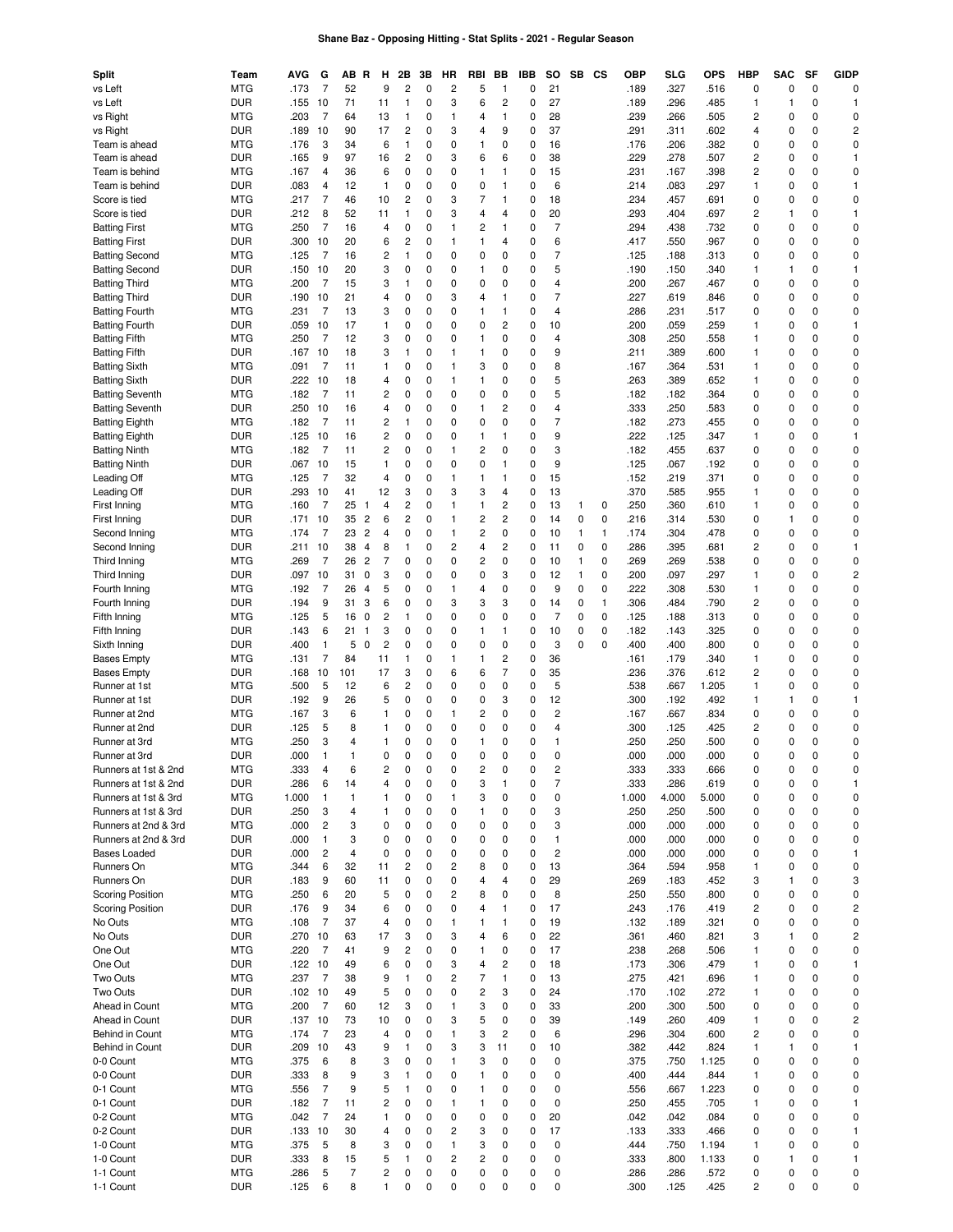**Shane Baz - Opposing Hitting - Stat Splits - 2021 - Regular Season**

| Split | Team | AVG | G | AB | R | H | 2B | 3B | HR | RBI | BB | IBB | SO | SB | CS | OBP | SLG | OPS | HBP | SAC | SF | GIDP |
|---|---|---|---|---|---|---|---|---|---|---|---|---|---|---|---|---|---|---|---|---|---|---|
| vs Left | MTG | .173 | 7 | 52 | | 9 | 2 | 0 | 2 | 5 | 1 | 0 | 21 | | | .189 | .327 | .516 | 0 | 0 | 0 | 0 |
| vs Left | DUR | .155 | 10 | 71 | | 11 | 1 | 0 | 3 | 6 | 2 | 0 | 27 | | | .189 | .296 | .485 | 1 | 1 | 0 | 1 |
| vs Right | MTG | .203 | 7 | 64 | | 13 | 1 | 0 | 1 | 4 | 1 | 0 | 28 | | | .239 | .266 | .505 | 2 | 0 | 0 | 0 |
| vs Right | DUR | .189 | 10 | 90 | | 17 | 2 | 0 | 3 | 4 | 9 | 0 | 37 | | | .291 | .311 | .602 | 4 | 0 | 0 | 2 |
| Team is ahead | MTG | .176 | 3 | 34 | | 6 | 1 | 0 | 0 | 1 | 0 | 0 | 16 | | | .176 | .206 | .382 | 0 | 0 | 0 | 0 |
| Team is ahead | DUR | .165 | 9 | 97 | | 16 | 2 | 0 | 3 | 6 | 6 | 0 | 38 | | | .229 | .278 | .507 | 2 | 0 | 0 | 1 |
| Team is behind | MTG | .167 | 4 | 36 | | 6 | 0 | 0 | 0 | 1 | 1 | 0 | 15 | | | .231 | .167 | .398 | 2 | 0 | 0 | 0 |
| Team is behind | DUR | .083 | 4 | 12 | | 1 | 0 | 0 | 0 | 0 | 1 | 0 | 6 | | | .214 | .083 | .297 | 1 | 0 | 0 | 1 |
| Score is tied | MTG | .217 | 7 | 46 | | 10 | 2 | 0 | 3 | 7 | 1 | 0 | 18 | | | .234 | .457 | .691 | 0 | 0 | 0 | 0 |
| Score is tied | DUR | .212 | 8 | 52 | | 11 | 1 | 0 | 3 | 4 | 4 | 0 | 20 | | | .293 | .404 | .697 | 2 | 1 | 0 | 1 |
| Batting First | MTG | .250 | 7 | 16 | | 4 | 0 | 0 | 1 | 2 | 1 | 0 | 7 | | | .294 | .438 | .732 | 0 | 0 | 0 | 0 |
| Batting First | DUR | .300 | 10 | 20 | | 6 | 2 | 0 | 1 | 1 | 4 | 0 | 6 | | | .417 | .550 | .967 | 0 | 0 | 0 | 0 |
| Batting Second | MTG | .125 | 7 | 16 | | 2 | 1 | 0 | 0 | 0 | 0 | 0 | 7 | | | .125 | .188 | .313 | 0 | 0 | 0 | 0 |
| Batting Second | DUR | .150 | 10 | 20 | | 3 | 0 | 0 | 0 | 1 | 0 | 0 | 5 | | | .190 | .150 | .340 | 1 | 1 | 0 | 1 |
| Batting Third | MTG | .200 | 7 | 15 | | 3 | 1 | 0 | 0 | 0 | 0 | 0 | 4 | | | .200 | .267 | .467 | 0 | 0 | 0 | 0 |
| Batting Third | DUR | .190 | 10 | 21 | | 4 | 0 | 0 | 3 | 4 | 1 | 0 | 7 | | | .227 | .619 | .846 | 0 | 0 | 0 | 0 |
| Batting Fourth | MTG | .231 | 7 | 13 | | 3 | 0 | 0 | 0 | 1 | 1 | 0 | 4 | | | .286 | .231 | .517 | 0 | 0 | 0 | 0 |
| Batting Fourth | DUR | .059 | 10 | 17 | | 1 | 0 | 0 | 0 | 0 | 2 | 0 | 10 | | | .200 | .059 | .259 | 1 | 0 | 0 | 1 |
| Batting Fifth | MTG | .250 | 7 | 12 | | 3 | 0 | 0 | 0 | 1 | 0 | 0 | 4 | | | .308 | .250 | .558 | 1 | 0 | 0 | 0 |
| Batting Fifth | DUR | .167 | 10 | 18 | | 3 | 1 | 0 | 1 | 1 | 0 | 0 | 9 | | | .211 | .389 | .600 | 1 | 0 | 0 | 0 |
| Batting Sixth | MTG | .091 | 7 | 11 | | 1 | 0 | 0 | 1 | 3 | 0 | 0 | 8 | | | .167 | .364 | .531 | 1 | 0 | 0 | 0 |
| Batting Sixth | DUR | .222 | 10 | 18 | | 4 | 0 | 0 | 1 | 1 | 0 | 0 | 5 | | | .263 | .389 | .652 | 1 | 0 | 0 | 0 |
| Batting Seventh | MTG | .182 | 7 | 11 | | 2 | 0 | 0 | 0 | 0 | 0 | 0 | 5 | | | .182 | .182 | .364 | 0 | 0 | 0 | 0 |
| Batting Seventh | DUR | .250 | 10 | 16 | | 4 | 0 | 0 | 0 | 1 | 2 | 0 | 4 | | | .333 | .250 | .583 | 0 | 0 | 0 | 0 |
| Batting Eighth | MTG | .182 | 7 | 11 | | 2 | 1 | 0 | 0 | 0 | 0 | 0 | 7 | | | .182 | .273 | .455 | 0 | 0 | 0 | 0 |
| Batting Eighth | DUR | .125 | 10 | 16 | | 2 | 0 | 0 | 0 | 1 | 1 | 0 | 9 | | | .222 | .125 | .347 | 1 | 0 | 0 | 1 |
| Batting Ninth | MTG | .182 | 7 | 11 | | 2 | 0 | 0 | 1 | 2 | 0 | 0 | 3 | | | .182 | .455 | .637 | 0 | 0 | 0 | 0 |
| Batting Ninth | DUR | .067 | 10 | 15 | | 1 | 0 | 0 | 0 | 0 | 1 | 0 | 9 | | | .125 | .067 | .192 | 0 | 0 | 0 | 0 |
| Leading Off | MTG | .125 | 7 | 32 | | 4 | 0 | 0 | 1 | 1 | 1 | 0 | 15 | | | .152 | .219 | .371 | 0 | 0 | 0 | 0 |
| Leading Off | DUR | .293 | 10 | 41 | | 12 | 3 | 0 | 3 | 3 | 4 | 0 | 13 | | | .370 | .585 | .955 | 1 | 0 | 0 | 0 |
| First Inning | MTG | .160 | 7 | 25 | 1 | 4 | 2 | 0 | 1 | 1 | 2 | 0 | 13 | 1 | 0 | .250 | .360 | .610 | 1 | 0 | 0 | 0 |
| First Inning | DUR | .171 | 10 | 35 | 2 | 6 | 2 | 0 | 1 | 2 | 2 | 0 | 14 | 0 | 0 | .216 | .314 | .530 | 0 | 1 | 0 | 0 |
| Second Inning | MTG | .174 | 7 | 23 | 2 | 4 | 0 | 0 | 1 | 2 | 0 | 0 | 10 | 1 | 1 | .174 | .304 | .478 | 0 | 0 | 0 | 0 |
| Second Inning | DUR | .211 | 10 | 38 | 4 | 8 | 1 | 0 | 2 | 4 | 2 | 0 | 11 | 0 | 0 | .286 | .395 | .681 | 2 | 0 | 0 | 1 |
| Third Inning | MTG | .269 | 7 | 26 | 2 | 7 | 0 | 0 | 0 | 2 | 0 | 0 | 10 | 1 | 0 | .269 | .269 | .538 | 0 | 0 | 0 | 0 |
| Third Inning | DUR | .097 | 10 | 31 | 0 | 3 | 0 | 0 | 0 | 0 | 3 | 0 | 12 | 1 | 0 | .200 | .097 | .297 | 1 | 0 | 0 | 2 |
| Fourth Inning | MTG | .192 | 7 | 26 | 4 | 5 | 0 | 0 | 1 | 4 | 0 | 0 | 9 | 0 | 0 | .222 | .308 | .530 | 1 | 0 | 0 | 0 |
| Fourth Inning | DUR | .194 | 9 | 31 | 3 | 6 | 0 | 0 | 3 | 3 | 3 | 0 | 14 | 0 | 1 | .306 | .484 | .790 | 2 | 0 | 0 | 0 |
| Fifth Inning | MTG | .125 | 5 | 16 | 0 | 2 | 1 | 0 | 0 | 0 | 0 | 0 | 7 | 0 | 0 | .125 | .188 | .313 | 0 | 0 | 0 | 0 |
| Fifth Inning | DUR | .143 | 6 | 21 | 1 | 3 | 0 | 0 | 0 | 1 | 1 | 0 | 10 | 0 | 0 | .182 | .143 | .325 | 0 | 0 | 0 | 0 |
| Sixth Inning | DUR | .400 | 1 | 5 | 0 | 2 | 0 | 0 | 0 | 0 | 0 | 0 | 3 | 0 | 0 | .400 | .400 | .800 | 0 | 0 | 0 | 0 |
| Bases Empty | MTG | .131 | 7 | 84 | | 11 | 1 | 0 | 1 | 1 | 2 | 0 | 36 | | | .161 | .179 | .340 | 1 | 0 | 0 | 0 |
| Bases Empty | DUR | .168 | 10 | 101 | | 17 | 3 | 0 | 6 | 6 | 7 | 0 | 35 | | | .236 | .376 | .612 | 2 | 0 | 0 | 0 |
| Runner at 1st | MTG | .500 | 5 | 12 | | 6 | 2 | 0 | 0 | 0 | 0 | 0 | 5 | | | .538 | .667 | 1.205 | 1 | 0 | 0 | 0 |
| Runner at 1st | DUR | .192 | 9 | 26 | | 5 | 0 | 0 | 0 | 0 | 3 | 0 | 12 | | | .300 | .192 | .492 | 1 | 1 | 0 | 1 |
| Runner at 2nd | MTG | .167 | 3 | 6 | | 1 | 0 | 0 | 1 | 2 | 0 | 0 | 2 | | | .167 | .667 | .834 | 0 | 0 | 0 | 0 |
| Runner at 2nd | DUR | .125 | 5 | 8 | | 1 | 0 | 0 | 0 | 0 | 0 | 0 | 4 | | | .300 | .125 | .425 | 2 | 0 | 0 | 0 |
| Runner at 3rd | MTG | .250 | 3 | 4 | | 1 | 0 | 0 | 0 | 1 | 0 | 0 | 1 | | | .250 | .250 | .500 | 0 | 0 | 0 | 0 |
| Runner at 3rd | DUR | .000 | 1 | 1 | | 0 | 0 | 0 | 0 | 0 | 0 | 0 | 0 | | | .000 | .000 | .000 | 0 | 0 | 0 | 0 |
| Runners at 1st & 2nd | MTG | .333 | 4 | 6 | | 2 | 0 | 0 | 0 | 2 | 0 | 0 | 2 | | | .333 | .333 | .666 | 0 | 0 | 0 | 0 |
| Runners at 1st & 2nd | DUR | .286 | 6 | 14 | | 4 | 0 | 0 | 0 | 3 | 1 | 0 | 7 | | | .333 | .286 | .619 | 0 | 0 | 0 | 1 |
| Runners at 1st & 3rd | MTG | 1.000 | 1 | 1 | | 1 | 0 | 0 | 1 | 3 | 0 | 0 | 0 | | | 1.000 | 4.000 | 5.000 | 0 | 0 | 0 | 0 |
| Runners at 1st & 3rd | DUR | .250 | 3 | 4 | | 1 | 0 | 0 | 0 | 1 | 0 | 0 | 3 | | | .250 | .250 | .500 | 0 | 0 | 0 | 0 |
| Runners at 2nd & 3rd | MTG | .000 | 2 | 3 | | 0 | 0 | 0 | 0 | 0 | 0 | 0 | 3 | | | .000 | .000 | .000 | 0 | 0 | 0 | 0 |
| Runners at 2nd & 3rd | DUR | .000 | 1 | 3 | | 0 | 0 | 0 | 0 | 0 | 0 | 0 | 1 | | | .000 | .000 | .000 | 0 | 0 | 0 | 0 |
| Bases Loaded | DUR | .000 | 2 | 4 | | 0 | 0 | 0 | 0 | 0 | 0 | 0 | 2 | | | .000 | .000 | .000 | 0 | 0 | 0 | 1 |
| Runners On | MTG | .344 | 6 | 32 | | 11 | 2 | 0 | 2 | 8 | 0 | 0 | 13 | | | .364 | .594 | .958 | 1 | 0 | 0 | 0 |
| Runners On | DUR | .183 | 9 | 60 | | 11 | 0 | 0 | 0 | 4 | 4 | 0 | 29 | | | .269 | .183 | .452 | 3 | 1 | 0 | 3 |
| Scoring Position | MTG | .250 | 6 | 20 | | 5 | 0 | 0 | 2 | 8 | 0 | 0 | 8 | | | .250 | .550 | .800 | 0 | 0 | 0 | 0 |
| Scoring Position | DUR | .176 | 9 | 34 | | 6 | 0 | 0 | 0 | 4 | 1 | 0 | 17 | | | .243 | .176 | .419 | 2 | 0 | 0 | 2 |
| No Outs | MTG | .108 | 7 | 37 | | 4 | 0 | 0 | 1 | 1 | 1 | 0 | 19 | | | .132 | .189 | .321 | 0 | 0 | 0 | 0 |
| No Outs | DUR | .270 | 10 | 63 | | 17 | 3 | 0 | 3 | 4 | 6 | 0 | 22 | | | .361 | .460 | .821 | 3 | 1 | 0 | 2 |
| One Out | MTG | .220 | 7 | 41 | | 9 | 2 | 0 | 0 | 1 | 0 | 0 | 17 | | | .238 | .268 | .506 | 1 | 0 | 0 | 0 |
| One Out | DUR | .122 | 10 | 49 | | 6 | 0 | 0 | 3 | 4 | 2 | 0 | 18 | | | .173 | .306 | .479 | 1 | 0 | 0 | 1 |
| Two Outs | MTG | .237 | 7 | 38 | | 9 | 1 | 0 | 2 | 7 | 1 | 0 | 13 | | | .275 | .421 | .696 | 1 | 0 | 0 | 0 |
| Two Outs | DUR | .102 | 10 | 49 | | 5 | 0 | 0 | 0 | 2 | 3 | 0 | 24 | | | .170 | .102 | .272 | 1 | 0 | 0 | 0 |
| Ahead in Count | MTG | .200 | 7 | 60 | | 12 | 3 | 0 | 1 | 3 | 0 | 0 | 33 | | | .200 | .300 | .500 | 0 | 0 | 0 | 0 |
| Ahead in Count | DUR | .137 | 10 | 73 | | 10 | 0 | 0 | 3 | 5 | 0 | 0 | 39 | | | .149 | .260 | .409 | 1 | 0 | 0 | 2 |
| Behind in Count | MTG | .174 | 7 | 23 | | 4 | 0 | 0 | 1 | 3 | 2 | 0 | 6 | | | .296 | .304 | .600 | 2 | 0 | 0 | 0 |
| Behind in Count | DUR | .209 | 10 | 43 | | 9 | 1 | 0 | 3 | 3 | 11 | 0 | 10 | | | .382 | .442 | .824 | 1 | 1 | 0 | 1 |
| 0-0 Count | MTG | .375 | 6 | 8 | | 3 | 0 | 0 | 1 | 3 | 0 | 0 | 0 | | | .375 | .750 | 1.125 | 0 | 0 | 0 | 0 |
| 0-0 Count | DUR | .333 | 8 | 9 | | 3 | 1 | 0 | 0 | 1 | 0 | 0 | 0 | | | .400 | .444 | .844 | 1 | 0 | 0 | 0 |
| 0-1 Count | MTG | .556 | 7 | 9 | | 5 | 1 | 0 | 0 | 1 | 0 | 0 | 0 | | | .556 | .667 | 1.223 | 0 | 0 | 0 | 0 |
| 0-1 Count | DUR | .182 | 7 | 11 | | 2 | 0 | 0 | 1 | 1 | 0 | 0 | 0 | | | .250 | .455 | .705 | 1 | 0 | 0 | 1 |
| 0-2 Count | MTG | .042 | 7 | 24 | | 1 | 0 | 0 | 0 | 0 | 0 | 0 | 20 | | | .042 | .042 | .084 | 0 | 0 | 0 | 0 |
| 0-2 Count | DUR | .133 | 10 | 30 | | 4 | 0 | 0 | 2 | 3 | 0 | 0 | 17 | | | .133 | .333 | .466 | 0 | 0 | 0 | 1 |
| 1-0 Count | MTG | .375 | 5 | 8 | | 3 | 0 | 0 | 1 | 3 | 0 | 0 | 0 | | | .444 | .750 | 1.194 | 1 | 0 | 0 | 0 |
| 1-0 Count | DUR | .333 | 8 | 15 | | 5 | 1 | 0 | 2 | 2 | 0 | 0 | 0 | | | .333 | .800 | 1.133 | 0 | 1 | 0 | 1 |
| 1-1 Count | MTG | .286 | 5 | 7 | | 2 | 0 | 0 | 0 | 0 | 0 | 0 | 0 | | | .286 | .286 | .572 | 0 | 0 | 0 | 0 |
| 1-1 Count | DUR | .125 | 6 | 8 | | 1 | 0 | 0 | 0 | 0 | 0 | 0 | 0 | | | .300 | .125 | .425 | 2 | 0 | 0 | 0 |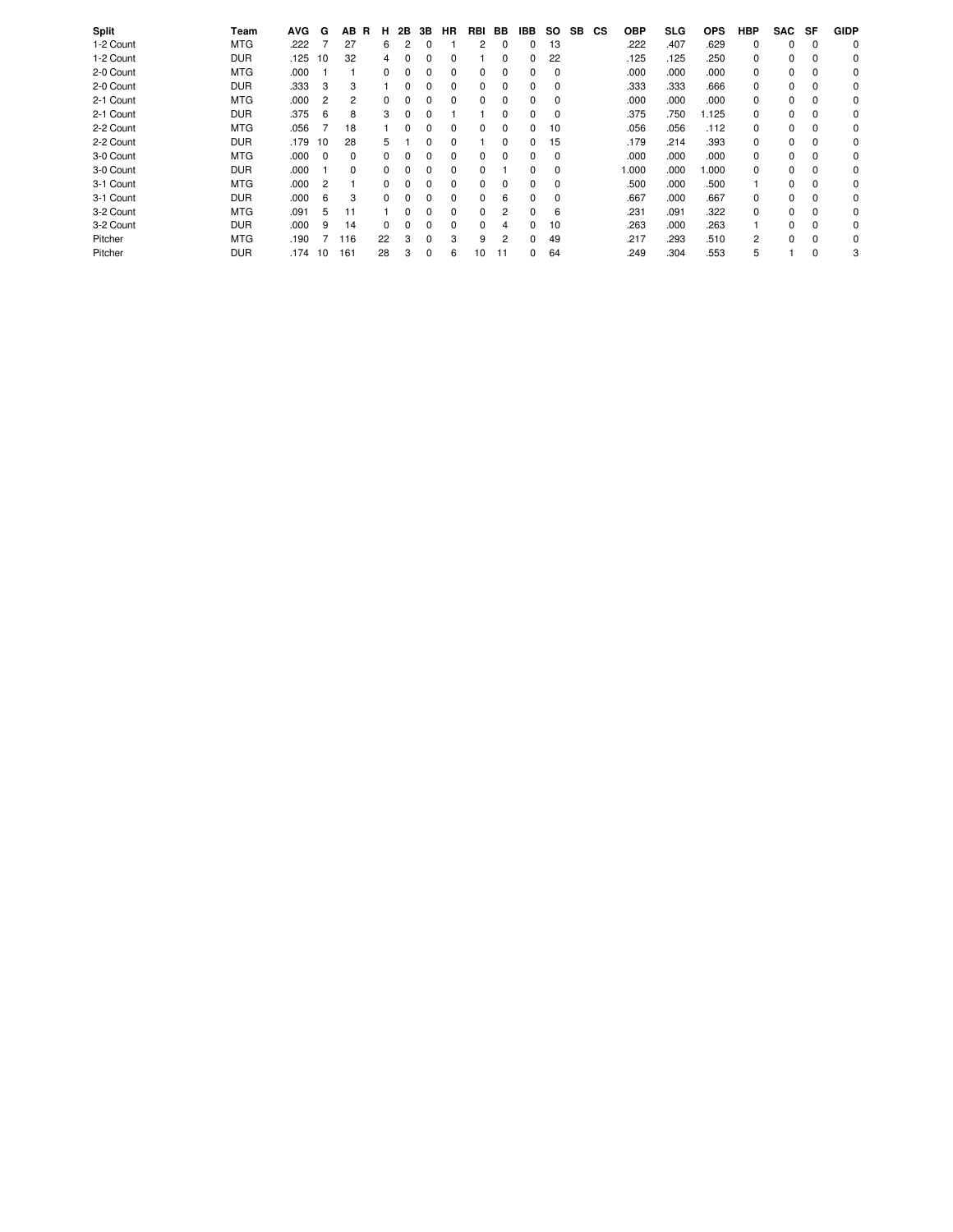| Split | Team | AVG | G | AB | R | H | 2B | 3B | HR | RBI | BB | IBB | SO | SB | CS | OBP | SLG | OPS | HBP | SAC | SF | GIDP |
|---|---|---|---|---|---|---|---|---|---|---|---|---|---|---|---|---|---|---|---|---|---|---|
| 1-2 Count | MTG | .222 | 7 | 27 | | 6 | 2 | 0 | 1 | 2 | 0 | 0 | 13 | | | .222 | .407 | .629 | 0 | 0 | 0 | 0 |
| 1-2 Count | DUR | .125 | 10 | 32 | | 4 | 0 | 0 | 0 | 1 | 0 | 0 | 22 | | | .125 | .125 | .250 | 0 | 0 | 0 | 0 |
| 2-0 Count | MTG | .000 | 1 | 1 | | 0 | 0 | 0 | 0 | 0 | 0 | 0 | 0 | | | .000 | .000 | .000 | 0 | 0 | 0 | 0 |
| 2-0 Count | DUR | .333 | 3 | 3 | | 1 | 0 | 0 | 0 | 0 | 0 | 0 | 0 | | | .333 | .333 | .666 | 0 | 0 | 0 | 0 |
| 2-1 Count | MTG | .000 | 2 | 2 | | 0 | 0 | 0 | 0 | 0 | 0 | 0 | 0 | | | .000 | .000 | .000 | 0 | 0 | 0 | 0 |
| 2-1 Count | DUR | .375 | 6 | 8 | | 3 | 0 | 0 | 1 | 1 | 0 | 0 | 0 | | | .375 | .750 | 1.125 | 0 | 0 | 0 | 0 |
| 2-2 Count | MTG | .056 | 7 | 18 | | 1 | 0 | 0 | 0 | 0 | 0 | 0 | 10 | | | .056 | .056 | .112 | 0 | 0 | 0 | 0 |
| 2-2 Count | DUR | .179 | 10 | 28 | | 5 | 1 | 0 | 0 | 1 | 0 | 0 | 15 | | | .179 | .214 | .393 | 0 | 0 | 0 | 0 |
| 3-0 Count | MTG | .000 | 0 | 0 | | 0 | 0 | 0 | 0 | 0 | 0 | 0 | 0 | | | .000 | .000 | .000 | 0 | 0 | 0 | 0 |
| 3-0 Count | DUR | .000 | 1 | 0 | | 0 | 0 | 0 | 0 | 0 | 1 | 0 | 0 | | | 1.000 | .000 | 1.000 | 0 | 0 | 0 | 0 |
| 3-1 Count | MTG | .000 | 2 | 1 | | 0 | 0 | 0 | 0 | 0 | 0 | 0 | 0 | | | .500 | .000 | .500 | 1 | 0 | 0 | 0 |
| 3-1 Count | DUR | .000 | 6 | 3 | | 0 | 0 | 0 | 0 | 0 | 6 | 0 | 0 | | | .667 | .000 | .667 | 0 | 0 | 0 | 0 |
| 3-2 Count | MTG | .091 | 5 | 11 | | 1 | 0 | 0 | 0 | 0 | 2 | 0 | 6 | | | .231 | .091 | .322 | 0 | 0 | 0 | 0 |
| 3-2 Count | DUR | .000 | 9 | 14 | | 0 | 0 | 0 | 0 | 0 | 4 | 0 | 10 | | | .263 | .000 | .263 | 1 | 0 | 0 | 0 |
| Pitcher | MTG | .190 | 7 | 116 | | 22 | 3 | 0 | 3 | 9 | 2 | 0 | 49 | | | .217 | .293 | .510 | 2 | 0 | 0 | 0 |
| Pitcher | DUR | .174 | 10 | 161 | | 28 | 3 | 0 | 6 | 10 | 11 | 0 | 64 | | | .249 | .304 | .553 | 5 | 1 | 0 | 3 |